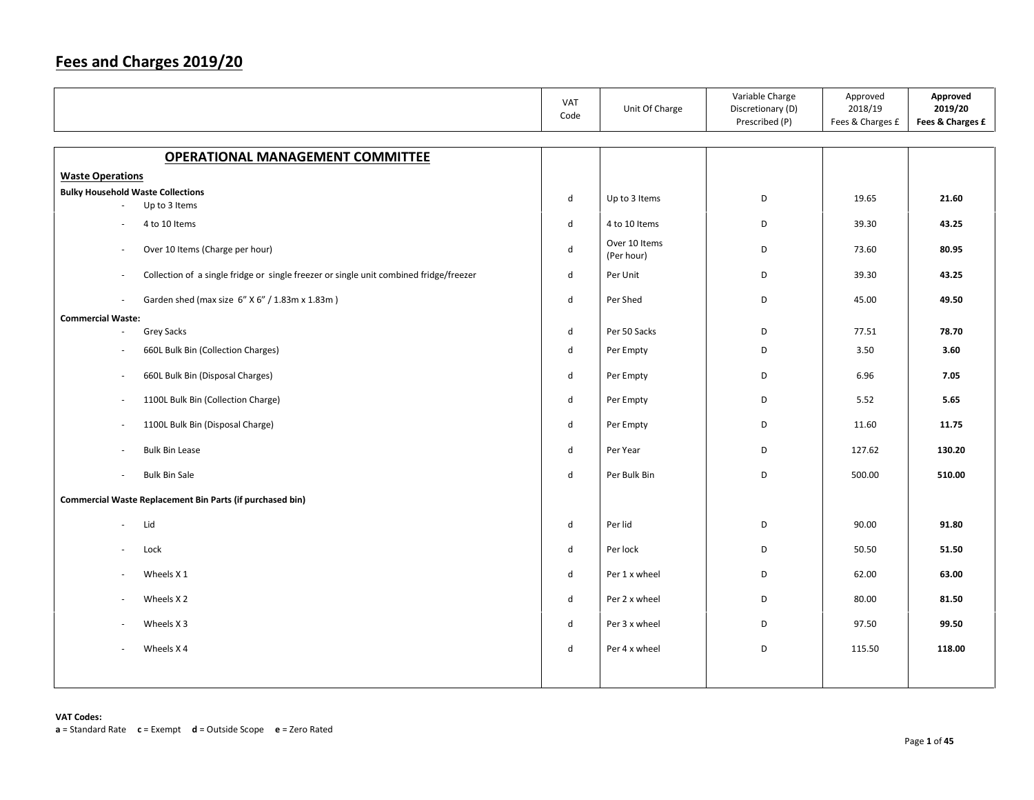# Fees and Charges 2019/20

| | VAT Code | Unit Of Charge | Variable Charge Discretionary (D) Prescribed (P) | Approved 2018/19 Fees & Charges £ | **Approved 2019/20 Fees & Charges £** |
|---|---|---|---|---|---|
| **OPERATIONAL MANAGEMENT COMMITTEE** | | | | | |
| **Waste Operations** | | | | | |
| **Bulky Household Waste Collections** | | | | | |
| - Up to 3 Items | d | Up to 3 Items | D | 19.65 | **21.60** |
| - 4 to 10 Items | d | 4 to 10 Items | D | 39.30 | **43.25** |
| - Over 10 Items (Charge per hour) | d | Over 10 Items (Per hour) | D | 73.60 | **80.95** |
| - Collection of a single fridge or single freezer or single unit combined fridge/freezer | d | Per Unit | D | 39.30 | **43.25** |
| - Garden shed (max size 6" X 6" / 1.83m x 1.83m ) | d | Per Shed | D | 45.00 | **49.50** |
| **Commercial Waste:** | | | | | |
| - Grey Sacks | d | Per 50 Sacks | D | 77.51 | **78.70** |
| - 660L Bulk Bin (Collection Charges) | d | Per Empty | D | 3.50 | **3.60** |
| - 660L Bulk Bin (Disposal Charges) | d | Per Empty | D | 6.96 | **7.05** |
| - 1100L Bulk Bin (Collection Charge) | d | Per Empty | D | 5.52 | **5.65** |
| - 1100L Bulk Bin (Disposal Charge) | d | Per Empty | D | 11.60 | **11.75** |
| - Bulk Bin Lease | d | Per Year | D | 127.62 | **130.20** |
| - Bulk Bin Sale | d | Per Bulk Bin | D | 500.00 | **510.00** |
| **Commercial Waste Replacement Bin Parts (if purchased bin)** | | | | | |
| - Lid | d | Per lid | D | 90.00 | **91.80** |
| - Lock | d | Per lock | D | 50.50 | **51.50** |
| - Wheels X 1 | d | Per 1 x wheel | D | 62.00 | **63.00** |
| - Wheels X 2 | d | Per 2 x wheel | D | 80.00 | **81.50** |
| - Wheels X 3 | d | Per 3 x wheel | D | 97.50 | **99.50** |
| - Wheels X 4 | d | Per 4 x wheel | D | 115.50 | **118.00** |

**VAT Codes:**
**a** = Standard Rate **c** = Exempt **d** = Outside Scope **e** = Zero Rated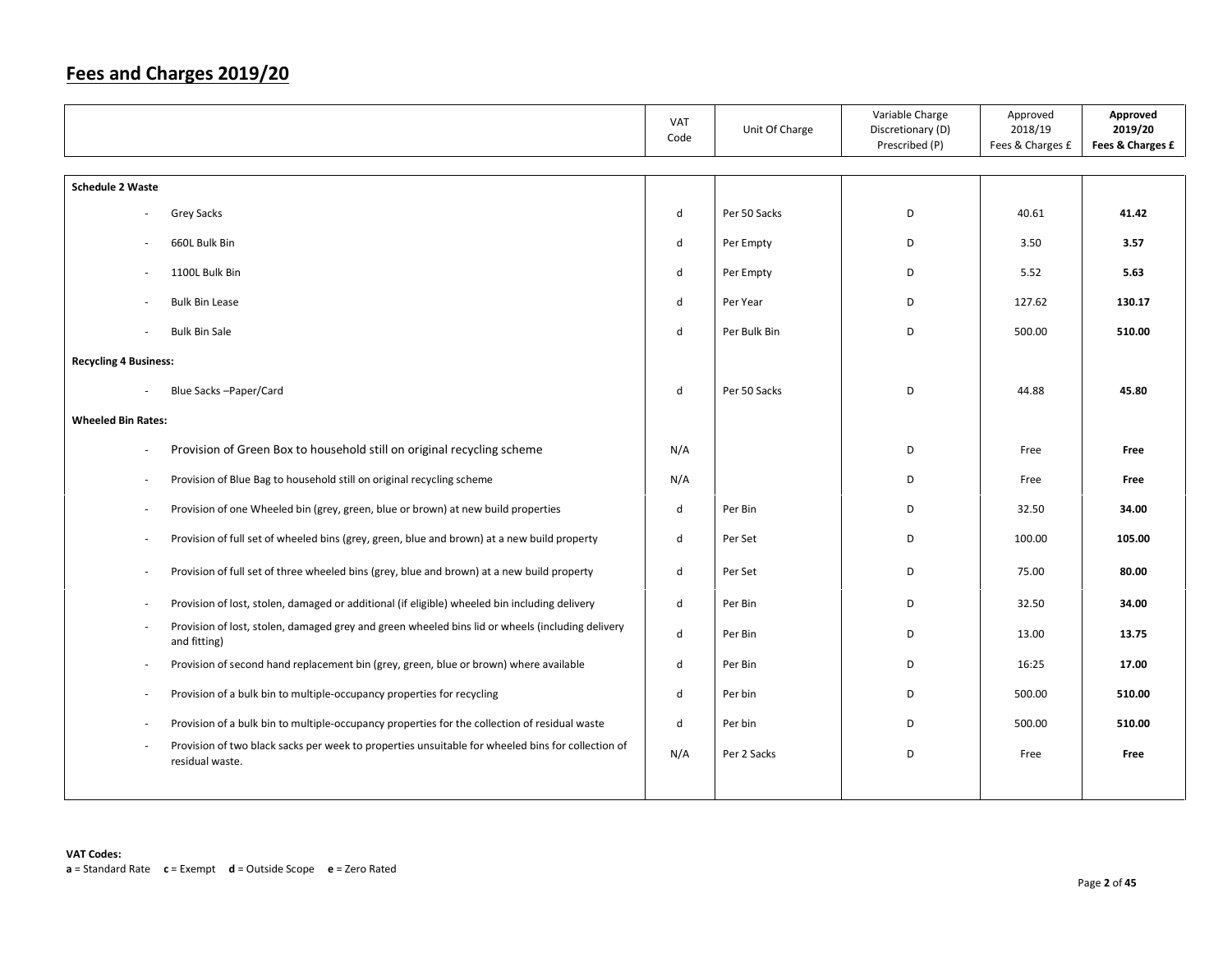# Fees and Charges 2019/20

| | VAT Code | Unit Of Charge | Variable Charge Discretionary (D) Prescribed (P) | Approved 2018/19 Fees & Charges £ | **Approved 2019/20 Fees & Charges £** |
|---|---|---|---|---|---|
| **Schedule 2 Waste** | | | | | |
| - Grey Sacks | d | Per 50 Sacks | D | 40.61 | **41.42** |
| - 660L Bulk Bin | d | Per Empty | D | 3.50 | **3.57** |
| - 1100L Bulk Bin | d | Per Empty | D | 5.52 | **5.63** |
| - Bulk Bin Lease | d | Per Year | D | 127.62 | **130.17** |
| - Bulk Bin Sale | d | Per Bulk Bin | D | 500.00 | **510.00** |
| **Recycling 4 Business:** | | | | | |
| - Blue Sacks –Paper/Card | d | Per 50 Sacks | D | 44.88 | **45.80** |
| **Wheeled Bin Rates:** | | | | | |
| - Provision of Green Box to household still on original recycling scheme | N/A | | D | Free | **Free** |
| - Provision of Blue Bag to household still on original recycling scheme | N/A | | D | Free | **Free** |
| - Provision of one Wheeled bin (grey, green, blue or brown) at new build properties | d | Per Bin | D | 32.50 | **34.00** |
| - Provision of full set of wheeled bins (grey, green, blue and brown) at a new build property | d | Per Set | D | 100.00 | **105.00** |
| - Provision of full set of three wheeled bins (grey, blue and brown) at a new build property | d | Per Set | D | 75.00 | **80.00** |
| - Provision of lost, stolen, damaged or additional (if eligible) wheeled bin including delivery | d | Per Bin | D | 32.50 | **34.00** |
| - Provision of lost, stolen, damaged grey and green wheeled bins lid or wheels (including delivery and fitting) | d | Per Bin | D | 13.00 | **13.75** |
| - Provision of second hand replacement bin (grey, green, blue or brown) where available | d | Per Bin | D | 16:25 | **17.00** |
| - Provision of a bulk bin to multiple-occupancy properties for recycling | d | Per bin | D | 500.00 | **510.00** |
| - Provision of a bulk bin to multiple-occupancy properties for the collection of residual waste | d | Per bin | D | 500.00 | **510.00** |
| - Provision of two black sacks per week to properties unsuitable for wheeled bins for collection of residual waste. | N/A | Per 2 Sacks | D | Free | **Free** |

**VAT Codes:**
**a** = Standard Rate **c** = Exempt **d** = Outside Scope **e** = Zero Rated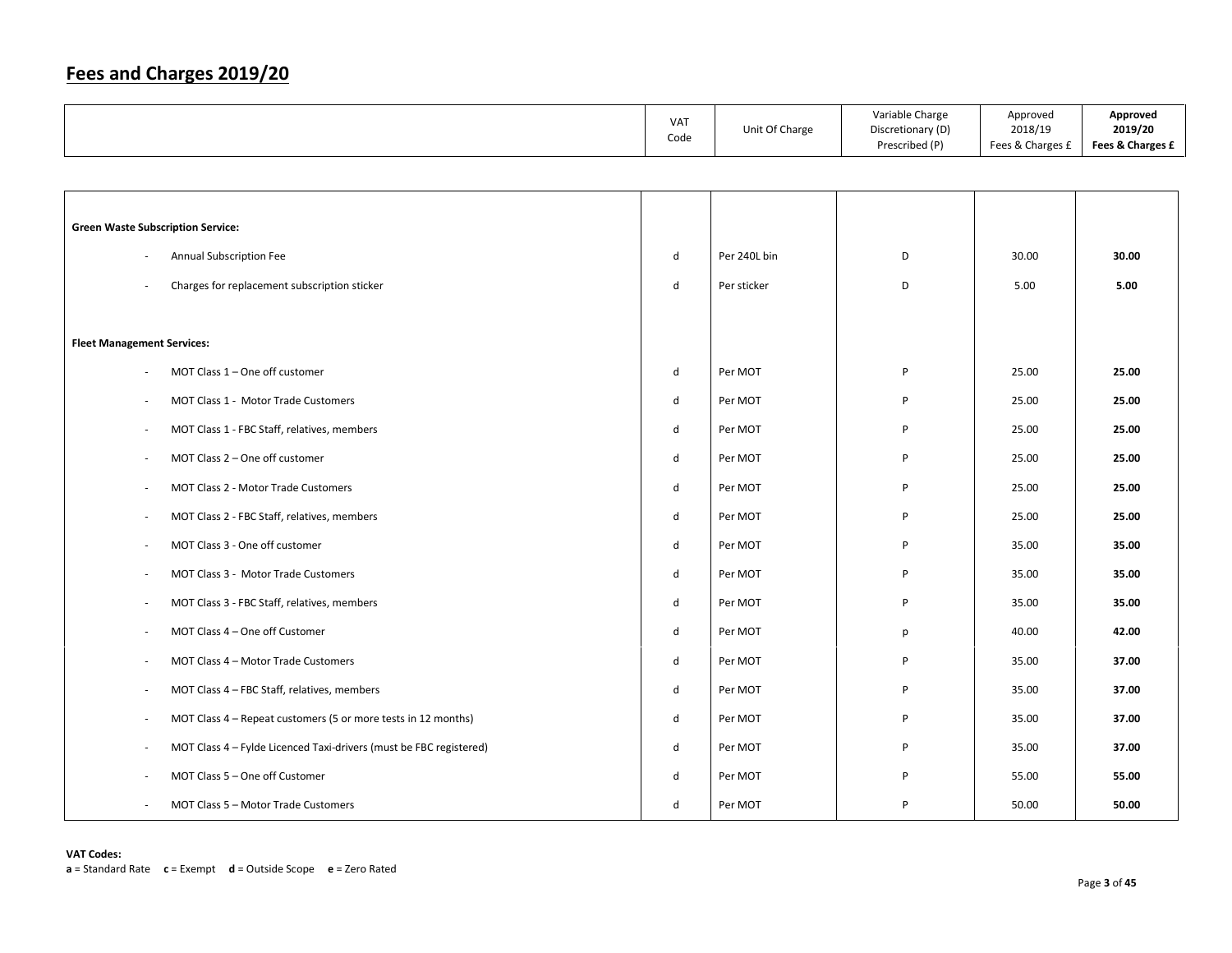# Fees and Charges 2019/20

| | VAT Code | Unit Of Charge | Variable Charge Discretionary (D) Prescribed (P) | Approved 2018/19 Fees & Charges £ | **Approved 2019/20 Fees & Charges £** |
|---|---|---|---|---|---|
| **Green Waste Subscription Service:** | | | | | |
| - Annual Subscription Fee | d | Per 240L bin | D | 30.00 | **30.00** |
| - Charges for replacement subscription sticker | d | Per sticker | D | 5.00 | **5.00** |
| **Fleet Management Services:** | | | | | |
| - MOT Class 1 – One off customer | d | Per MOT | P | 25.00 | **25.00** |
| - MOT Class 1 - Motor Trade Customers | d | Per MOT | P | 25.00 | **25.00** |
| - MOT Class 1 - FBC Staff, relatives, members | d | Per MOT | P | 25.00 | **25.00** |
| - MOT Class 2 – One off customer | d | Per MOT | P | 25.00 | **25.00** |
| - MOT Class 2 - Motor Trade Customers | d | Per MOT | P | 25.00 | **25.00** |
| - MOT Class 2 - FBC Staff, relatives, members | d | Per MOT | P | 25.00 | **25.00** |
| - MOT Class 3 - One off customer | d | Per MOT | P | 35.00 | **35.00** |
| - MOT Class 3 - Motor Trade Customers | d | Per MOT | P | 35.00 | **35.00** |
| - MOT Class 3 - FBC Staff, relatives, members | d | Per MOT | P | 35.00 | **35.00** |
| - MOT Class 4 – One off Customer | d | Per MOT | p | 40.00 | **42.00** |
| - MOT Class 4 – Motor Trade Customers | d | Per MOT | P | 35.00 | **37.00** |
| - MOT Class 4 – FBC Staff, relatives, members | d | Per MOT | P | 35.00 | **37.00** |
| - MOT Class 4 – Repeat customers (5 or more tests in 12 months) | d | Per MOT | P | 35.00 | **37.00** |
| - MOT Class 4 – Fylde Licenced Taxi-drivers (must be FBC registered) | d | Per MOT | P | 35.00 | **37.00** |
| - MOT Class 5 – One off Customer | d | Per MOT | P | 55.00 | **55.00** |
| - MOT Class 5 – Motor Trade Customers | d | Per MOT | P | 50.00 | **50.00** |

**VAT Codes:**
**a** = Standard Rate **c** = Exempt **d** = Outside Scope **e** = Zero Rated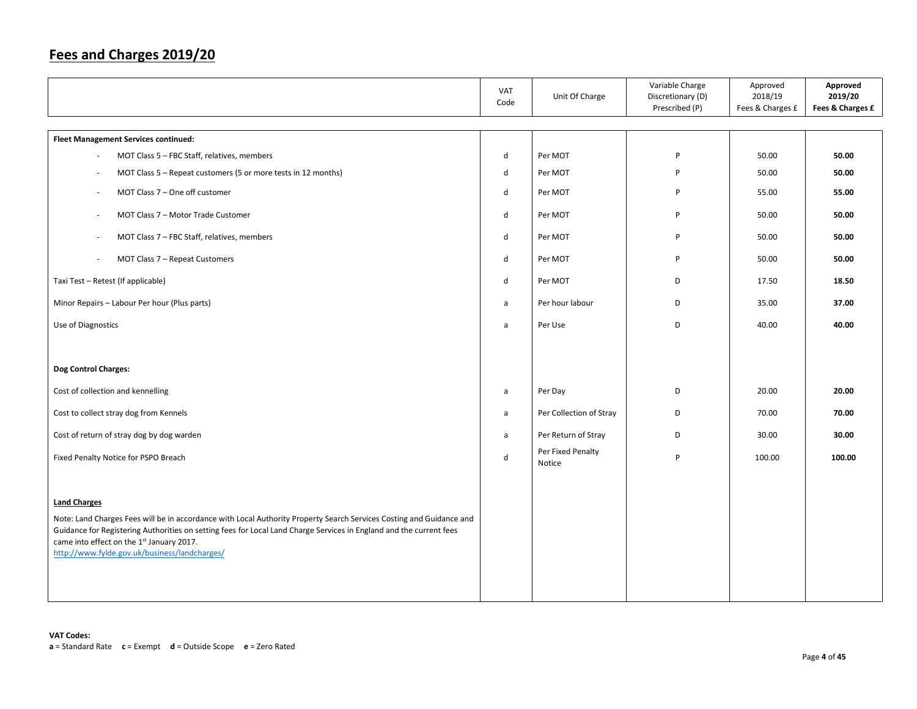# Fees and Charges 2019/20

|  | VAT Code | Unit Of Charge | Variable Charge Discretionary (D) Prescribed (P) | Approved 2018/19 Fees & Charges £ | **Approved 2019/20 Fees & Charges £** |
|---|---|---|---|---|---|
| **Fleet Management Services continued:** | | | | | |
| - MOT Class 5 – FBC Staff, relatives, members | d | Per MOT | P | 50.00 | **50.00** |
| - MOT Class 5 – Repeat customers (5 or more tests in 12 months) | d | Per MOT | P | 50.00 | **50.00** |
| - MOT Class 7 – One off customer | d | Per MOT | P | 55.00 | **55.00** |
| - MOT Class 7 – Motor Trade Customer | d | Per MOT | P | 50.00 | **50.00** |
| - MOT Class 7 – FBC Staff, relatives, members | d | Per MOT | P | 50.00 | **50.00** |
| - MOT Class 7 – Repeat Customers | d | Per MOT | P | 50.00 | **50.00** |
| Taxi Test – Retest (If applicable) | d | Per MOT | D | 17.50 | **18.50** |
| Minor Repairs – Labour Per hour (Plus parts) | a | Per hour labour | D | 35.00 | **37.00** |
| Use of Diagnostics | a | Per Use | D | 40.00 | **40.00** |
| **Dog Control Charges:** | | | | | |
| Cost of collection and kennelling | a | Per Day | D | 20.00 | **20.00** |
| Cost to collect stray dog from Kennels | a | Per Collection of Stray | D | 70.00 | **70.00** |
| Cost of return of stray dog by dog warden | a | Per Return of Stray | D | 30.00 | **30.00** |
| Fixed Penalty Notice for PSPO Breach | d | Per Fixed Penalty Notice | P | 100.00 | **100.00** |
| **Land Charges** | | | | | |
| Note: Land Charges Fees will be in accordance with Local Authority Property Search Services Costing and Guidance and Guidance for Registering Authorities on setting fees for Local Land Charge Services in England and the current fees came into effect on the 1st January 2017. http://www.fylde.gov.uk/business/landcharges/ | | | | | |

**VAT Codes:**
**a** = Standard Rate **c** = Exempt **d** = Outside Scope **e** = Zero Rated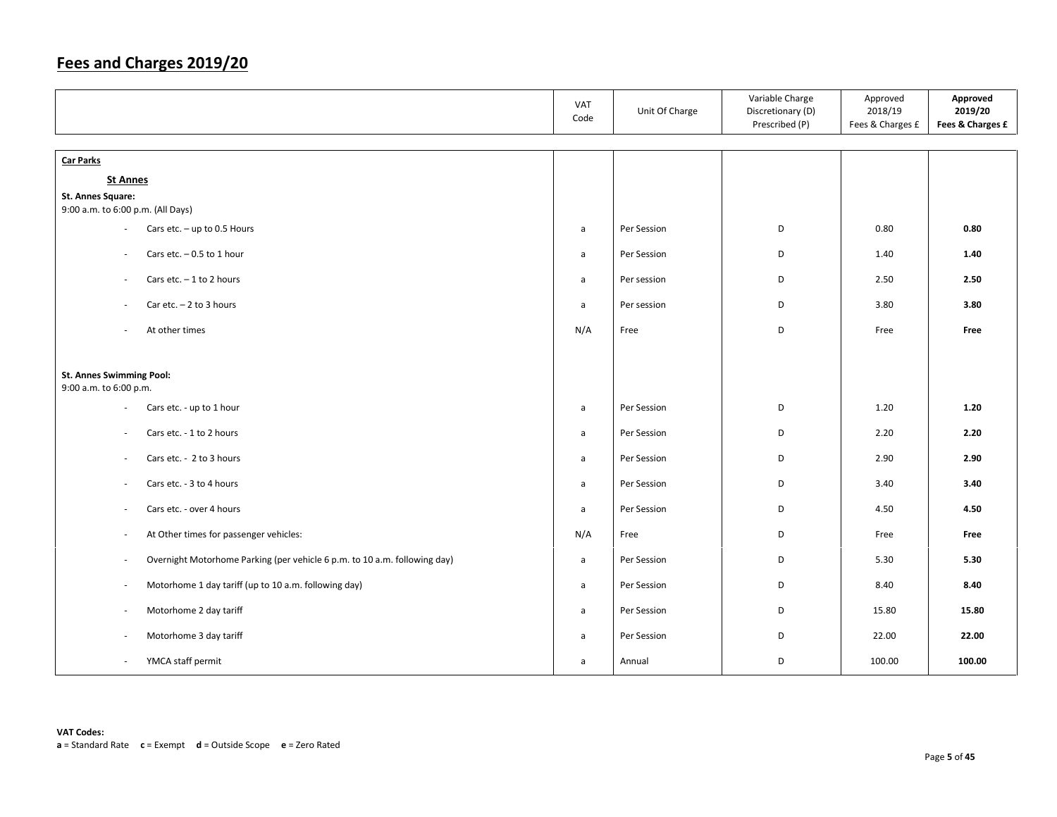# Fees and Charges 2019/20

| | VAT Code | Unit Of Charge | Variable Charge Discretionary (D) Prescribed (P) | Approved 2018/19 Fees & Charges £ | **Approved 2019/20 Fees & Charges £** |
|---|---|---|---|---|---|
| **Car Parks** | | | | | |
| **St Annes** | | | | | |
| **St. Annes Square:** 9:00 a.m. to 6:00 p.m. (All Days) | | | | | |
| - Cars etc. – up to 0.5 Hours | a | Per Session | D | 0.80 | **0.80** |
| - Cars etc. – 0.5 to 1 hour | a | Per Session | D | 1.40 | **1.40** |
| - Cars etc. – 1 to 2 hours | a | Per session | D | 2.50 | **2.50** |
| - Car etc. – 2 to 3 hours | a | Per session | D | 3.80 | **3.80** |
| - At other times | N/A | Free | D | Free | **Free** |
| **St. Annes Swimming Pool:** 9:00 a.m. to 6:00 p.m. | | | | | |
| - Cars etc. - up to 1 hour | a | Per Session | D | 1.20 | **1.20** |
| - Cars etc. - 1 to 2 hours | a | Per Session | D | 2.20 | **2.20** |
| - Cars etc. - 2 to 3 hours | a | Per Session | D | 2.90 | **2.90** |
| - Cars etc. - 3 to 4 hours | a | Per Session | D | 3.40 | **3.40** |
| - Cars etc. - over 4 hours | a | Per Session | D | 4.50 | **4.50** |
| - At Other times for passenger vehicles: | N/A | Free | D | Free | **Free** |
| - Overnight Motorhome Parking (per vehicle 6 p.m. to 10 a.m. following day) | a | Per Session | D | 5.30 | **5.30** |
| - Motorhome 1 day tariff (up to 10 a.m. following day) | a | Per Session | D | 8.40 | **8.40** |
| - Motorhome 2 day tariff | a | Per Session | D | 15.80 | **15.80** |
| - Motorhome 3 day tariff | a | Per Session | D | 22.00 | **22.00** |
| - YMCA staff permit | a | Annual | D | 100.00 | **100.00** |

**VAT Codes:**
**a** = Standard Rate **c** = Exempt **d** = Outside Scope **e** = Zero Rated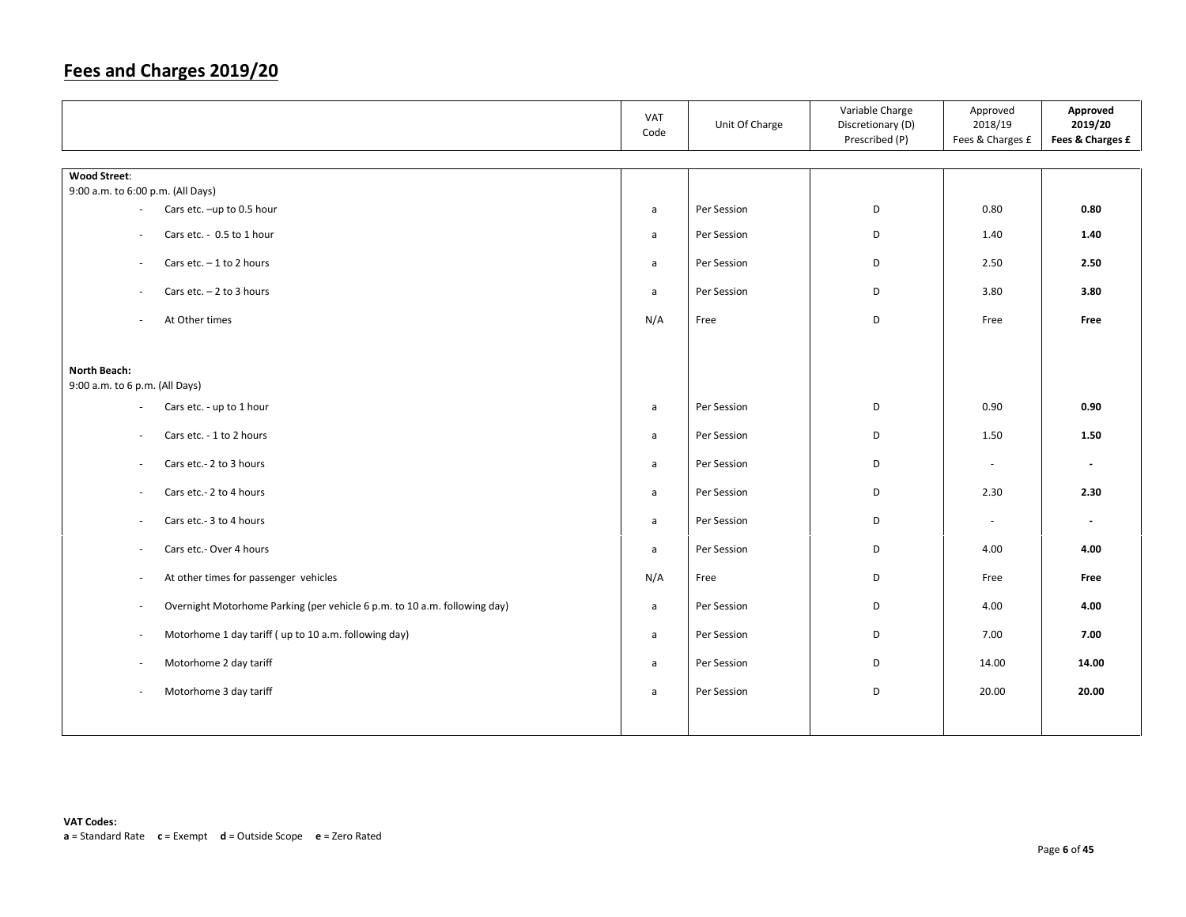## Fees and Charges 2019/20

| | VAT Code | Unit Of Charge | Variable Charge Discretionary (D) Prescribed (P) | Approved 2018/19 Fees & Charges £ | **Approved 2019/20 Fees & Charges £** |
|---|---|---|---|---|---|
| **Wood Street**: | | | | | |
| 9:00 a.m. to 6:00 p.m. (All Days) | | | | | |
| - Cars etc. –up to 0.5 hour | a | Per Session | D | 0.80 | **0.80** |
| - Cars etc. - 0.5 to 1 hour | a | Per Session | D | 1.40 | **1.40** |
| - Cars etc. – 1 to 2 hours | a | Per Session | D | 2.50 | **2.50** |
| - Cars etc. – 2 to 3 hours | a | Per Session | D | 3.80 | **3.80** |
| - At Other times | N/A | Free | D | Free | **Free** |
| **North Beach:** | | | | | |
| 9:00 a.m. to 6 p.m. (All Days) | | | | | |
| - Cars etc. - up to 1 hour | a | Per Session | D | 0.90 | **0.90** |
| - Cars etc. - 1 to 2 hours | a | Per Session | D | 1.50 | **1.50** |
| - Cars etc.- 2 to 3 hours | a | Per Session | D | - | **-** |
| - Cars etc.- 2 to 4 hours | a | Per Session | D | 2.30 | **2.30** |
| - Cars etc.- 3 to 4 hours | a | Per Session | D | - | **-** |
| - Cars etc.- Over 4 hours | a | Per Session | D | 4.00 | **4.00** |
| - At other times for passenger vehicles | N/A | Free | D | Free | **Free** |
| - Overnight Motorhome Parking (per vehicle 6 p.m. to 10 a.m. following day) | a | Per Session | D | 4.00 | **4.00** |
| - Motorhome 1 day tariff ( up to 10 a.m. following day) | a | Per Session | D | 7.00 | **7.00** |
| - Motorhome 2 day tariff | a | Per Session | D | 14.00 | **14.00** |
| - Motorhome 3 day tariff | a | Per Session | D | 20.00 | **20.00** |

**VAT Codes:**
**a** = Standard Rate **c** = Exempt **d** = Outside Scope **e** = Zero Rated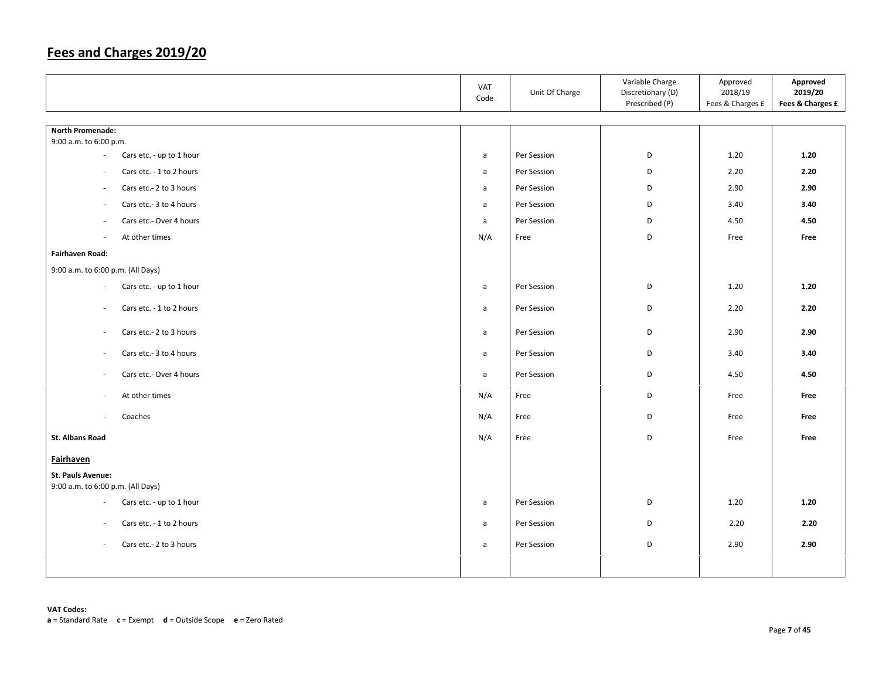## Fees and Charges 2019/20

| | VAT Code | Unit Of Charge | Variable Charge Discretionary (D) Prescribed (P) | Approved 2018/19 Fees & Charges £ | **Approved 2019/20 Fees & Charges £** |
|---|---|---|---|---|---|
| **North Promenade:** | | | | | |
| 9:00 a.m. to 6:00 p.m. | | | | | |
| - Cars etc. - up to 1 hour | a | Per Session | D | 1.20 | **1.20** |
| - Cars etc. - 1 to 2 hours | a | Per Session | D | 2.20 | **2.20** |
| - Cars etc.- 2 to 3 hours | a | Per Session | D | 2.90 | **2.90** |
| - Cars etc.- 3 to 4 hours | a | Per Session | D | 3.40 | **3.40** |
| - Cars etc.- Over 4 hours | a | Per Session | D | 4.50 | **4.50** |
| - At other times | N/A | Free | D | Free | **Free** |
| **Fairhaven Road:** | | | | | |
| 9:00 a.m. to 6:00 p.m. (All Days) | | | | | |
| - Cars etc. - up to 1 hour | a | Per Session | D | 1.20 | **1.20** |
| - Cars etc. - 1 to 2 hours | a | Per Session | D | 2.20 | **2.20** |
| - Cars etc.- 2 to 3 hours | a | Per Session | D | 2.90 | **2.90** |
| - Cars etc.- 3 to 4 hours | a | Per Session | D | 3.40 | **3.40** |
| - Cars etc.- Over 4 hours | a | Per Session | D | 4.50 | **4.50** |
| - At other times | N/A | Free | D | Free | **Free** |
| - Coaches | N/A | Free | D | Free | **Free** |
| **St. Albans Road** | N/A | Free | D | Free | **Free** |
| **Fairhaven** | | | | | |
| **St. Pauls Avenue:** | | | | | |
| 9:00 a.m. to 6:00 p.m. (All Days) | | | | | |
| - Cars etc. - up to 1 hour | a | Per Session | D | 1.20 | **1.20** |
| - Cars etc. - 1 to 2 hours | a | Per Session | D | 2.20 | **2.20** |
| - Cars etc.- 2 to 3 hours | a | Per Session | D | 2.90 | **2.90** |

**VAT Codes:**
**a** = Standard Rate **c** = Exempt **d** = Outside Scope **e** = Zero Rated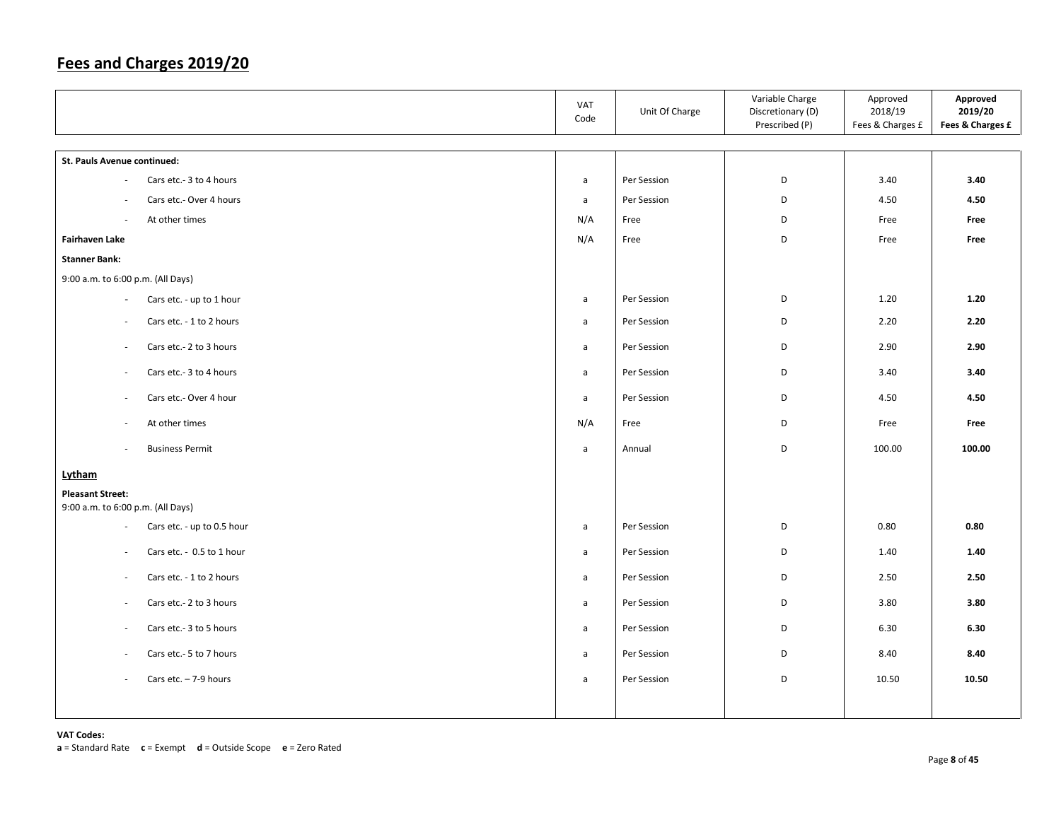## Fees and Charges 2019/20

| | VAT Code | Unit Of Charge | Variable Charge Discretionary (D) Prescribed (P) | Approved 2018/19 Fees & Charges £ | **Approved 2019/20 Fees & Charges £** |
|---|---|---|---|---|---|
| **St. Pauls Avenue continued:** | | | | | |
| - Cars etc.- 3 to 4 hours | a | Per Session | D | 3.40 | **3.40** |
| - Cars etc.- Over 4 hours | a | Per Session | D | 4.50 | **4.50** |
| - At other times | N/A | Free | D | Free | **Free** |
| **Fairhaven Lake** | N/A | Free | D | Free | **Free** |
| **Stanner Bank:** | | | | | |
| 9:00 a.m. to 6:00 p.m. (All Days) | | | | | |
| - Cars etc. - up to 1 hour | a | Per Session | D | 1.20 | **1.20** |
| - Cars etc. - 1 to 2 hours | a | Per Session | D | 2.20 | **2.20** |
| - Cars etc.- 2 to 3 hours | a | Per Session | D | 2.90 | **2.90** |
| - Cars etc.- 3 to 4 hours | a | Per Session | D | 3.40 | **3.40** |
| - Cars etc.- Over 4 hour | a | Per Session | D | 4.50 | **4.50** |
| - At other times | N/A | Free | D | Free | **Free** |
| - Business Permit | a | Annual | D | 100.00 | **100.00** |
| **Lytham** | | | | | |
| **Pleasant Street:** 9:00 a.m. to 6:00 p.m. (All Days) | | | | | |
| - Cars etc. - up to 0.5 hour | a | Per Session | D | 0.80 | **0.80** |
| - Cars etc. - 0.5 to 1 hour | a | Per Session | D | 1.40 | **1.40** |
| - Cars etc. - 1 to 2 hours | a | Per Session | D | 2.50 | **2.50** |
| - Cars etc.- 2 to 3 hours | a | Per Session | D | 3.80 | **3.80** |
| - Cars etc.- 3 to 5 hours | a | Per Session | D | 6.30 | **6.30** |
| - Cars etc.- 5 to 7 hours | a | Per Session | D | 8.40 | **8.40** |
| - Cars etc. – 7-9 hours | a | Per Session | D | 10.50 | **10.50** |

**VAT Codes:**
**a** = Standard Rate **c** = Exempt **d** = Outside Scope **e** = Zero Rated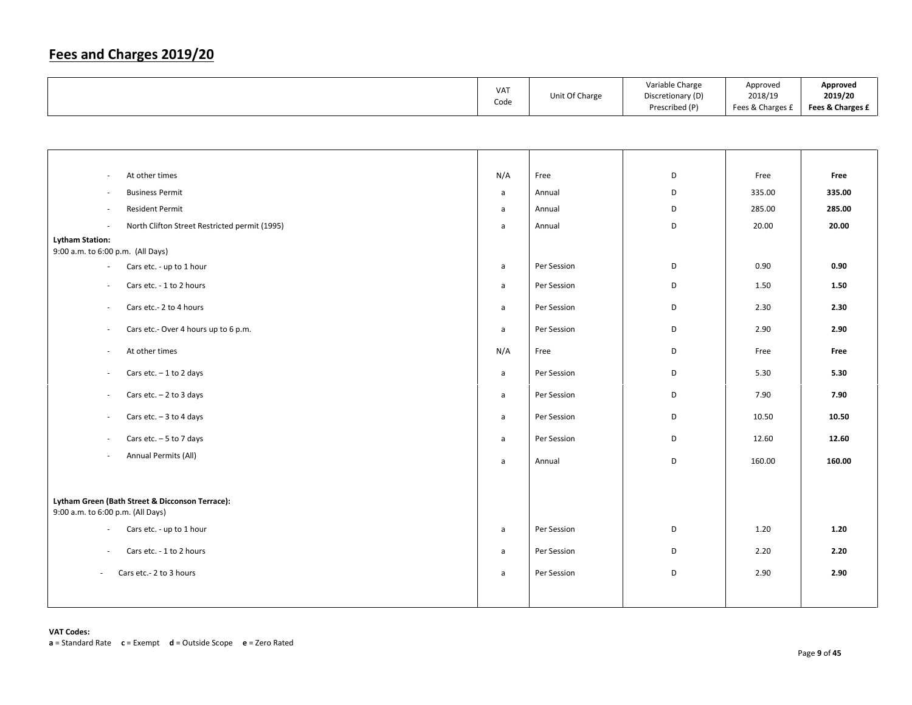## Fees and Charges 2019/20

| | VAT Code | Unit Of Charge | Variable Charge Discretionary (D) Prescribed (P) | Approved 2018/19 Fees & Charges £ | **Approved 2019/20 Fees & Charges £** |
|---|---|---|---|---|---|
| - At other times | N/A | Free | D | Free | **Free** |
| - Business Permit | a | Annual | D | 335.00 | **335.00** |
| - Resident Permit | a | Annual | D | 285.00 | **285.00** |
| - North Clifton Street Restricted permit (1995) | a | Annual | D | 20.00 | **20.00** |
| **Lytham Station:** 9:00 a.m. to 6:00 p.m. (All Days) | | | | | |
| - Cars etc. - up to 1 hour | a | Per Session | D | 0.90 | **0.90** |
| - Cars etc. - 1 to 2 hours | a | Per Session | D | 1.50 | **1.50** |
| - Cars etc.- 2 to 4 hours | a | Per Session | D | 2.30 | **2.30** |
| - Cars etc.- Over 4 hours up to 6 p.m. | a | Per Session | D | 2.90 | **2.90** |
| - At other times | N/A | Free | D | Free | **Free** |
| - Cars etc. – 1 to 2 days | a | Per Session | D | 5.30 | **5.30** |
| - Cars etc. – 2 to 3 days | a | Per Session | D | 7.90 | **7.90** |
| - Cars etc. – 3 to 4 days | a | Per Session | D | 10.50 | **10.50** |
| - Cars etc. – 5 to 7 days | a | Per Session | D | 12.60 | **12.60** |
| - Annual Permits (All) | a | Annual | D | 160.00 | **160.00** |
| **Lytham Green (Bath Street & Dicconson Terrace):** 9:00 a.m. to 6:00 p.m. (All Days) | | | | | |
| - Cars etc. - up to 1 hour | a | Per Session | D | 1.20 | **1.20** |
| - Cars etc. - 1 to 2 hours | a | Per Session | D | 2.20 | **2.20** |
| - Cars etc.- 2 to 3 hours | a | Per Session | D | 2.90 | **2.90** |

**VAT Codes:**
**a** = Standard Rate **c** = Exempt **d** = Outside Scope **e** = Zero Rated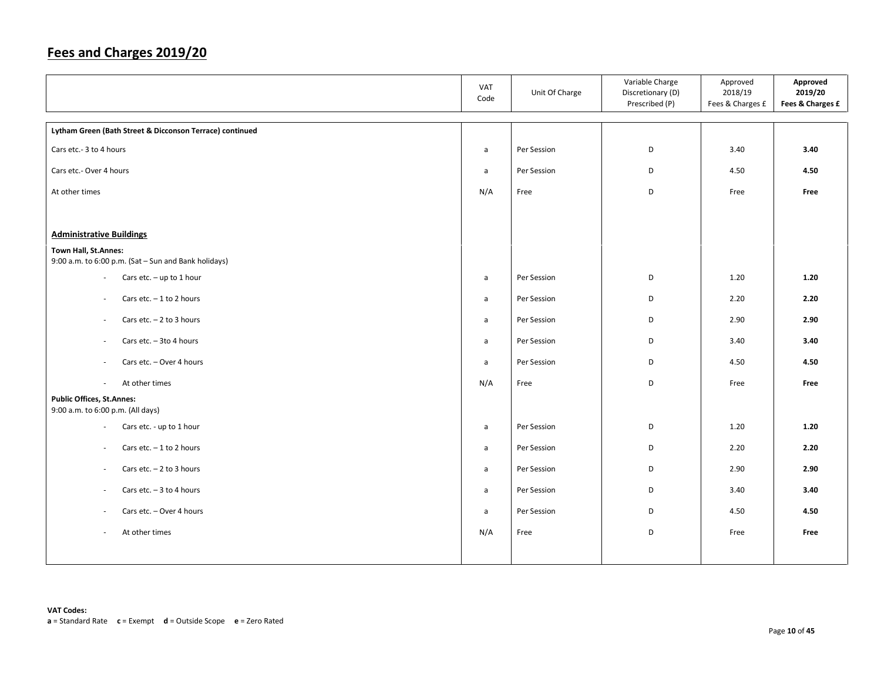# Fees and Charges 2019/20

| | VAT Code | Unit Of Charge | Variable Charge Discretionary (D) Prescribed (P) | Approved 2018/19 Fees & Charges £ | **Approved 2019/20 Fees & Charges £** |
|---|---|---|---|---|---|
| **Lytham Green (Bath Street & Dicconson Terrace) continued** | | | | | |
| Cars etc.- 3 to 4 hours | a | Per Session | D | 3.40 | **3.40** |
| Cars etc.- Over 4 hours | a | Per Session | D | 4.50 | **4.50** |
| At other times | N/A | Free | D | Free | **Free** |
| **Administrative Buildings** | | | | | |
| **Town Hall, St.Annes:** 9:00 a.m. to 6:00 p.m. (Sat – Sun and Bank holidays) | | | | | |
| - Cars etc. – up to 1 hour | a | Per Session | D | 1.20 | **1.20** |
| - Cars etc. – 1 to 2 hours | a | Per Session | D | 2.20 | **2.20** |
| - Cars etc. – 2 to 3 hours | a | Per Session | D | 2.90 | **2.90** |
| - Cars etc. – 3to 4 hours | a | Per Session | D | 3.40 | **3.40** |
| - Cars etc. – Over 4 hours | a | Per Session | D | 4.50 | **4.50** |
| - At other times | N/A | Free | D | Free | **Free** |
| **Public Offices, St.Annes:** 9:00 a.m. to 6:00 p.m. (All days) | | | | | |
| - Cars etc. - up to 1 hour | a | Per Session | D | 1.20 | **1.20** |
| - Cars etc. – 1 to 2 hours | a | Per Session | D | 2.20 | **2.20** |
| - Cars etc. – 2 to 3 hours | a | Per Session | D | 2.90 | **2.90** |
| - Cars etc. – 3 to 4 hours | a | Per Session | D | 3.40 | **3.40** |
| - Cars etc. – Over 4 hours | a | Per Session | D | 4.50 | **4.50** |
| - At other times | N/A | Free | D | Free | **Free** |

**VAT Codes:**
**a** = Standard Rate **c** = Exempt **d** = Outside Scope **e** = Zero Rated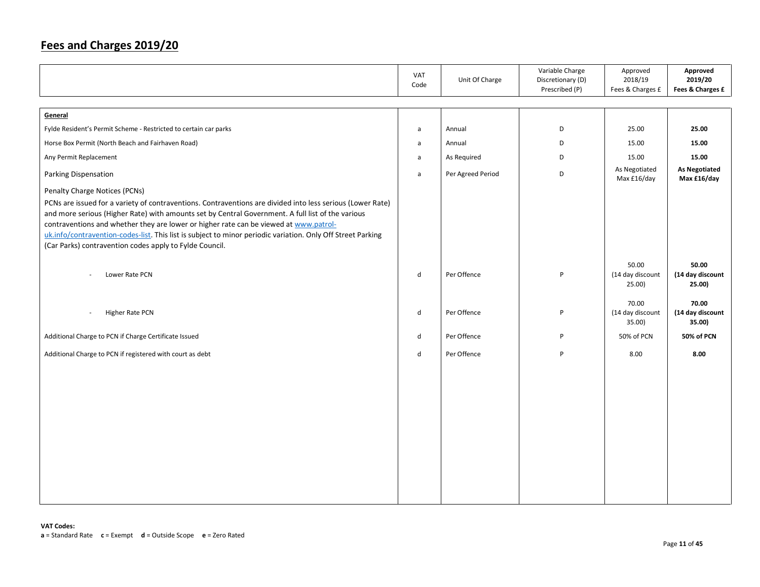# Fees and Charges 2019/20

| | VAT Code | Unit Of Charge | Variable Charge Discretionary (D) Prescribed (P) | Approved 2018/19 Fees & Charges £ | **Approved 2019/20 Fees & Charges £** |
|---|---|---|---|---|---|
| **General** | | | | | |
| Fylde Resident's Permit Scheme - Restricted to certain car parks | a | Annual | D | 25.00 | **25.00** |
| Horse Box Permit (North Beach and Fairhaven Road) | a | Annual | D | 15.00 | **15.00** |
| Any Permit Replacement | a | As Required | D | 15.00 | **15.00** |
| Parking Dispensation | a | Per Agreed Period | D | As Negotiated Max £16/day | **As Negotiated Max £16/day** |
| Penalty Charge Notices (PCNs) PCNs are issued for a variety of contraventions. Contraventions are divided into less serious (Lower Rate) and more serious (Higher Rate) with amounts set by Central Government. A full list of the various contraventions and whether they are lower or higher rate can be viewed at [www.patrol-uk.info/contravention-codes-list](www.patrol-uk.info/contravention-codes-list). This list is subject to minor periodic variation. Only Off Street Parking (Car Parks) contravention codes apply to Fylde Council. | | | | | |
| - Lower Rate PCN | d | Per Offence | P | 50.00 (14 day discount 25.00) | **50.00 (14 day discount 25.00)** |
| - Higher Rate PCN | d | Per Offence | P | 70.00 (14 day discount 35.00) | **70.00 (14 day discount 35.00)** |
| Additional Charge to PCN if Charge Certificate Issued | d | Per Offence | P | 50% of PCN | **50% of PCN** |
| Additional Charge to PCN if registered with court as debt | d | Per Offence | P | 8.00 | **8.00** |

**VAT Codes:**
**a** = Standard Rate **c** = Exempt **d** = Outside Scope **e** = Zero Rated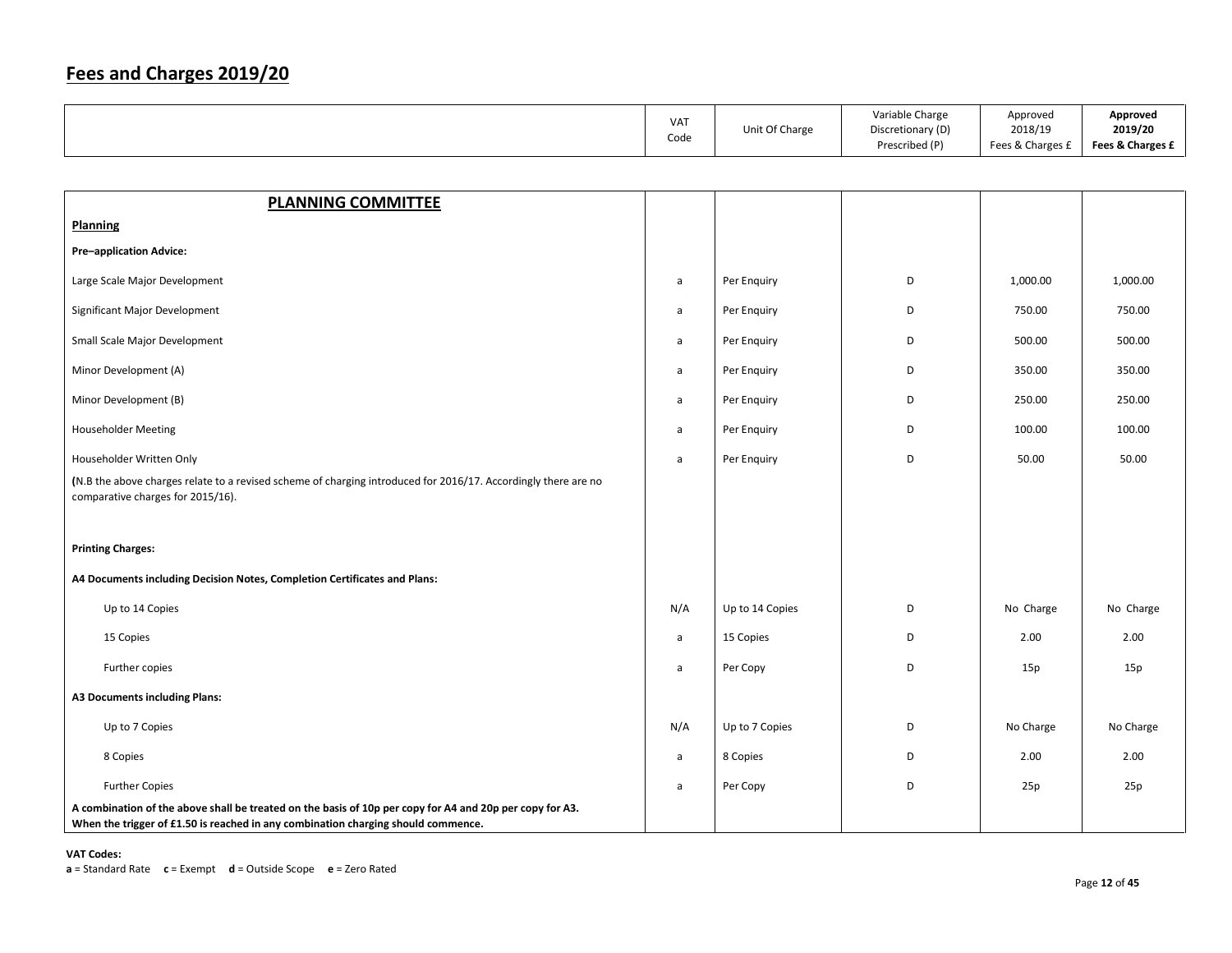# Fees and Charges 2019/20

| | VAT Code | Unit Of Charge | Variable Charge Discretionary (D) Prescribed (P) | Approved 2018/19 Fees & Charges £ | **Approved 2019/20 Fees & Charges £** |
|---|---|---|---|---|---|
| **PLANNING COMMITTEE** | | | | | |
| **Planning** | | | | | |
| **Pre–application Advice:** | | | | | |
| Large Scale Major Development | a | Per Enquiry | D | 1,000.00 | 1,000.00 |
| Significant Major Development | a | Per Enquiry | D | 750.00 | 750.00 |
| Small Scale Major Development | a | Per Enquiry | D | 500.00 | 500.00 |
| Minor Development (A) | a | Per Enquiry | D | 350.00 | 350.00 |
| Minor Development (B) | a | Per Enquiry | D | 250.00 | 250.00 |
| Householder Meeting | a | Per Enquiry | D | 100.00 | 100.00 |
| Householder Written Only | a | Per Enquiry | D | 50.00 | 50.00 |
| **(**N.B the above charges relate to a revised scheme of charging introduced for 2016/17. Accordingly there are no comparative charges for 2015/16). | | | | | |
| **Printing Charges:** | | | | | |
| **A4 Documents including Decision Notes, Completion Certificates and Plans:** | | | | | |
| Up to 14 Copies | N/A | Up to 14 Copies | D | No Charge | No Charge |
| 15 Copies | a | 15 Copies | D | 2.00 | 2.00 |
| Further copies | a | Per Copy | D | 15p | 15p |
| **A3 Documents including Plans:** | | | | | |
| Up to 7 Copies | N/A | Up to 7 Copies | D | No Charge | No Charge |
| 8 Copies | a | 8 Copies | D | 2.00 | 2.00 |
| Further Copies | a | Per Copy | D | 25p | 25p |
| **A combination of the above shall be treated on the basis of 10p per copy for A4 and 20p per copy for A3. When the trigger of £1.50 is reached in any combination charging should commence.** | | | | | |

**VAT Codes:**
**a** = Standard Rate **c** = Exempt **d** = Outside Scope **e** = Zero Rated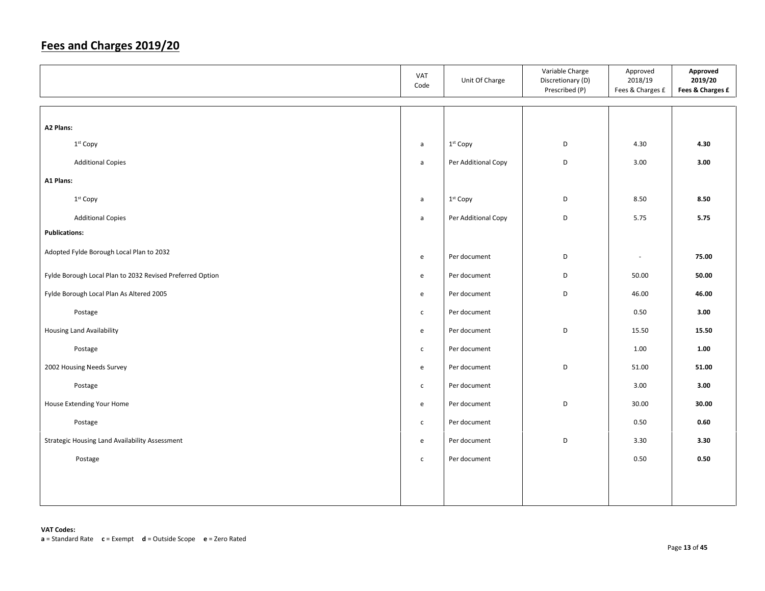## Fees and Charges 2019/20

| | VAT Code | Unit Of Charge | Variable Charge Discretionary (D) Prescribed (P) | Approved 2018/19 Fees & Charges £ | **Approved 2019/20 Fees & Charges £** |
|---|---|---|---|---|---|
| **A2 Plans:** | | | | | |
| 1st Copy | a | 1st Copy | D | 4.30 | **4.30** |
| Additional Copies | a | Per Additional Copy | D | 3.00 | **3.00** |
| **A1 Plans:** | | | | | |
| 1st Copy | a | 1st Copy | D | 8.50 | **8.50** |
| Additional Copies | a | Per Additional Copy | D | 5.75 | **5.75** |
| **Publications:** | | | | | |
| Adopted Fylde Borough Local Plan to 2032 | e | Per document | D | - | **75.00** |
| Fylde Borough Local Plan to 2032 Revised Preferred Option | e | Per document | D | 50.00 | **50.00** |
| Fylde Borough Local Plan As Altered 2005 | e | Per document | D | 46.00 | **46.00** |
| Postage | c | Per document | | 0.50 | **3.00** |
| Housing Land Availability | e | Per document | D | 15.50 | **15.50** |
| Postage | c | Per document | | 1.00 | **1.00** |
| 2002 Housing Needs Survey | e | Per document | D | 51.00 | **51.00** |
| Postage | c | Per document | | 3.00 | **3.00** |
| House Extending Your Home | e | Per document | D | 30.00 | **30.00** |
| Postage | c | Per document | | 0.50 | **0.60** |
| Strategic Housing Land Availability Assessment | e | Per document | D | 3.30 | **3.30** |
| Postage | c | Per document | | 0.50 | **0.50** |

**VAT Codes:**
**a** = Standard Rate **c** = Exempt **d** = Outside Scope **e** = Zero Rated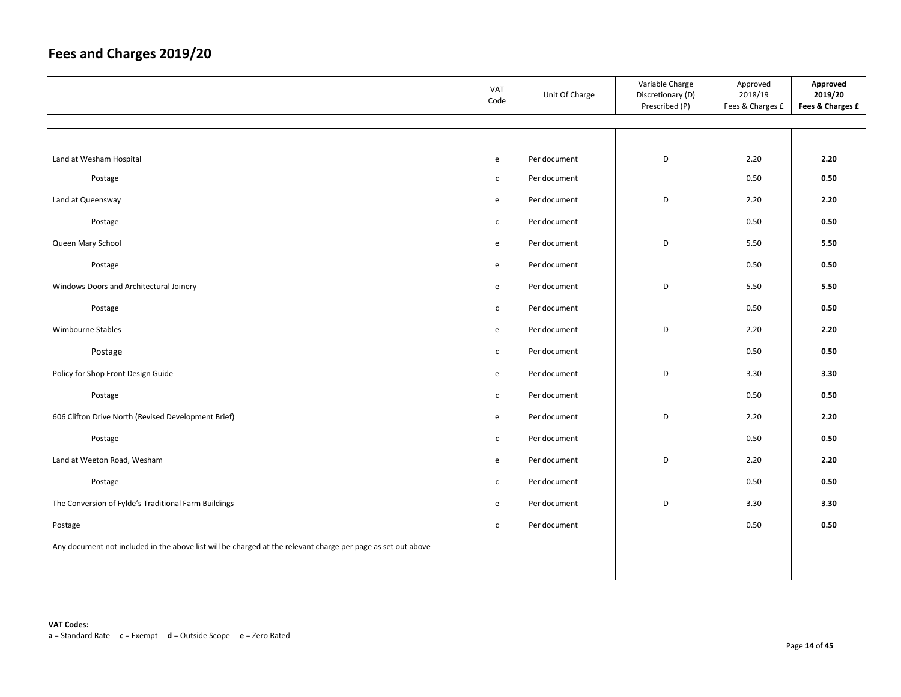## Fees and Charges 2019/20

| | VAT Code | Unit Of Charge | Variable Charge Discretionary (D) Prescribed (P) | Approved 2018/19 Fees & Charges £ | **Approved 2019/20 Fees & Charges £** |
|---|---|---|---|---|---|
| Land at Wesham Hospital | e | Per document | D | 2.20 | **2.20** |
| Postage | c | Per document | | 0.50 | **0.50** |
| Land at Queensway | e | Per document | D | 2.20 | **2.20** |
| Postage | c | Per document | | 0.50 | **0.50** |
| Queen Mary School | e | Per document | D | 5.50 | **5.50** |
| Postage | e | Per document | | 0.50 | **0.50** |
| Windows Doors and Architectural Joinery | e | Per document | D | 5.50 | **5.50** |
| Postage | c | Per document | | 0.50 | **0.50** |
| Wimbourne Stables | e | Per document | D | 2.20 | **2.20** |
| Postage | c | Per document | | 0.50 | **0.50** |
| Policy for Shop Front Design Guide | e | Per document | D | 3.30 | **3.30** |
| Postage | c | Per document | | 0.50 | **0.50** |
| 606 Clifton Drive North (Revised Development Brief) | e | Per document | D | 2.20 | **2.20** |
| Postage | c | Per document | | 0.50 | **0.50** |
| Land at Weeton Road, Wesham | e | Per document | D | 2.20 | **2.20** |
| Postage | c | Per document | | 0.50 | **0.50** |
| The Conversion of Fylde's Traditional Farm Buildings | e | Per document | D | 3.30 | **3.30** |
| Postage | c | Per document | | 0.50 | **0.50** |
| Any document not included in the above list will be charged at the relevant charge per page as set out above | | | | | |

**VAT Codes:**
**a** = Standard Rate **c** = Exempt **d** = Outside Scope **e** = Zero Rated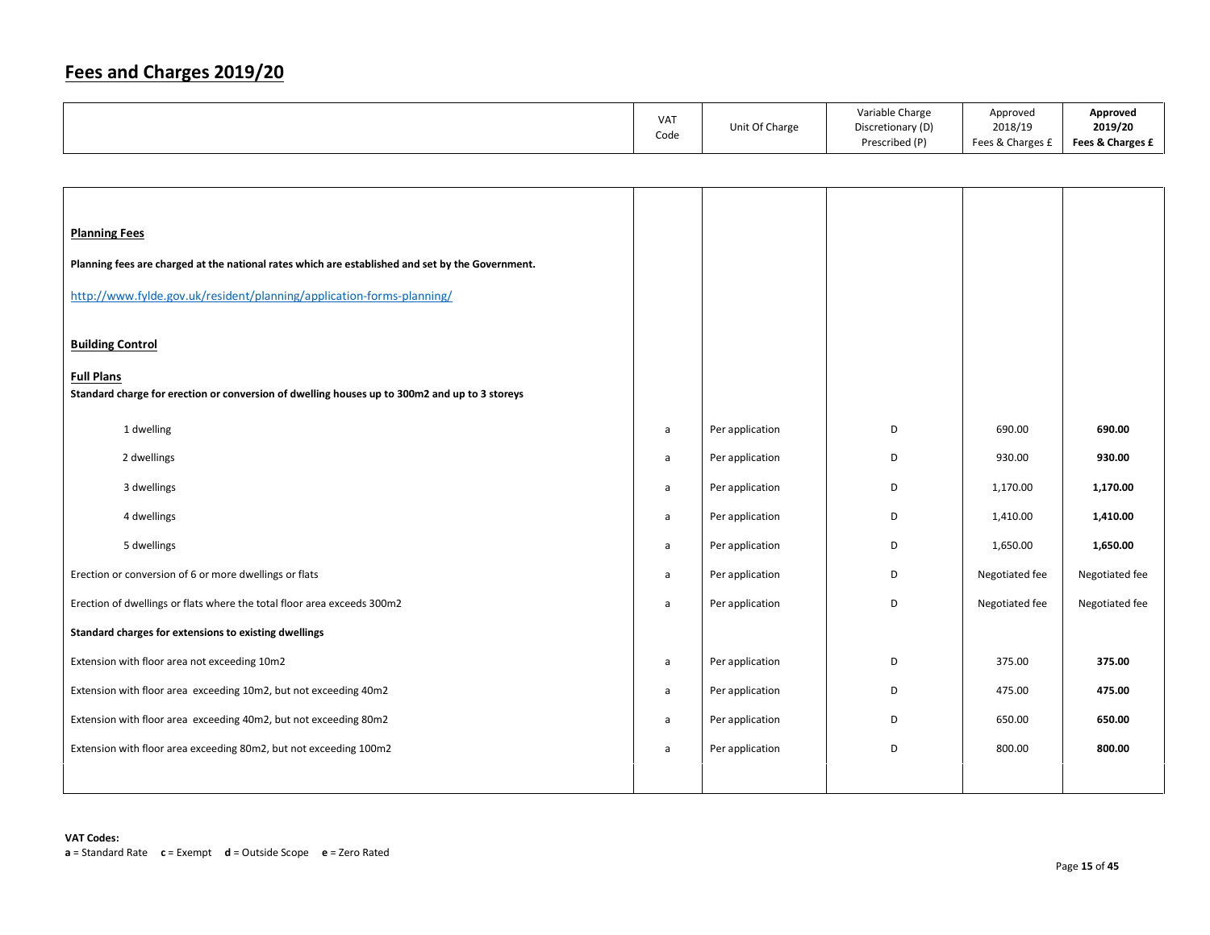# Fees and Charges 2019/20

| | VAT Code | Unit Of Charge | Variable Charge Discretionary (D) Prescribed (P) | Approved 2018/19 Fees & Charges £ | **Approved 2019/20 Fees & Charges £** |
|---|---|---|---|---|---|
| **Planning Fees** | | | | | |
| **Planning fees are charged at the national rates which are established and set by the Government.** | | | | | |
| http://www.fylde.gov.uk/resident/planning/application-forms-planning/ | | | | | |
| **Building Control** | | | | | |
| **Full Plans** | | | | | |
| **Standard charge for erection or conversion of dwelling houses up to 300m2 and up to 3 storeys** | | | | | |
| 1 dwelling | a | Per application | D | 690.00 | **690.00** |
| 2 dwellings | a | Per application | D | 930.00 | **930.00** |
| 3 dwellings | a | Per application | D | 1,170.00 | **1,170.00** |
| 4 dwellings | a | Per application | D | 1,410.00 | **1,410.00** |
| 5 dwellings | a | Per application | D | 1,650.00 | **1,650.00** |
| Erection or conversion of 6 or more dwellings or flats | a | Per application | D | Negotiated fee | Negotiated fee |
| Erection of dwellings or flats where the total floor area exceeds 300m2 | a | Per application | D | Negotiated fee | Negotiated fee |
| **Standard charges for extensions to existing dwellings** | | | | | |
| Extension with floor area not exceeding 10m2 | a | Per application | D | 375.00 | **375.00** |
| Extension with floor area exceeding 10m2, but not exceeding 40m2 | a | Per application | D | 475.00 | **475.00** |
| Extension with floor area exceeding 40m2, but not exceeding 80m2 | a | Per application | D | 650.00 | **650.00** |
| Extension with floor area exceeding 80m2, but not exceeding 100m2 | a | Per application | D | 800.00 | **800.00** |

**VAT Codes:**
**a** = Standard Rate **c** = Exempt **d** = Outside Scope **e** = Zero Rated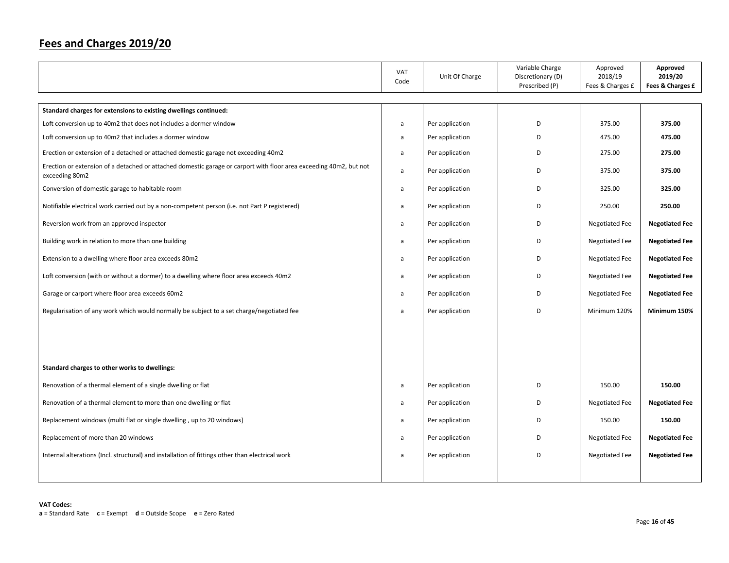# Fees and Charges 2019/20

| | VAT Code | Unit Of Charge | Variable Charge Discretionary (D) Prescribed (P) | Approved 2018/19 Fees & Charges £ | **Approved 2019/20 Fees & Charges £** |
|---|---|---|---|---|---|
| **Standard charges for extensions to existing dwellings continued:** | | | | | |
| Loft conversion up to 40m2 that does not includes a dormer window | a | Per application | D | 375.00 | **375.00** |
| Loft conversion up to 40m2 that includes a dormer window | a | Per application | D | 475.00 | **475.00** |
| Erection or extension of a detached or attached domestic garage not exceeding 40m2 | a | Per application | D | 275.00 | **275.00** |
| Erection or extension of a detached or attached domestic garage or carport with floor area exceeding 40m2, but not exceeding 80m2 | a | Per application | D | 375.00 | **375.00** |
| Conversion of domestic garage to habitable room | a | Per application | D | 325.00 | **325.00** |
| Notifiable electrical work carried out by a non-competent person (i.e. not Part P registered) | a | Per application | D | 250.00 | **250.00** |
| Reversion work from an approved inspector | a | Per application | D | Negotiated Fee | **Negotiated Fee** |
| Building work in relation to more than one building | a | Per application | D | Negotiated Fee | **Negotiated Fee** |
| Extension to a dwelling where floor area exceeds 80m2 | a | Per application | D | Negotiated Fee | **Negotiated Fee** |
| Loft conversion (with or without a dormer) to a dwelling where floor area exceeds 40m2 | a | Per application | D | Negotiated Fee | **Negotiated Fee** |
| Garage or carport where floor area exceeds 60m2 | a | Per application | D | Negotiated Fee | **Negotiated Fee** |
| Regularisation of any work which would normally be subject to a set charge/negotiated fee | a | Per application | D | Minimum 120% | **Minimum 150%** |
| **Standard charges to other works to dwellings:** | | | | | |
| Renovation of a thermal element of a single dwelling or flat | a | Per application | D | 150.00 | **150.00** |
| Renovation of a thermal element to more than one dwelling or flat | a | Per application | D | Negotiated Fee | **Negotiated Fee** |
| Replacement windows (multi flat or single dwelling , up to 20 windows) | a | Per application | D | 150.00 | **150.00** |
| Replacement of more than 20 windows | a | Per application | D | Negotiated Fee | **Negotiated Fee** |
| Internal alterations (Incl. structural) and installation of fittings other than electrical work | a | Per application | D | Negotiated Fee | **Negotiated Fee** |

**VAT Codes:**
**a** = Standard Rate **c** = Exempt **d** = Outside Scope **e** = Zero Rated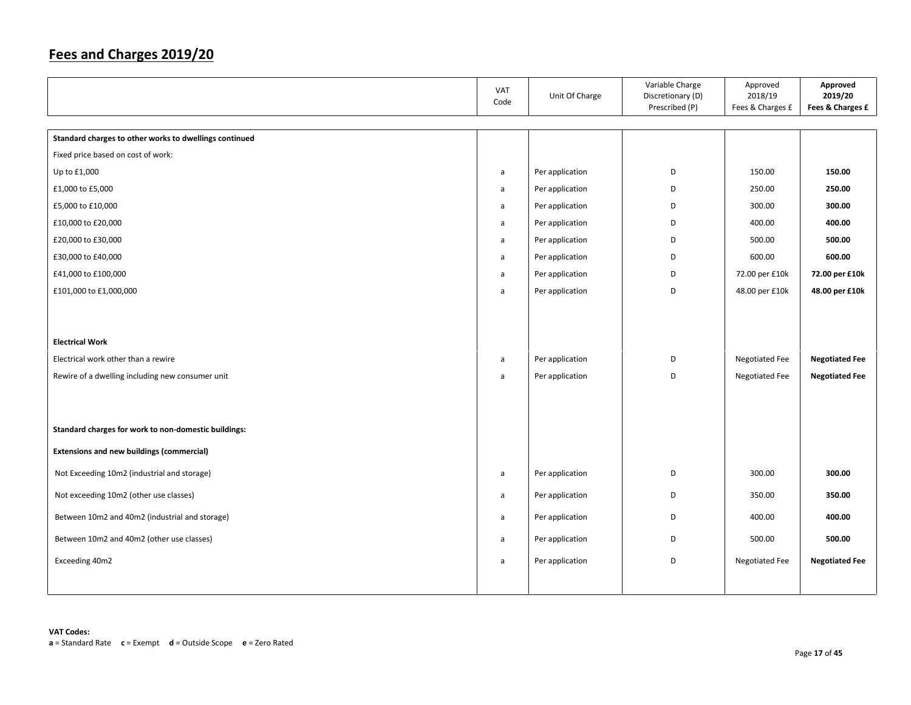## **Fees and Charges 2019/20**

| | VAT Code | Unit Of Charge | Variable Charge Discretionary (D) Prescribed (P) | Approved 2018/19 Fees & Charges £ | **Approved 2019/20 Fees & Charges £** |
|---|---|---|---|---|---|
| **Standard charges to other works to dwellings continued** | | | | | |
| Fixed price based on cost of work: | | | | | |
| Up to £1,000 | a | Per application | D | 150.00 | **150.00** |
| £1,000 to £5,000 | a | Per application | D | 250.00 | **250.00** |
| £5,000 to £10,000 | a | Per application | D | 300.00 | **300.00** |
| £10,000 to £20,000 | a | Per application | D | 400.00 | **400.00** |
| £20,000 to £30,000 | a | Per application | D | 500.00 | **500.00** |
| £30,000 to £40,000 | a | Per application | D | 600.00 | **600.00** |
| £41,000 to £100,000 | a | Per application | D | 72.00 per £10k | **72.00 per £10k** |
| £101,000 to £1,000,000 | a | Per application | D | 48.00 per £10k | **48.00 per £10k** |
| **Electrical Work** | | | | | |
| Electrical work other than a rewire | a | Per application | D | Negotiated Fee | **Negotiated Fee** |
| Rewire of a dwelling including new consumer unit | a | Per application | D | Negotiated Fee | **Negotiated Fee** |
| **Standard charges for work to non-domestic buildings:** | | | | | |
| **Extensions and new buildings (commercial)** | | | | | |
| Not Exceeding 10m2 (industrial and storage) | a | Per application | D | 300.00 | **300.00** |
| Not exceeding 10m2 (other use classes) | a | Per application | D | 350.00 | **350.00** |
| Between 10m2 and 40m2 (industrial and storage) | a | Per application | D | 400.00 | **400.00** |
| Between 10m2 and 40m2 (other use classes) | a | Per application | D | 500.00 | **500.00** |
| Exceeding 40m2 | a | Per application | D | Negotiated Fee | **Negotiated Fee** |

**VAT Codes:**
**a** = Standard Rate **c** = Exempt **d** = Outside Scope **e** = Zero Rated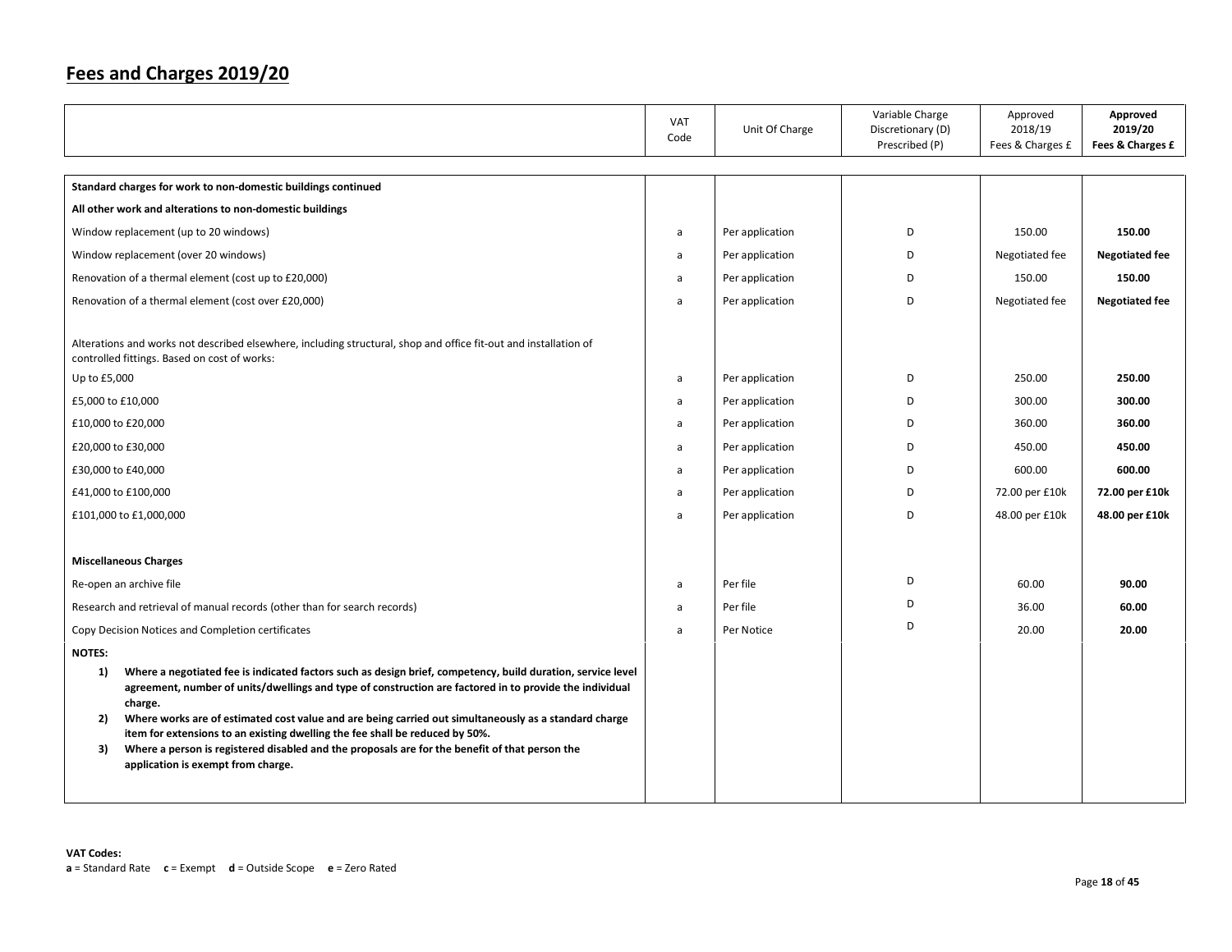## Fees and Charges 2019/20

| | VAT Code | Unit Of Charge | Variable Charge Discretionary (D) Prescribed (P) | Approved 2018/19 Fees & Charges £ | **Approved 2019/20 Fees & Charges £** |
|---|---|---|---|---|---|
| **Standard charges for work to non-domestic buildings continued** | | | | | |
| **All other work and alterations to non-domestic buildings** | | | | | |
| Window replacement (up to 20 windows) | a | Per application | D | 150.00 | **150.00** |
| Window replacement (over 20 windows) | a | Per application | D | Negotiated fee | **Negotiated fee** |
| Renovation of a thermal element (cost up to £20,000) | a | Per application | D | 150.00 | **150.00** |
| Renovation of a thermal element (cost over £20,000) | a | Per application | D | Negotiated fee | **Negotiated fee** |
| Alterations and works not described elsewhere, including structural, shop and office fit-out and installation of controlled fittings. Based on cost of works: | | | | | |
| Up to £5,000 | a | Per application | D | 250.00 | **250.00** |
| £5,000 to £10,000 | a | Per application | D | 300.00 | **300.00** |
| £10,000 to £20,000 | a | Per application | D | 360.00 | **360.00** |
| £20,000 to £30,000 | a | Per application | D | 450.00 | **450.00** |
| £30,000 to £40,000 | a | Per application | D | 600.00 | **600.00** |
| £41,000 to £100,000 | a | Per application | D | 72.00 per £10k | **72.00 per £10k** |
| £101,000 to £1,000,000 | a | Per application | D | 48.00 per £10k | **48.00 per £10k** |
| **Miscellaneous Charges** | | | | | |
| Re-open an archive file | a | Per file | D | 60.00 | **90.00** |
| Research and retrieval of manual records (other than for search records) | a | Per file | D | 36.00 | **60.00** |
| Copy Decision Notices and Completion certificates | a | Per Notice | D | 20.00 | **20.00** |

**NOTES:**

1) **Where a negotiated fee is indicated factors such as design brief, competency, build duration, service level agreement, number of units/dwellings and type of construction are factored in to provide the individual charge.**
2) **Where works are of estimated cost value and are being carried out simultaneously as a standard charge item for extensions to an existing dwelling the fee shall be reduced by 50%.**
3) **Where a person is registered disabled and the proposals are for the benefit of that person the application is exempt from charge.**

**VAT Codes:**
**a** = Standard Rate **c** = Exempt **d** = Outside Scope **e** = Zero Rated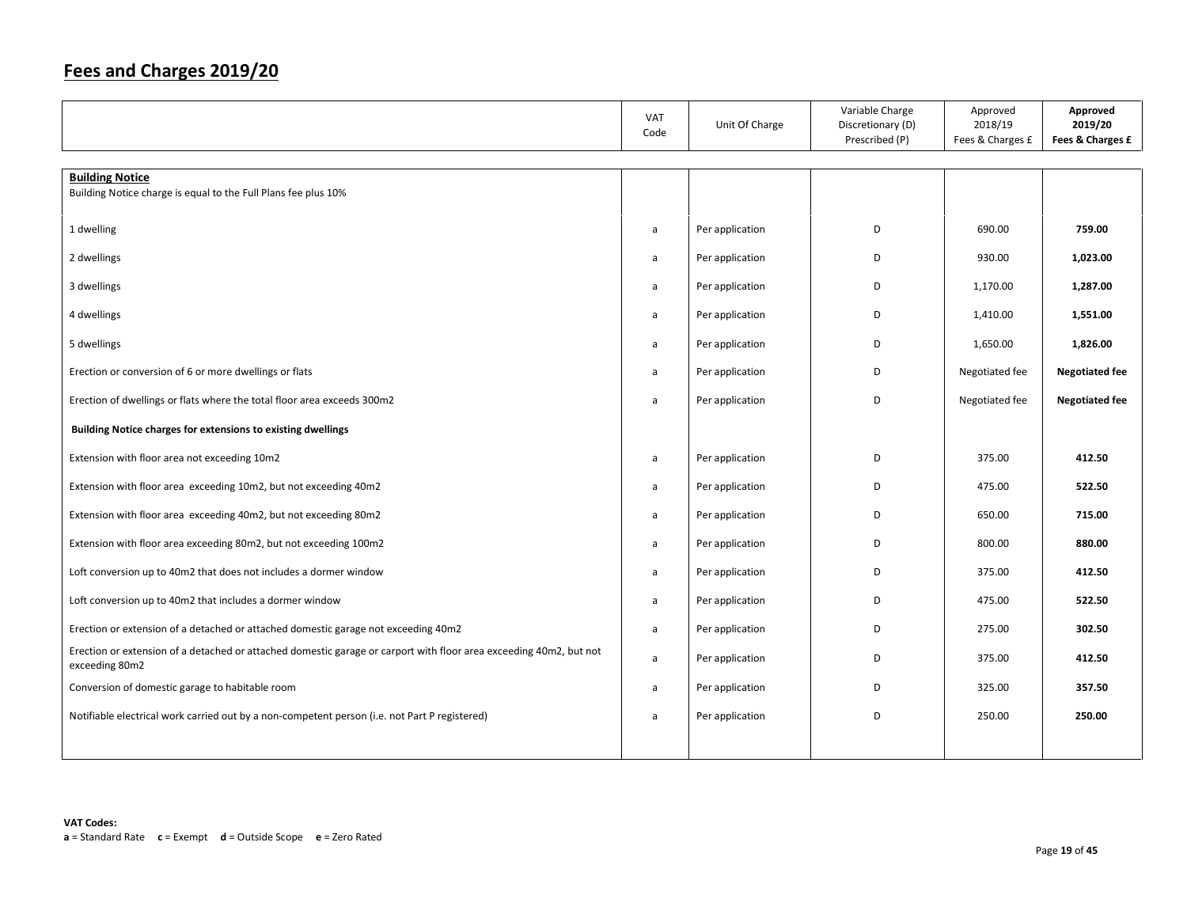## Fees and Charges 2019/20

| | VAT Code | Unit Of Charge | Variable Charge Discretionary (D) Prescribed (P) | Approved 2018/19 Fees & Charges £ | **Approved 2019/20 Fees & Charges £** |
|---|---|---|---|---|---|
| **Building Notice**<br>Building Notice charge is equal to the Full Plans fee plus 10% | | | | | |
| 1 dwelling | a | Per application | D | 690.00 | **759.00** |
| 2 dwellings | a | Per application | D | 930.00 | **1,023.00** |
| 3 dwellings | a | Per application | D | 1,170.00 | **1,287.00** |
| 4 dwellings | a | Per application | D | 1,410.00 | **1,551.00** |
| 5 dwellings | a | Per application | D | 1,650.00 | **1,826.00** |
| Erection or conversion of 6 or more dwellings or flats | a | Per application | D | Negotiated fee | **Negotiated fee** |
| Erection of dwellings or flats where the total floor area exceeds 300m2 | a | Per application | D | Negotiated fee | **Negotiated fee** |
| **Building Notice charges for extensions to existing dwellings** | | | | | |
| Extension with floor area not exceeding 10m2 | a | Per application | D | 375.00 | **412.50** |
| Extension with floor area exceeding 10m2, but not exceeding 40m2 | a | Per application | D | 475.00 | **522.50** |
| Extension with floor area exceeding 40m2, but not exceeding 80m2 | a | Per application | D | 650.00 | **715.00** |
| Extension with floor area exceeding 80m2, but not exceeding 100m2 | a | Per application | D | 800.00 | **880.00** |
| Loft conversion up to 40m2 that does not includes a dormer window | a | Per application | D | 375.00 | **412.50** |
| Loft conversion up to 40m2 that includes a dormer window | a | Per application | D | 475.00 | **522.50** |
| Erection or extension of a detached or attached domestic garage not exceeding 40m2 | a | Per application | D | 275.00 | **302.50** |
| Erection or extension of a detached or attached domestic garage or carport with floor area exceeding 40m2, but not exceeding 80m2 | a | Per application | D | 375.00 | **412.50** |
| Conversion of domestic garage to habitable room | a | Per application | D | 325.00 | **357.50** |
| Notifiable electrical work carried out by a non-competent person (i.e. not Part P registered) | a | Per application | D | 250.00 | **250.00** |

**VAT Codes:**
**a** = Standard Rate **c** = Exempt **d** = Outside Scope **e** = Zero Rated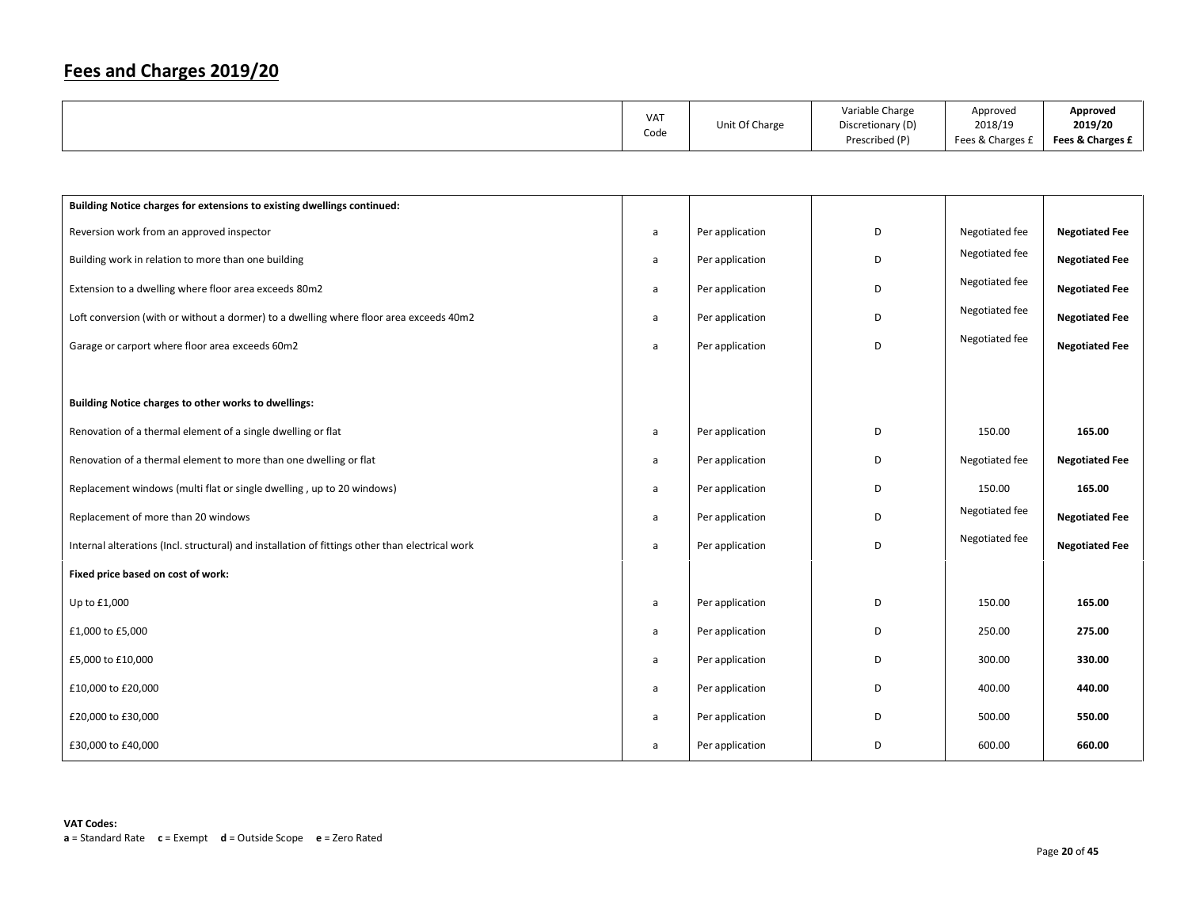## Fees and Charges 2019/20

| | VAT Code | Unit Of Charge | Variable Charge Discretionary (D) Prescribed (P) | Approved 2018/19 Fees & Charges £ | **Approved 2019/20 Fees & Charges £** |
|---|---|---|---|---|---|
| **Building Notice charges for extensions to existing dwellings continued:** | | | | | |
| Reversion work from an approved inspector | a | Per application | D | Negotiated fee | **Negotiated Fee** |
| Building work in relation to more than one building | a | Per application | D | Negotiated fee | **Negotiated Fee** |
| Extension to a dwelling where floor area exceeds 80m2 | a | Per application | D | Negotiated fee | **Negotiated Fee** |
| Loft conversion (with or without a dormer) to a dwelling where floor area exceeds 40m2 | a | Per application | D | Negotiated fee | **Negotiated Fee** |
| Garage or carport where floor area exceeds 60m2 | a | Per application | D | Negotiated fee | **Negotiated Fee** |
| **Building Notice charges to other works to dwellings:** | | | | | |
| Renovation of a thermal element of a single dwelling or flat | a | Per application | D | 150.00 | **165.00** |
| Renovation of a thermal element to more than one dwelling or flat | a | Per application | D | Negotiated fee | **Negotiated Fee** |
| Replacement windows (multi flat or single dwelling , up to 20 windows) | a | Per application | D | 150.00 | **165.00** |
| Replacement of more than 20 windows | a | Per application | D | Negotiated fee | **Negotiated Fee** |
| Internal alterations (Incl. structural) and installation of fittings other than electrical work | a | Per application | D | Negotiated fee | **Negotiated Fee** |
| **Fixed price based on cost of work:** | | | | | |
| Up to £1,000 | a | Per application | D | 150.00 | **165.00** |
| £1,000 to £5,000 | a | Per application | D | 250.00 | **275.00** |
| £5,000 to £10,000 | a | Per application | D | 300.00 | **330.00** |
| £10,000 to £20,000 | a | Per application | D | 400.00 | **440.00** |
| £20,000 to £30,000 | a | Per application | D | 500.00 | **550.00** |
| £30,000 to £40,000 | a | Per application | D | 600.00 | **660.00** |

**VAT Codes:**
**a** = Standard Rate **c** = Exempt **d** = Outside Scope **e** = Zero Rated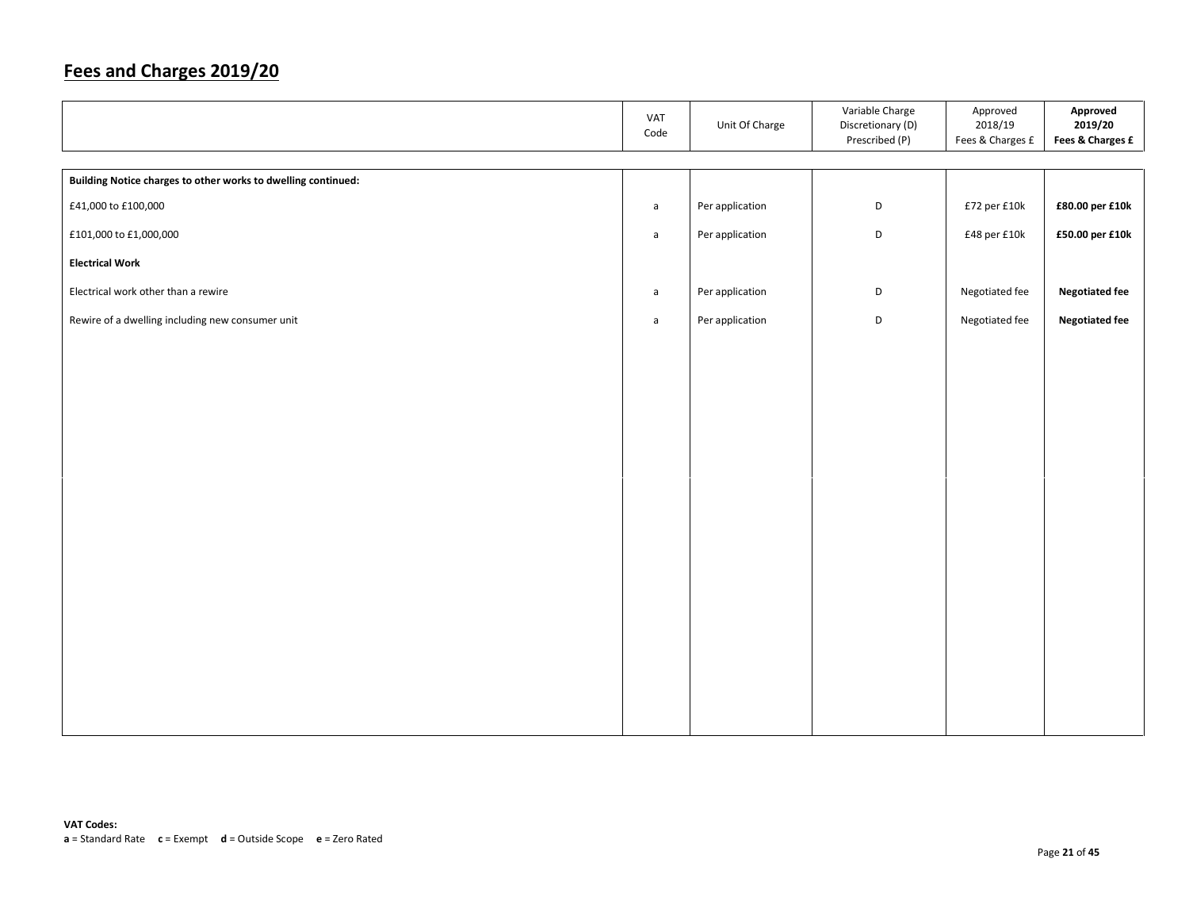## Fees and Charges 2019/20

| | VAT Code | Unit Of Charge | Variable Charge Discretionary (D) Prescribed (P) | Approved 2018/19 Fees & Charges £ | **Approved 2019/20 Fees & Charges £** |
|---|---|---|---|---|---|
| **Building Notice charges to other works to dwelling continued:** | | | | | |
| £41,000 to £100,000 | a | Per application | D | £72 per £10k | **£80.00 per £10k** |
| £101,000 to £1,000,000 | a | Per application | D | £48 per £10k | **£50.00 per £10k** |
| **Electrical Work** | | | | | |
| Electrical work other than a rewire | a | Per application | D | Negotiated fee | **Negotiated fee** |
| Rewire of a dwelling including new consumer unit | a | Per application | D | Negotiated fee | **Negotiated fee** |

**VAT Codes:**
**a** = Standard Rate **c** = Exempt **d** = Outside Scope **e** = Zero Rated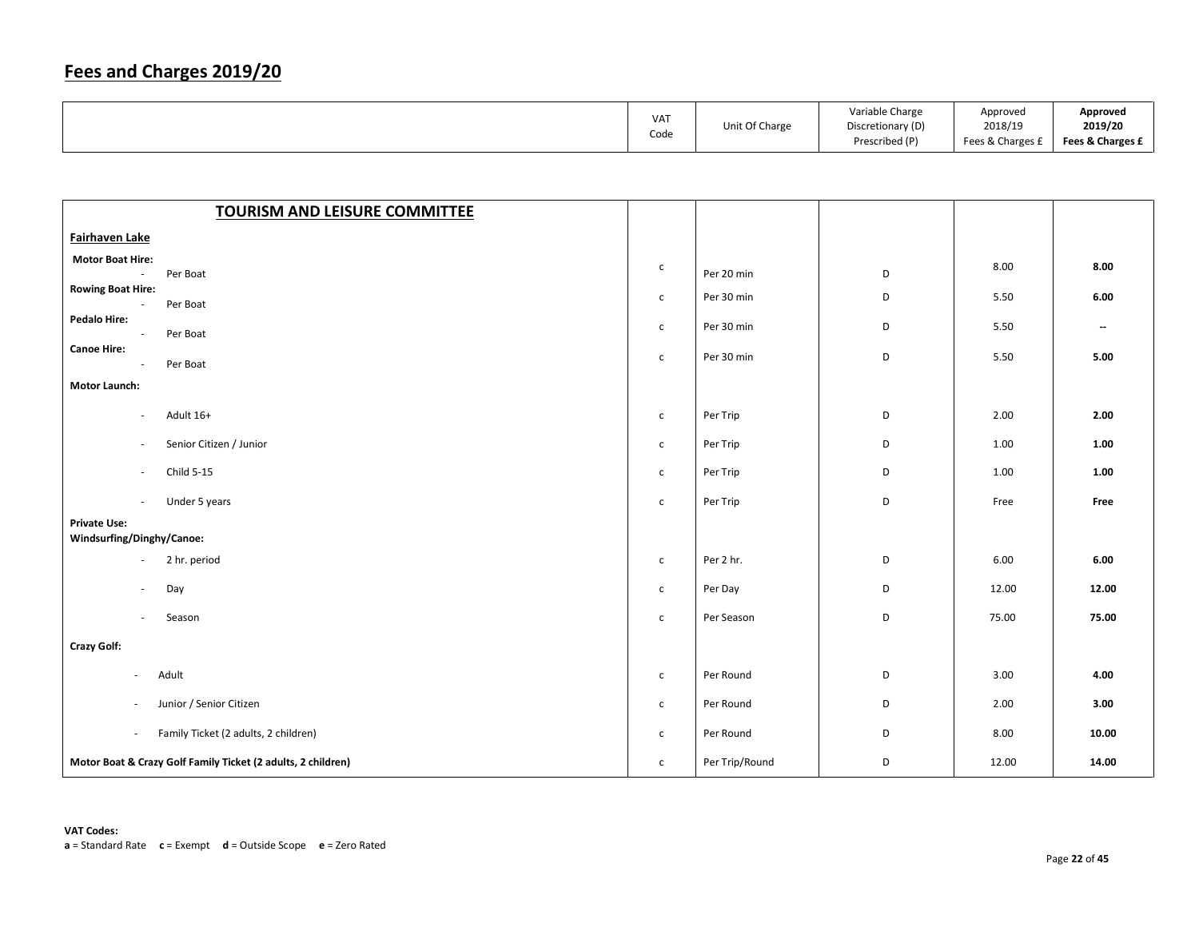# Fees and Charges 2019/20

| | VAT Code | Unit Of Charge | Variable Charge Discretionary (D) Prescribed (P) | Approved 2018/19 Fees & Charges £ | **Approved 2019/20 Fees & Charges £** |
|---|---|---|---|---|---|
| **TOURISM AND LEISURE COMMITTEE** | | | | | |
| **Fairhaven Lake** | | | | | |
| **Motor Boat Hire:** - Per Boat | c | Per 20 min | D | 8.00 | **8.00** |
| **Rowing Boat Hire:** - Per Boat | c | Per 30 min | D | 5.50 | **6.00** |
| **Pedalo Hire:** - Per Boat | c | Per 30 min | D | 5.50 | **--** |
| **Canoe Hire:** - Per Boat | c | Per 30 min | D | 5.50 | **5.00** |
| **Motor Launch:** | | | | | |
| - Adult 16+ | c | Per Trip | D | 2.00 | **2.00** |
| - Senior Citizen / Junior | c | Per Trip | D | 1.00 | **1.00** |
| - Child 5-15 | c | Per Trip | D | 1.00 | **1.00** |
| - Under 5 years | c | Per Trip | D | Free | **Free** |
| **Private Use: Windsurfing/Dinghy/Canoe:** | | | | | |
| - 2 hr. period | c | Per 2 hr. | D | 6.00 | **6.00** |
| - Day | c | Per Day | D | 12.00 | **12.00** |
| - Season | c | Per Season | D | 75.00 | **75.00** |
| **Crazy Golf:** | | | | | |
| - Adult | c | Per Round | D | 3.00 | **4.00** |
| - Junior / Senior Citizen | c | Per Round | D | 2.00 | **3.00** |
| - Family Ticket (2 adults, 2 children) | c | Per Round | D | 8.00 | **10.00** |
| **Motor Boat & Crazy Golf Family Ticket (2 adults, 2 children)** | c | Per Trip/Round | D | 12.00 | **14.00** |

**VAT Codes:**
**a** = Standard Rate **c** = Exempt **d** = Outside Scope **e** = Zero Rated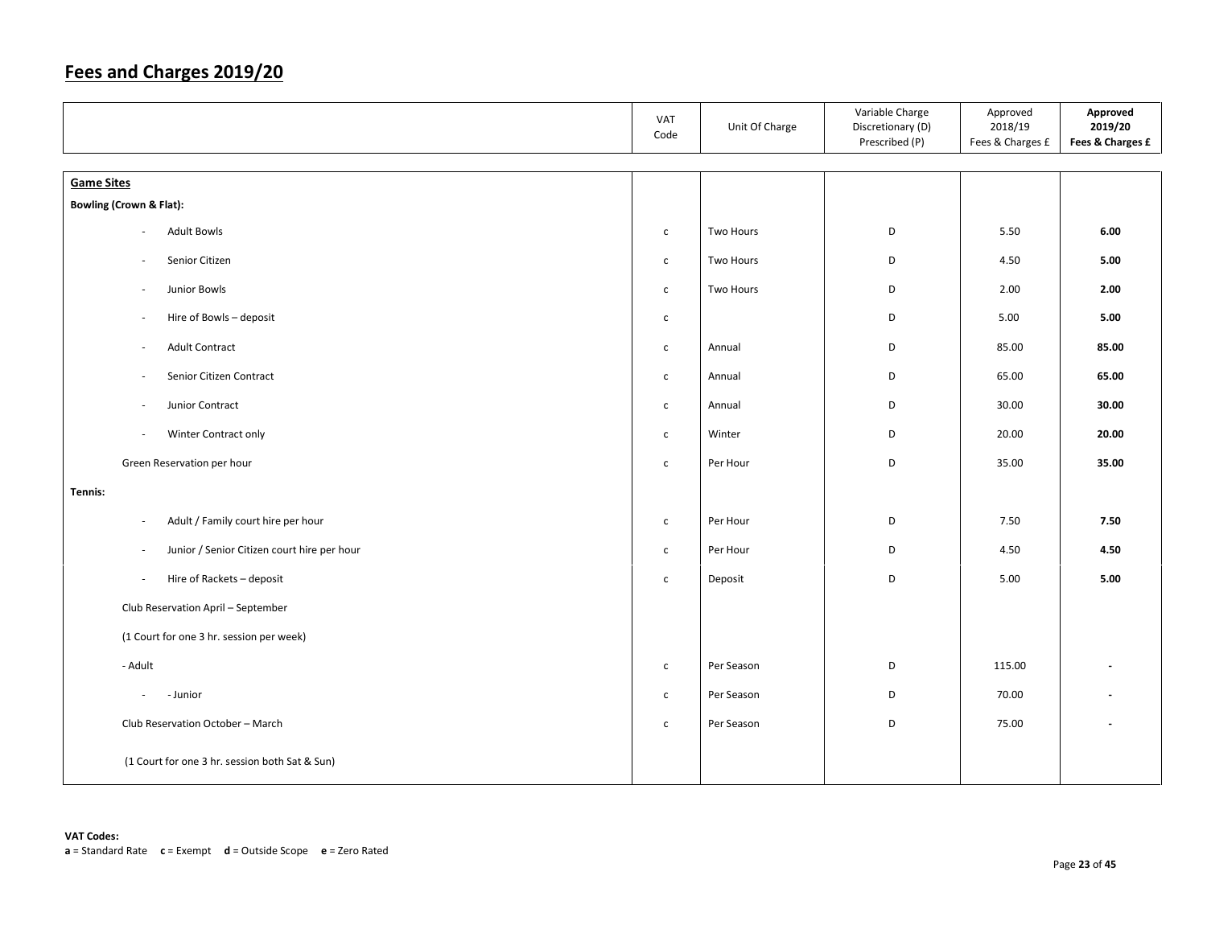## Fees and Charges 2019/20

| | VAT Code | Unit Of Charge | Variable Charge Discretionary (D) Prescribed (P) | Approved 2018/19 Fees & Charges £ | **Approved 2019/20 Fees & Charges £** |
|---|---|---|---|---|---|
| **Game Sites** | | | | | |
| **Bowling (Crown & Flat):** | | | | | |
| - Adult Bowls | c | Two Hours | D | 5.50 | **6.00** |
| - Senior Citizen | c | Two Hours | D | 4.50 | **5.00** |
| - Junior Bowls | c | Two Hours | D | 2.00 | **2.00** |
| - Hire of Bowls – deposit | c | | D | 5.00 | **5.00** |
| - Adult Contract | c | Annual | D | 85.00 | **85.00** |
| - Senior Citizen Contract | c | Annual | D | 65.00 | **65.00** |
| - Junior Contract | c | Annual | D | 30.00 | **30.00** |
| - Winter Contract only | c | Winter | D | 20.00 | **20.00** |
| Green Reservation per hour | c | Per Hour | D | 35.00 | **35.00** |
| **Tennis:** | | | | | |
| - Adult / Family court hire per hour | c | Per Hour | D | 7.50 | **7.50** |
| - Junior / Senior Citizen court hire per hour | c | Per Hour | D | 4.50 | **4.50** |
| - Hire of Rackets – deposit | c | Deposit | D | 5.00 | **5.00** |
| Club Reservation April – September | | | | | |
| (1 Court for one 3 hr. session per week) | | | | | |
| - Adult | c | Per Season | D | 115.00 | - |
| - - Junior | c | Per Season | D | 70.00 | - |
| Club Reservation October – March | c | Per Season | D | 75.00 | - |
| (1 Court for one 3 hr. session both Sat & Sun) | | | | | |

**VAT Codes:**
**a** = Standard Rate **c** = Exempt **d** = Outside Scope **e** = Zero Rated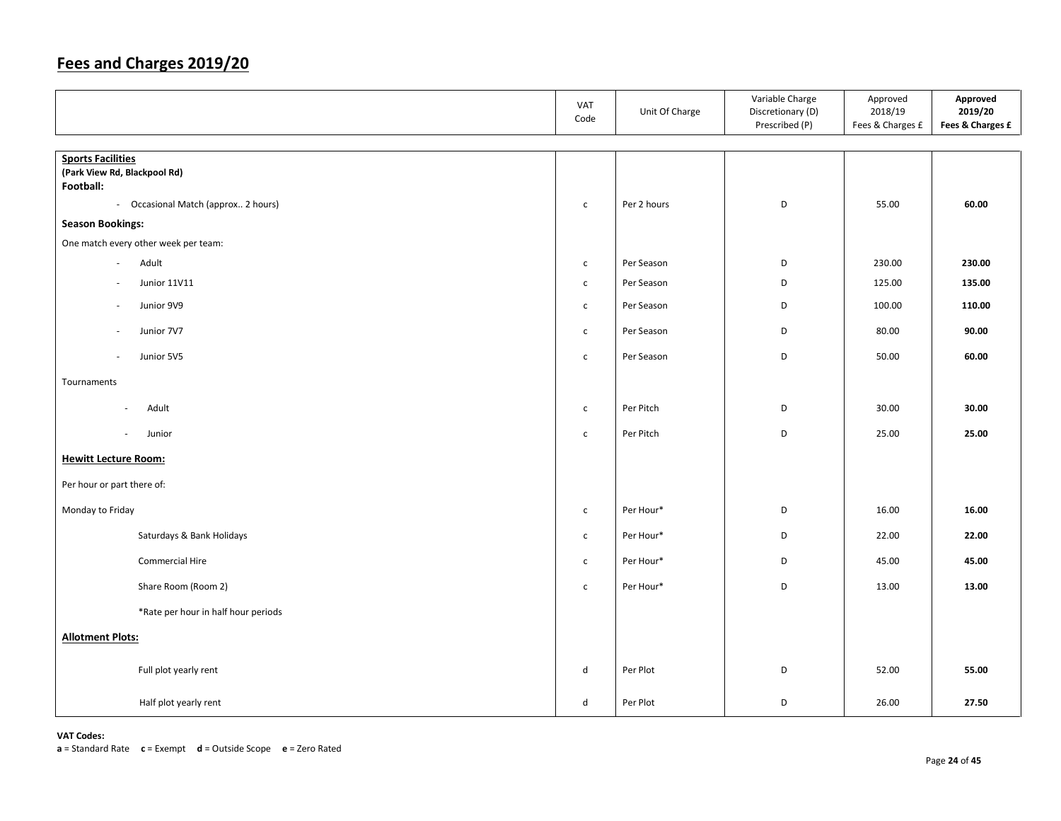# Fees and Charges 2019/20

| | VAT Code | Unit Of Charge | Variable Charge Discretionary (D) Prescribed (P) | Approved 2018/19 Fees & Charges £ | **Approved 2019/20 Fees & Charges £** |
|---|---|---|---|---|---|
| **Sports Facilities** **(Park View Rd, Blackpool Rd)** **Football:** | | | | | |
| - Occasional Match (approx.. 2 hours) | c | Per 2 hours | D | 55.00 | **60.00** |
| **Season Bookings:** | | | | | |
| One match every other week per team: | | | | | |
| - Adult | c | Per Season | D | 230.00 | **230.00** |
| - Junior 11V11 | c | Per Season | D | 125.00 | **135.00** |
| - Junior 9V9 | c | Per Season | D | 100.00 | **110.00** |
| - Junior 7V7 | c | Per Season | D | 80.00 | **90.00** |
| - Junior 5V5 | c | Per Season | D | 50.00 | **60.00** |
| Tournaments | | | | | |
| - Adult | c | Per Pitch | D | 30.00 | **30.00** |
| - Junior | c | Per Pitch | D | 25.00 | **25.00** |
| **Hewitt Lecture Room:** | | | | | |
| Per hour or part there of: | | | | | |
| Monday to Friday | c | Per Hour* | D | 16.00 | **16.00** |
| Saturdays & Bank Holidays | c | Per Hour* | D | 22.00 | **22.00** |
| Commercial Hire | c | Per Hour* | D | 45.00 | **45.00** |
| Share Room (Room 2) | c | Per Hour* | D | 13.00 | **13.00** |
| *Rate per hour in half hour periods | | | | | |
| **Allotment Plots:** | | | | | |
| Full plot yearly rent | d | Per Plot | D | 52.00 | **55.00** |
| Half plot yearly rent | d | Per Plot | D | 26.00 | **27.50** |

**VAT Codes:**
**a** = Standard Rate **c** = Exempt **d** = Outside Scope **e** = Zero Rated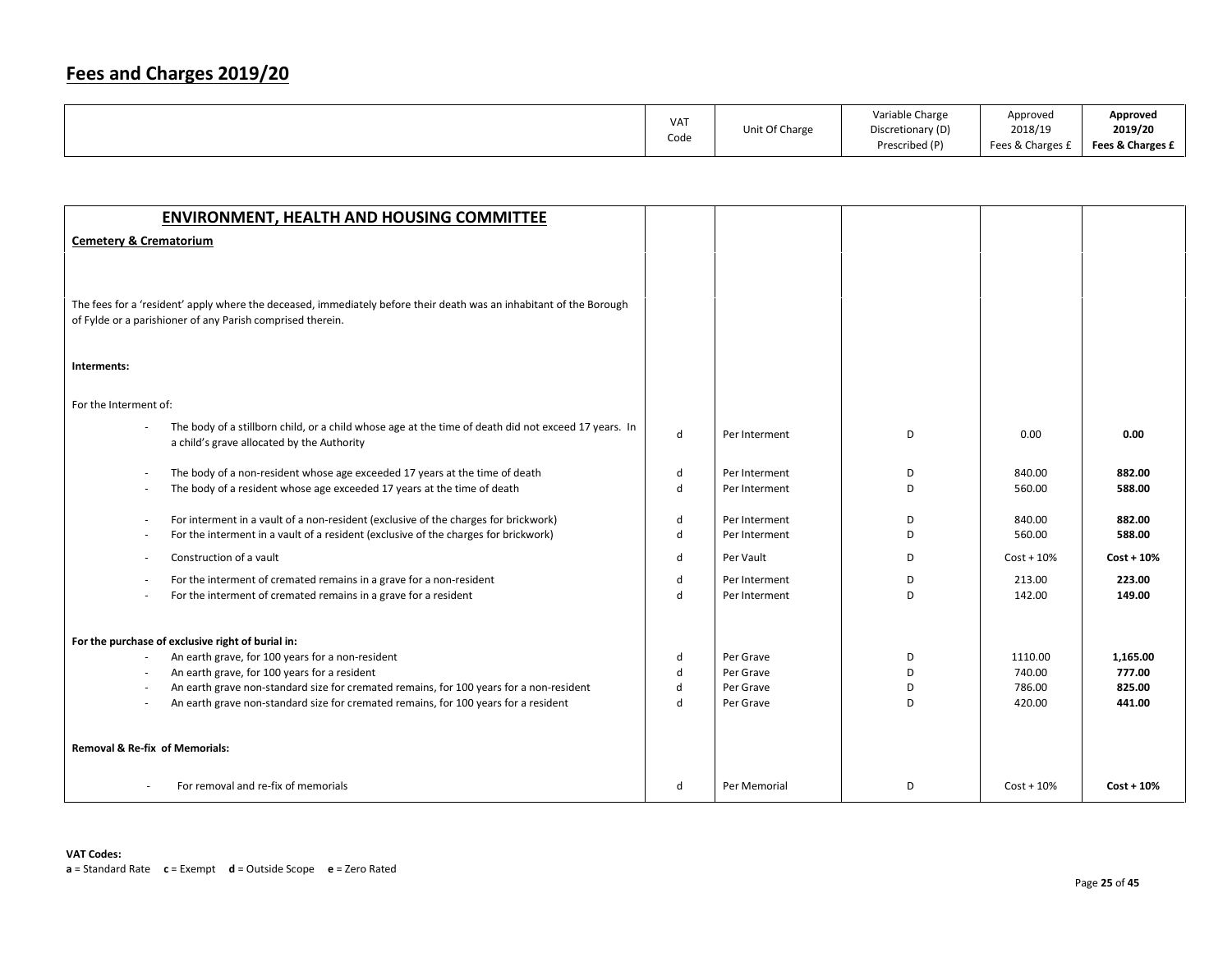# Fees and Charges 2019/20

| | VAT Code | Unit Of Charge | Variable Charge Discretionary (D) Prescribed (P) | Approved 2018/19 Fees & Charges £ | **Approved 2019/20 Fees & Charges £** |
|---|---|---|---|---|---|
| **ENVIRONMENT, HEALTH AND HOUSING COMMITTEE** | | | | | |
| **Cemetery & Crematorium** | | | | | |
| The fees for a 'resident' apply where the deceased, immediately before their death was an inhabitant of the Borough of Fylde or a parishioner of any Parish comprised therein. | | | | | |
| **Interments:** | | | | | |
| For the Interment of: | | | | | |
| - The body of a stillborn child, or a child whose age at the time of death did not exceed 17 years. In a child's grave allocated by the Authority | d | Per Interment | D | 0.00 | **0.00** |
| - The body of a non-resident whose age exceeded 17 years at the time of death | d | Per Interment | D | 840.00 | **882.00** |
| - The body of a resident whose age exceeded 17 years at the time of death | d | Per Interment | D | 560.00 | **588.00** |
| - For interment in a vault of a non-resident (exclusive of the charges for brickwork) | d | Per Interment | D | 840.00 | **882.00** |
| - For the interment in a vault of a resident (exclusive of the charges for brickwork) | d | Per Interment | D | 560.00 | **588.00** |
| - Construction of a vault | d | Per Vault | D | Cost + 10% | **Cost + 10%** |
| - For the interment of cremated remains in a grave for a non-resident | d | Per Interment | D | 213.00 | **223.00** |
| - For the interment of cremated remains in a grave for a resident | d | Per Interment | D | 142.00 | **149.00** |
| **For the purchase of exclusive right of burial in:** | | | | | |
| - An earth grave, for 100 years for a non-resident | d | Per Grave | D | 1110.00 | **1,165.00** |
| - An earth grave, for 100 years for a resident | d | Per Grave | D | 740.00 | **777.00** |
| - An earth grave non-standard size for cremated remains, for 100 years for a non-resident | d | Per Grave | D | 786.00 | **825.00** |
| - An earth grave non-standard size for cremated remains, for 100 years for a resident | d | Per Grave | D | 420.00 | **441.00** |
| **Removal & Re-fix of Memorials:** | | | | | |
| - For removal and re-fix of memorials | d | Per Memorial | D | Cost + 10% | **Cost + 10%** |

**VAT Codes:**
**a** = Standard Rate **c** = Exempt **d** = Outside Scope **e** = Zero Rated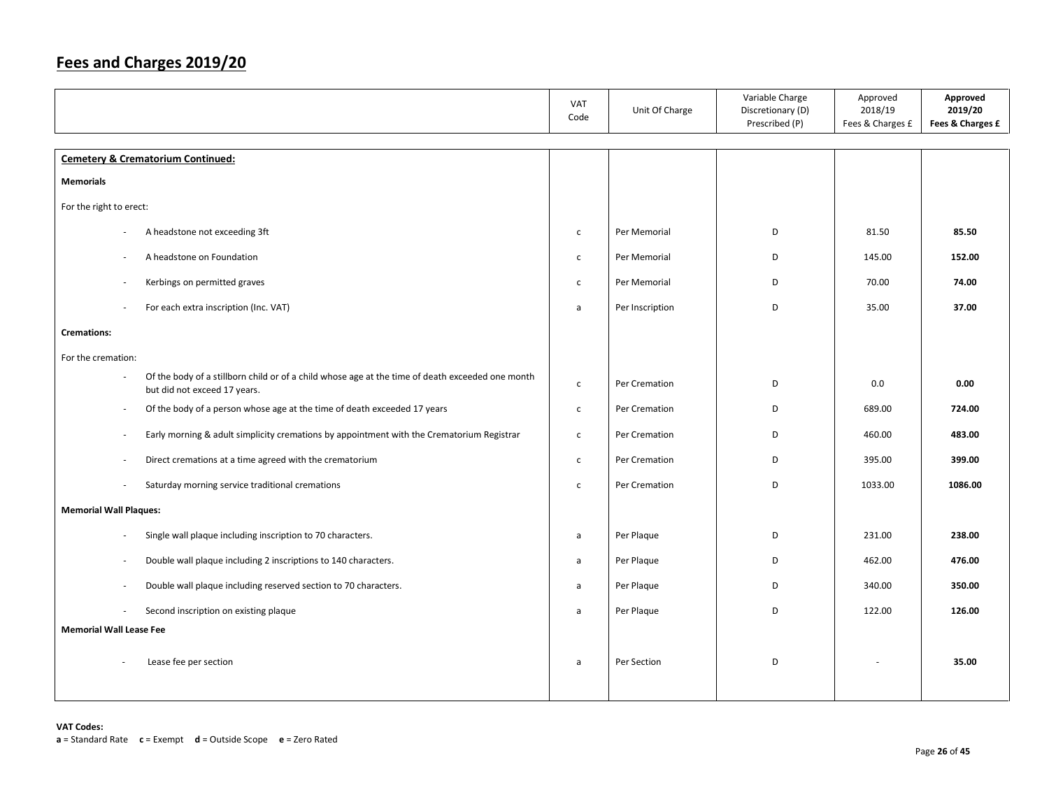# Fees and Charges 2019/20

| | VAT Code | Unit Of Charge | Variable Charge Discretionary (D) Prescribed (P) | Approved 2018/19 Fees & Charges £ | **Approved 2019/20 Fees & Charges £** |
|---|---|---|---|---|---|
| **Cemetery & Crematorium Continued:** | | | | | |
| **Memorials** | | | | | |
| For the right to erect: | | | | | |
| - A headstone not exceeding 3ft | c | Per Memorial | D | 81.50 | **85.50** |
| - A headstone on Foundation | c | Per Memorial | D | 145.00 | **152.00** |
| - Kerbings on permitted graves | c | Per Memorial | D | 70.00 | **74.00** |
| - For each extra inscription (Inc. VAT) | a | Per Inscription | D | 35.00 | **37.00** |
| **Cremations:** | | | | | |
| For the cremation: | | | | | |
| - Of the body of a stillborn child or of a child whose age at the time of death exceeded one month but did not exceed 17 years. | c | Per Cremation | D | 0.0 | **0.00** |
| - Of the body of a person whose age at the time of death exceeded 17 years | c | Per Cremation | D | 689.00 | **724.00** |
| - Early morning & adult simplicity cremations by appointment with the Crematorium Registrar | c | Per Cremation | D | 460.00 | **483.00** |
| - Direct cremations at a time agreed with the crematorium | c | Per Cremation | D | 395.00 | **399.00** |
| - Saturday morning service traditional cremations | c | Per Cremation | D | 1033.00 | **1086.00** |
| **Memorial Wall Plaques:** | | | | | |
| - Single wall plaque including inscription to 70 characters. | a | Per Plaque | D | 231.00 | **238.00** |
| - Double wall plaque including 2 inscriptions to 140 characters. | a | Per Plaque | D | 462.00 | **476.00** |
| - Double wall plaque including reserved section to 70 characters. | a | Per Plaque | D | 340.00 | **350.00** |
| - Second inscription on existing plaque | a | Per Plaque | D | 122.00 | **126.00** |
| **Memorial Wall Lease Fee** | | | | | |
| - Lease fee per section | a | Per Section | D | - | **35.00** |

**VAT Codes:**
**a** = Standard Rate **c** = Exempt **d** = Outside Scope **e** = Zero Rated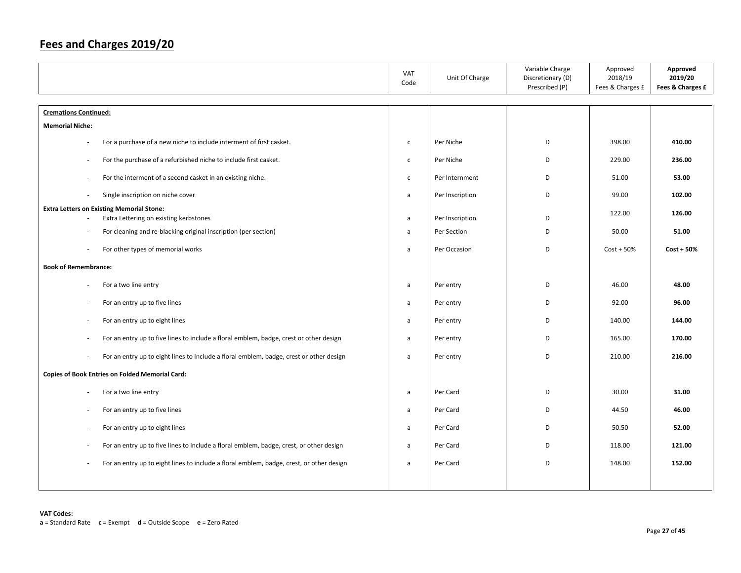# Fees and Charges 2019/20

| | VAT Code | Unit Of Charge | Variable Charge Discretionary (D) Prescribed (P) | Approved 2018/19 Fees & Charges £ | **Approved 2019/20 Fees & Charges £** |
|---|---|---|---|---|---|
| **Cremations Continued:** | | | | | |
| **Memorial Niche:** | | | | | |
| - For a purchase of a new niche to include interment of first casket. | c | Per Niche | D | 398.00 | **410.00** |
| - For the purchase of a refurbished niche to include first casket. | c | Per Niche | D | 229.00 | **236.00** |
| - For the interment of a second casket in an existing niche. | c | Per Internment | D | 51.00 | **53.00** |
| - Single inscription on niche cover | a | Per Inscription | D | 99.00 | **102.00** |
| **Extra Letters on Existing Memorial Stone:** | | | | | |
| - Extra Lettering on existing kerbstones | a | Per Inscription | D | 122.00 | **126.00** |
| - For cleaning and re-blacking original inscription (per section) | a | Per Section | D | 50.00 | **51.00** |
| - For other types of memorial works | a | Per Occasion | D | Cost + 50% | **Cost + 50%** |
| **Book of Remembrance:** | | | | | |
| - For a two line entry | a | Per entry | D | 46.00 | **48.00** |
| - For an entry up to five lines | a | Per entry | D | 92.00 | **96.00** |
| - For an entry up to eight lines | a | Per entry | D | 140.00 | **144.00** |
| - For an entry up to five lines to include a floral emblem, badge, crest or other design | a | Per entry | D | 165.00 | **170.00** |
| - For an entry up to eight lines to include a floral emblem, badge, crest or other design | a | Per entry | D | 210.00 | **216.00** |
| **Copies of Book Entries on Folded Memorial Card:** | | | | | |
| - For a two line entry | a | Per Card | D | 30.00 | **31.00** |
| - For an entry up to five lines | a | Per Card | D | 44.50 | **46.00** |
| - For an entry up to eight lines | a | Per Card | D | 50.50 | **52.00** |
| - For an entry up to five lines to include a floral emblem, badge, crest, or other design | a | Per Card | D | 118.00 | **121.00** |
| - For an entry up to eight lines to include a floral emblem, badge, crest, or other design | a | Per Card | D | 148.00 | **152.00** |

**VAT Codes:**
**a** = Standard Rate **c** = Exempt **d** = Outside Scope **e** = Zero Rated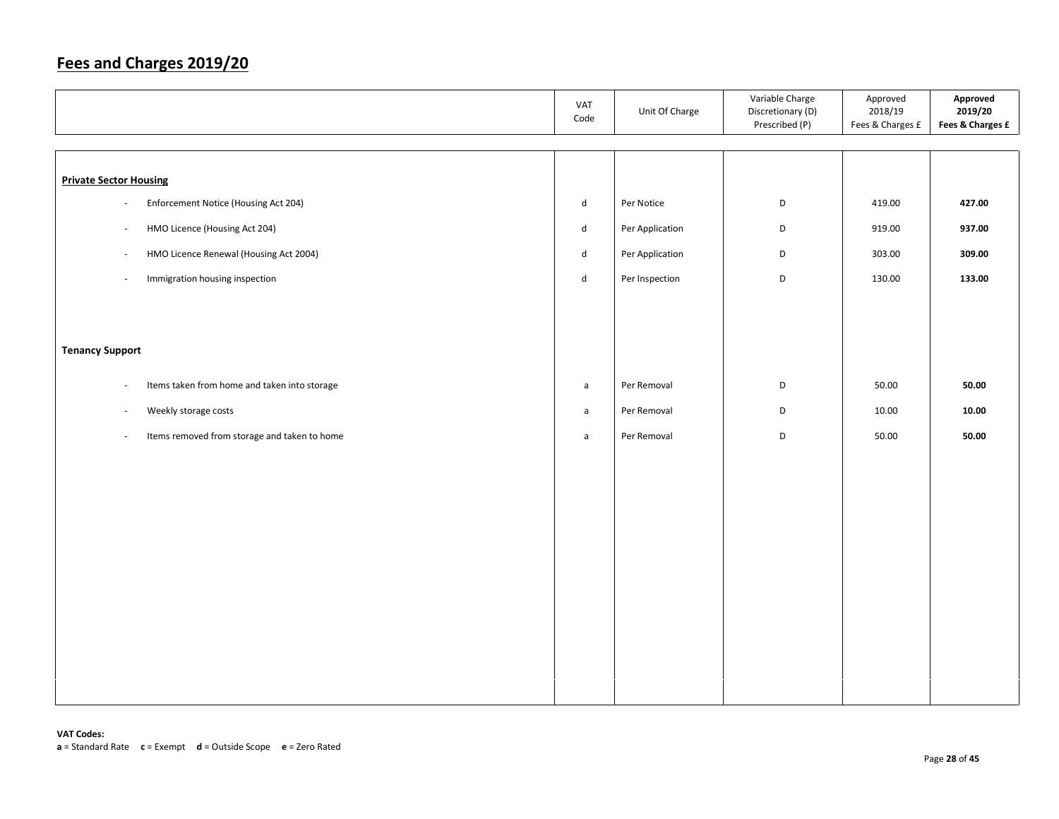## Fees and Charges 2019/20

| | VAT Code | Unit Of Charge | Variable Charge Discretionary (D) Prescribed (P) | Approved 2018/19 Fees & Charges £ | **Approved 2019/20 Fees & Charges £** |
|---|---|---|---|---|---|
| **Private Sector Housing** | | | | | |
| - Enforcement Notice (Housing Act 204) | d | Per Notice | D | 419.00 | **427.00** |
| - HMO Licence (Housing Act 204) | d | Per Application | D | 919.00 | **937.00** |
| - HMO Licence Renewal (Housing Act 2004) | d | Per Application | D | 303.00 | **309.00** |
| - Immigration housing inspection | d | Per Inspection | D | 130.00 | **133.00** |
| **Tenancy Support** | | | | | |
| - Items taken from home and taken into storage | a | Per Removal | D | 50.00 | **50.00** |
| - Weekly storage costs | a | Per Removal | D | 10.00 | **10.00** |
| - Items removed from storage and taken to home | a | Per Removal | D | 50.00 | **50.00** |

**VAT Codes:**
**a** = Standard Rate **c** = Exempt **d** = Outside Scope **e** = Zero Rated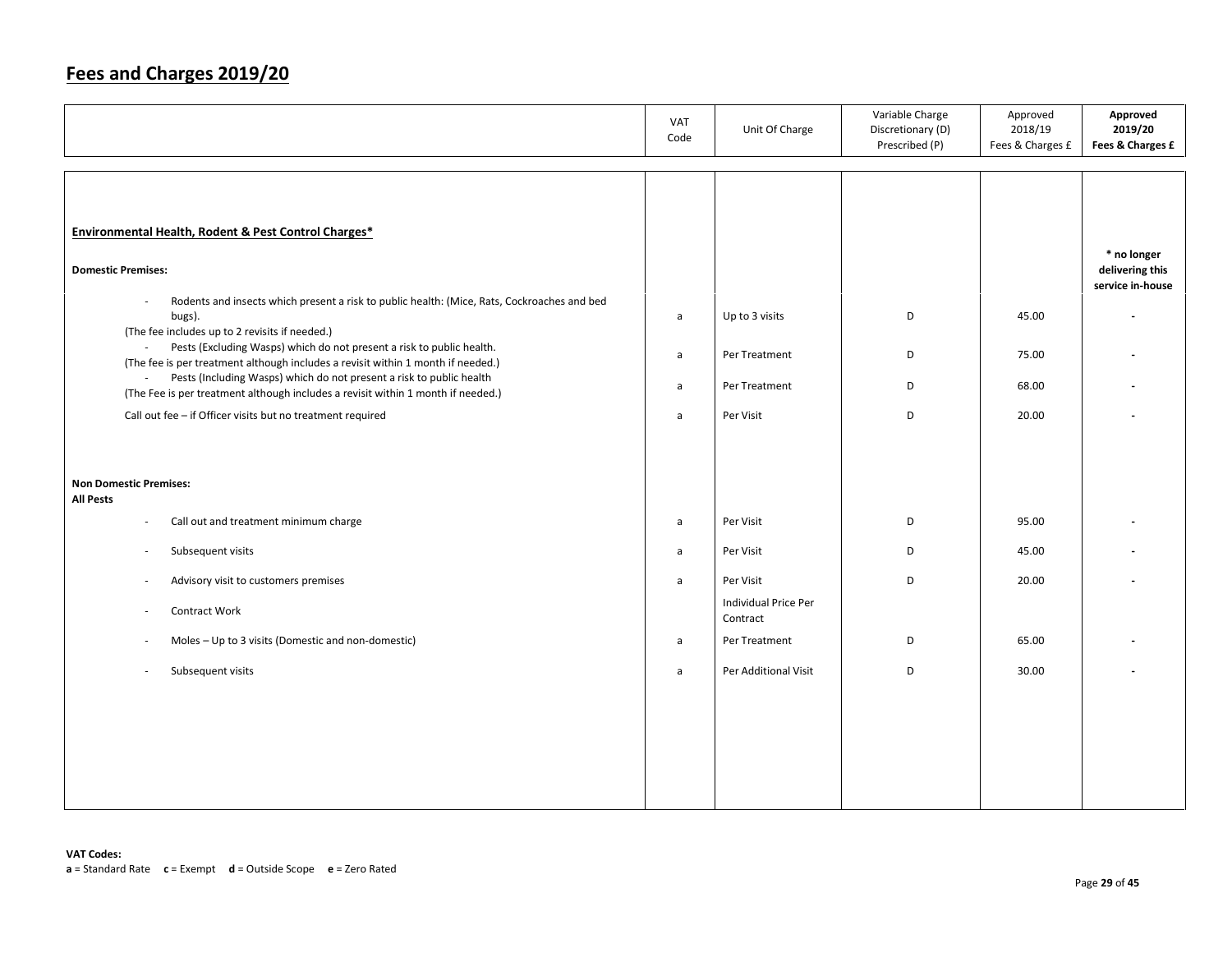# Fees and Charges 2019/20

| | VAT Code | Unit Of Charge | Variable Charge Discretionary (D) Prescribed (P) | Approved 2018/19 Fees & Charges £ | **Approved 2019/20 Fees & Charges £** |
|---|---|---|---|---|---|
| **Environmental Health, Rodent & Pest Control Charges*** | | | | | |
| **Domestic Premises:** | | | | | **\* no longer delivering this service in-house** |
| - Rodents and insects which present a risk to public health: (Mice, Rats, Cockroaches and bed bugs). (The fee includes up to 2 revisits if needed.) | a | Up to 3 visits | D | 45.00 | - |
| - Pests (Excluding Wasps) which do not present a risk to public health. (The fee is per treatment although includes a revisit within 1 month if needed.) | a | Per Treatment | D | 75.00 | - |
| - Pests (Including Wasps) which do not present a risk to public health (The Fee is per treatment although includes a revisit within 1 month if needed.) | a | Per Treatment | D | 68.00 | - |
| Call out fee – if Officer visits but no treatment required | a | Per Visit | D | 20.00 | - |
| **Non Domestic Premises:** **All Pests** | | | | | |
| - Call out and treatment minimum charge | a | Per Visit | D | 95.00 | - |
| - Subsequent visits | a | Per Visit | D | 45.00 | - |
| - Advisory visit to customers premises | a | Per Visit | D | 20.00 | - |
| - Contract Work | | Individual Price Per Contract | | | |
| - Moles – Up to 3 visits (Domestic and non-domestic) | a | Per Treatment | D | 65.00 | - |
| - Subsequent visits | a | Per Additional Visit | D | 30.00 | - |

**VAT Codes:**
**a** = Standard Rate **c** = Exempt **d** = Outside Scope **e** = Zero Rated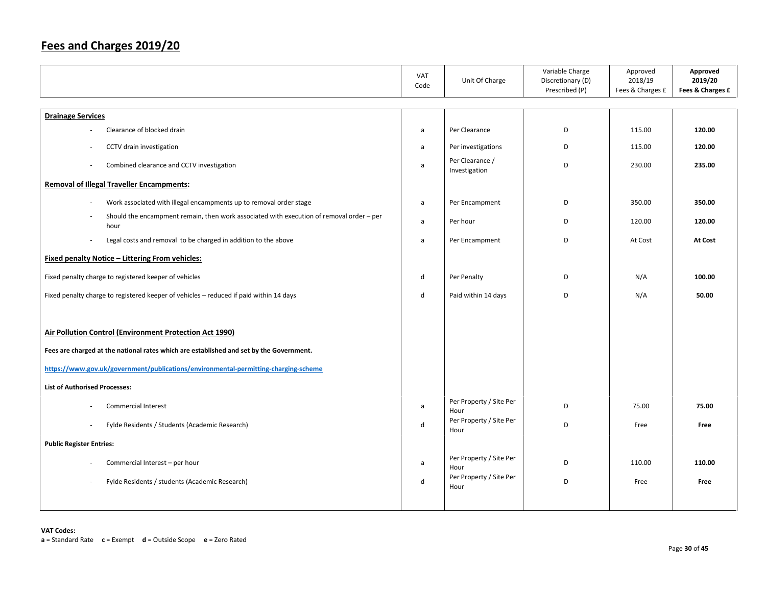# Fees and Charges 2019/20

| | VAT Code | Unit Of Charge | Variable Charge Discretionary (D) Prescribed (P) | Approved 2018/19 Fees & Charges £ | **Approved 2019/20 Fees & Charges £** |
|---|---|---|---|---|---|
| **Drainage Services** | | | | | |
| - Clearance of blocked drain | a | Per Clearance | D | 115.00 | **120.00** |
| - CCTV drain investigation | a | Per investigations | D | 115.00 | **120.00** |
| - Combined clearance and CCTV investigation | a | Per Clearance / Investigation | D | 230.00 | **235.00** |
| **Removal of Illegal Traveller Encampments:** | | | | | |
| - Work associated with illegal encampments up to removal order stage | a | Per Encampment | D | 350.00 | **350.00** |
| - Should the encampment remain, then work associated with execution of removal order – per hour | a | Per hour | D | 120.00 | **120.00** |
| - Legal costs and removal to be charged in addition to the above | a | Per Encampment | D | At Cost | **At Cost** |
| **Fixed penalty Notice – Littering From vehicles:** | | | | | |
| Fixed penalty charge to registered keeper of vehicles | d | Per Penalty | D | N/A | **100.00** |
| Fixed penalty charge to registered keeper of vehicles – reduced if paid within 14 days | d | Paid within 14 days | D | N/A | **50.00** |
| **Air Pollution Control (Environment Protection Act 1990)** | | | | | |
| **Fees are charged at the national rates which are established and set by the Government.** | | | | | |
| **https://www.gov.uk/government/publications/environmental-permitting-charging-scheme** | | | | | |
| **List of Authorised Processes:** | | | | | |
| - Commercial Interest | a | Per Property / Site Per Hour | D | 75.00 | **75.00** |
| - Fylde Residents / Students (Academic Research) | d | Per Property / Site Per Hour | D | Free | **Free** |
| **Public Register Entries:** | | | | | |
| - Commercial Interest – per hour | a | Per Property / Site Per Hour | D | 110.00 | **110.00** |
| - Fylde Residents / students (Academic Research) | d | Per Property / Site Per Hour | D | Free | **Free** |

**VAT Codes:**
**a** = Standard Rate **c** = Exempt **d** = Outside Scope **e** = Zero Rated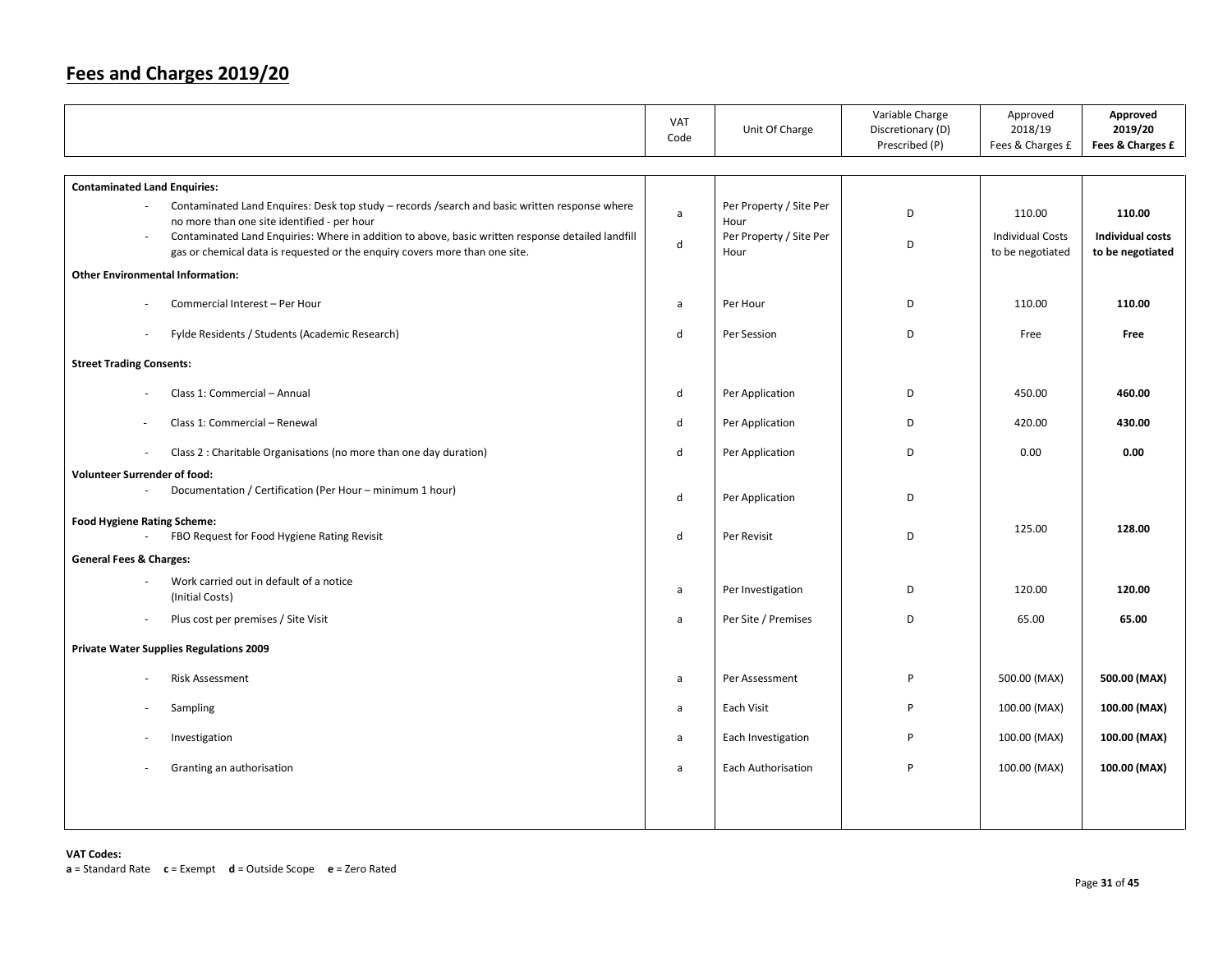## Fees and Charges 2019/20

| | VAT Code | Unit Of Charge | Variable Charge Discretionary (D) Prescribed (P) | Approved 2018/19 Fees & Charges £ | **Approved 2019/20 Fees & Charges £** |
|---|---|---|---|---|---|
| **Contaminated Land Enquiries:** | | | | | |
| - Contaminated Land Enquires: Desk top study – records /search and basic written response where no more than one site identified - per hour | a | Per Property / Site Per Hour | D | 110.00 | **110.00** |
| - Contaminated Land Enquiries: Where in addition to above, basic written response detailed landfill gas or chemical data is requested or the enquiry covers more than one site. | d | Per Property / Site Per Hour | D | Individual Costs to be negotiated | **Individual costs to be negotiated** |
| **Other Environmental Information:** | | | | | |
| - Commercial Interest – Per Hour | a | Per Hour | D | 110.00 | **110.00** |
| - Fylde Residents / Students (Academic Research) | d | Per Session | D | Free | **Free** |
| **Street Trading Consents:** | | | | | |
| - Class 1: Commercial – Annual | d | Per Application | D | 450.00 | **460.00** |
| - Class 1: Commercial – Renewal | d | Per Application | D | 420.00 | **430.00** |
| - Class 2 : Charitable Organisations (no more than one day duration) | d | Per Application | D | 0.00 | **0.00** |
| **Volunteer Surrender of food:** | | | | | |
| - Documentation / Certification (Per Hour – minimum 1 hour) | d | Per Application | D | | |
| **Food Hygiene Rating Scheme:** | | | | | |
| - FBO Request for Food Hygiene Rating Revisit | d | Per Revisit | D | 125.00 | **128.00** |
| **General Fees & Charges:** | | | | | |
| - Work carried out in default of a notice (Initial Costs) | a | Per Investigation | D | 120.00 | **120.00** |
| - Plus cost per premises / Site Visit | a | Per Site / Premises | D | 65.00 | **65.00** |
| **Private Water Supplies Regulations 2009** | | | | | |
| - Risk Assessment | a | Per Assessment | P | 500.00 (MAX) | **500.00 (MAX)** |
| - Sampling | a | Each Visit | P | 100.00 (MAX) | **100.00 (MAX)** |
| - Investigation | a | Each Investigation | P | 100.00 (MAX) | **100.00 (MAX)** |
| - Granting an authorisation | a | Each Authorisation | P | 100.00 (MAX) | **100.00 (MAX)** |

**VAT Codes:**
**a** = Standard Rate **c** = Exempt **d** = Outside Scope **e** = Zero Rated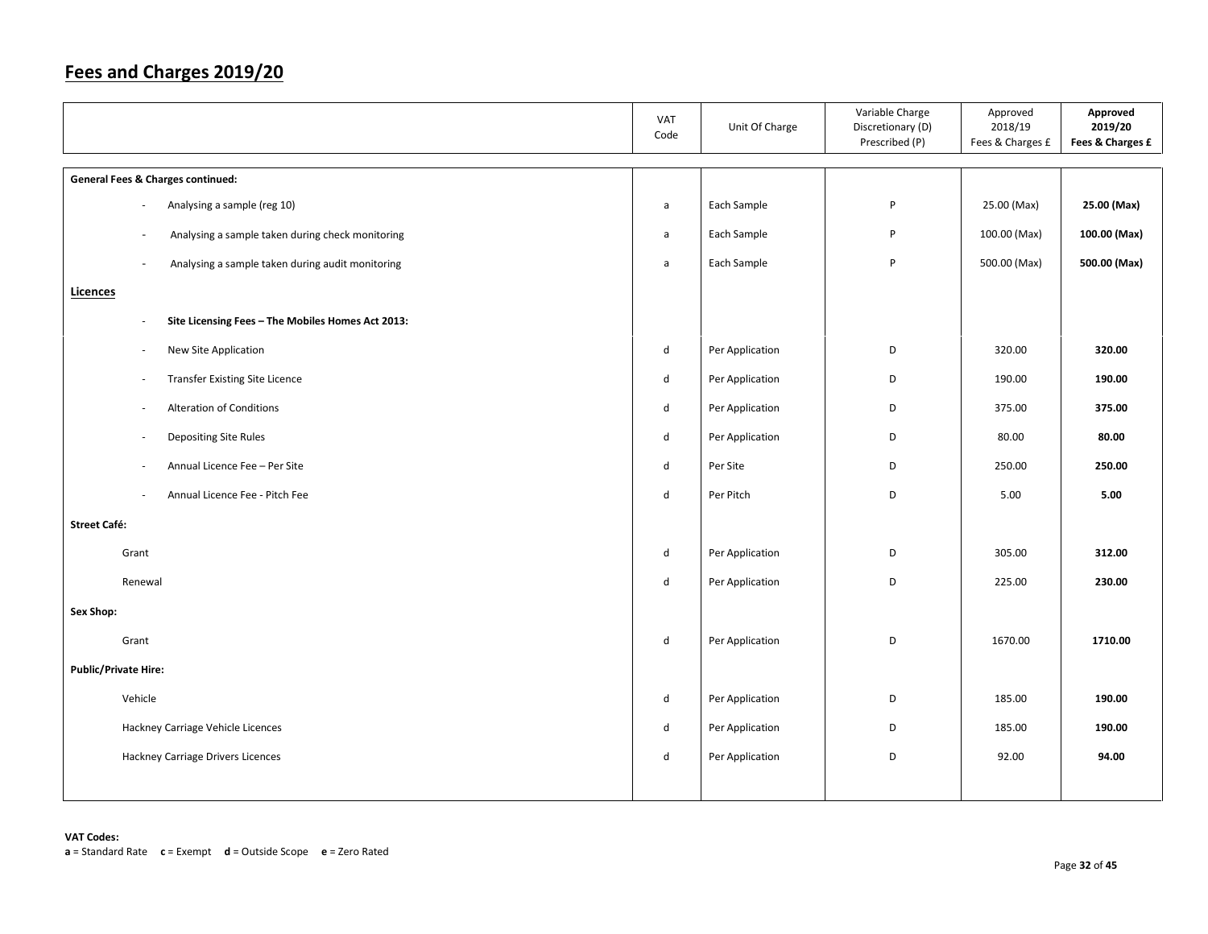## Fees and Charges 2019/20

| | VAT Code | Unit Of Charge | Variable Charge Discretionary (D) Prescribed (P) | Approved 2018/19 Fees & Charges £ | **Approved 2019/20 Fees & Charges £** |
|---|---|---|---|---|---|
| **General Fees & Charges continued:** | | | | | |
| - Analysing a sample (reg 10) | a | Each Sample | P | 25.00 (Max) | **25.00 (Max)** |
| - Analysing a sample taken during check monitoring | a | Each Sample | P | 100.00 (Max) | **100.00 (Max)** |
| - Analysing a sample taken during audit monitoring | a | Each Sample | P | 500.00 (Max) | **500.00 (Max)** |
| **Licences** | | | | | |
| - **Site Licensing Fees – The Mobiles Homes Act 2013:** | | | | | |
| - New Site Application | d | Per Application | D | 320.00 | **320.00** |
| - Transfer Existing Site Licence | d | Per Application | D | 190.00 | **190.00** |
| - Alteration of Conditions | d | Per Application | D | 375.00 | **375.00** |
| - Depositing Site Rules | d | Per Application | D | 80.00 | **80.00** |
| - Annual Licence Fee – Per Site | d | Per Site | D | 250.00 | **250.00** |
| - Annual Licence Fee - Pitch Fee | d | Per Pitch | D | 5.00 | **5.00** |
| **Street Café:** | | | | | |
| Grant | d | Per Application | D | 305.00 | **312.00** |
| Renewal | d | Per Application | D | 225.00 | **230.00** |
| **Sex Shop:** | | | | | |
| Grant | d | Per Application | D | 1670.00 | **1710.00** |
| **Public/Private Hire:** | | | | | |
| Vehicle | d | Per Application | D | 185.00 | **190.00** |
| Hackney Carriage Vehicle Licences | d | Per Application | D | 185.00 | **190.00** |
| Hackney Carriage Drivers Licences | d | Per Application | D | 92.00 | **94.00** |

**VAT Codes:**
**a** = Standard Rate **c** = Exempt **d** = Outside Scope **e** = Zero Rated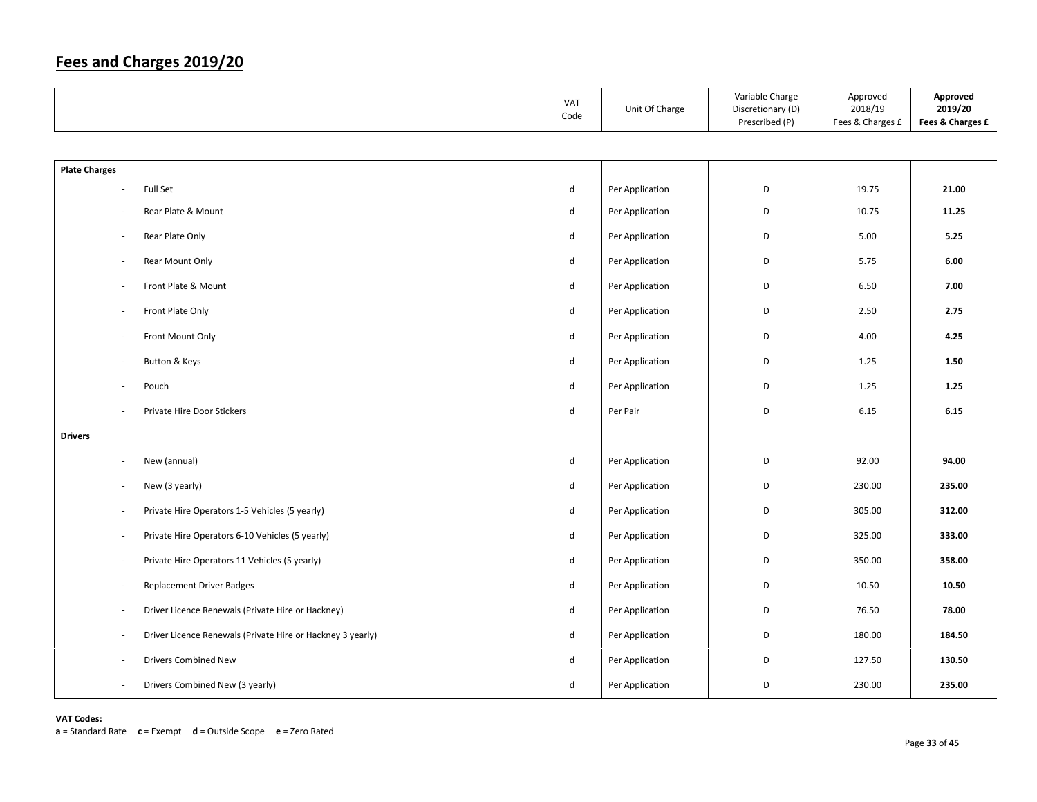## Fees and Charges 2019/20

| | VAT Code | Unit Of Charge | Variable Charge Discretionary (D) Prescribed (P) | Approved 2018/19 Fees & Charges £ | **Approved 2019/20 Fees & Charges £** |
|---|---|---|---|---|---|
| **Plate Charges** | | | | | |
| - Full Set | d | Per Application | D | 19.75 | **21.00** |
| - Rear Plate & Mount | d | Per Application | D | 10.75 | **11.25** |
| - Rear Plate Only | d | Per Application | D | 5.00 | **5.25** |
| - Rear Mount Only | d | Per Application | D | 5.75 | **6.00** |
| - Front Plate & Mount | d | Per Application | D | 6.50 | **7.00** |
| - Front Plate Only | d | Per Application | D | 2.50 | **2.75** |
| - Front Mount Only | d | Per Application | D | 4.00 | **4.25** |
| - Button & Keys | d | Per Application | D | 1.25 | **1.50** |
| - Pouch | d | Per Application | D | 1.25 | **1.25** |
| - Private Hire Door Stickers | d | Per Pair | D | 6.15 | **6.15** |
| **Drivers** | | | | | |
| - New (annual) | d | Per Application | D | 92.00 | **94.00** |
| - New (3 yearly) | d | Per Application | D | 230.00 | **235.00** |
| - Private Hire Operators 1-5 Vehicles (5 yearly) | d | Per Application | D | 305.00 | **312.00** |
| - Private Hire Operators 6-10 Vehicles (5 yearly) | d | Per Application | D | 325.00 | **333.00** |
| - Private Hire Operators 11 Vehicles (5 yearly) | d | Per Application | D | 350.00 | **358.00** |
| - Replacement Driver Badges | d | Per Application | D | 10.50 | **10.50** |
| - Driver Licence Renewals (Private Hire or Hackney) | d | Per Application | D | 76.50 | **78.00** |
| - Driver Licence Renewals (Private Hire or Hackney 3 yearly) | d | Per Application | D | 180.00 | **184.50** |
| - Drivers Combined New | d | Per Application | D | 127.50 | **130.50** |
| - Drivers Combined New (3 yearly) | d | Per Application | D | 230.00 | **235.00** |

**VAT Codes:**
**a** = Standard Rate **c** = Exempt **d** = Outside Scope **e** = Zero Rated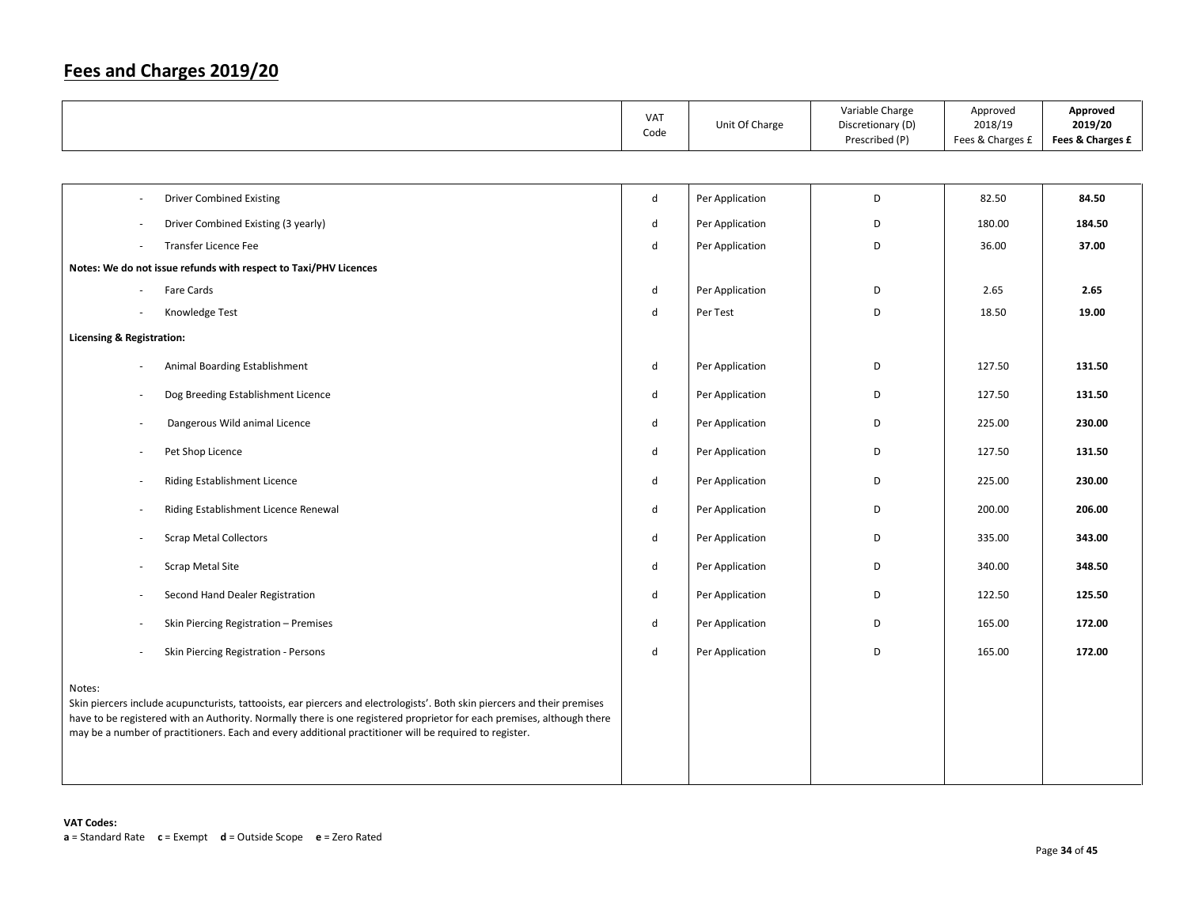## Fees and Charges 2019/20

| | VAT Code | Unit Of Charge | Variable Charge Discretionary (D) Prescribed (P) | Approved 2018/19 Fees & Charges £ | **Approved 2019/20 Fees & Charges £** |
|---|---|---|---|---|---|
| - Driver Combined Existing | d | Per Application | D | 82.50 | **84.50** |
| - Driver Combined Existing (3 yearly) | d | Per Application | D | 180.00 | **184.50** |
| - Transfer Licence Fee | d | Per Application | D | 36.00 | **37.00** |
| **Notes: We do not issue refunds with respect to Taxi/PHV Licences** | | | | | |
| - Fare Cards | d | Per Application | D | 2.65 | **2.65** |
| - Knowledge Test | d | Per Test | D | 18.50 | **19.00** |
| **Licensing & Registration:** | | | | | |
| - Animal Boarding Establishment | d | Per Application | D | 127.50 | **131.50** |
| - Dog Breeding Establishment Licence | d | Per Application | D | 127.50 | **131.50** |
| - Dangerous Wild animal Licence | d | Per Application | D | 225.00 | **230.00** |
| - Pet Shop Licence | d | Per Application | D | 127.50 | **131.50** |
| - Riding Establishment Licence | d | Per Application | D | 225.00 | **230.00** |
| - Riding Establishment Licence Renewal | d | Per Application | D | 200.00 | **206.00** |
| - Scrap Metal Collectors | d | Per Application | D | 335.00 | **343.00** |
| - Scrap Metal Site | d | Per Application | D | 340.00 | **348.50** |
| - Second Hand Dealer Registration | d | Per Application | D | 122.50 | **125.50** |
| - Skin Piercing Registration – Premises | d | Per Application | D | 165.00 | **172.00** |
| - Skin Piercing Registration - Persons | d | Per Application | D | 165.00 | **172.00** |
| Notes: Skin piercers include acupuncturists, tattooists, ear piercers and electrologists'. Both skin piercers and their premises have to be registered with an Authority. Normally there is one registered proprietor for each premises, although there may be a number of practitioners. Each and every additional practitioner will be required to register. | | | | | |

**VAT Codes:**
**a** = Standard Rate **c** = Exempt **d** = Outside Scope **e** = Zero Rated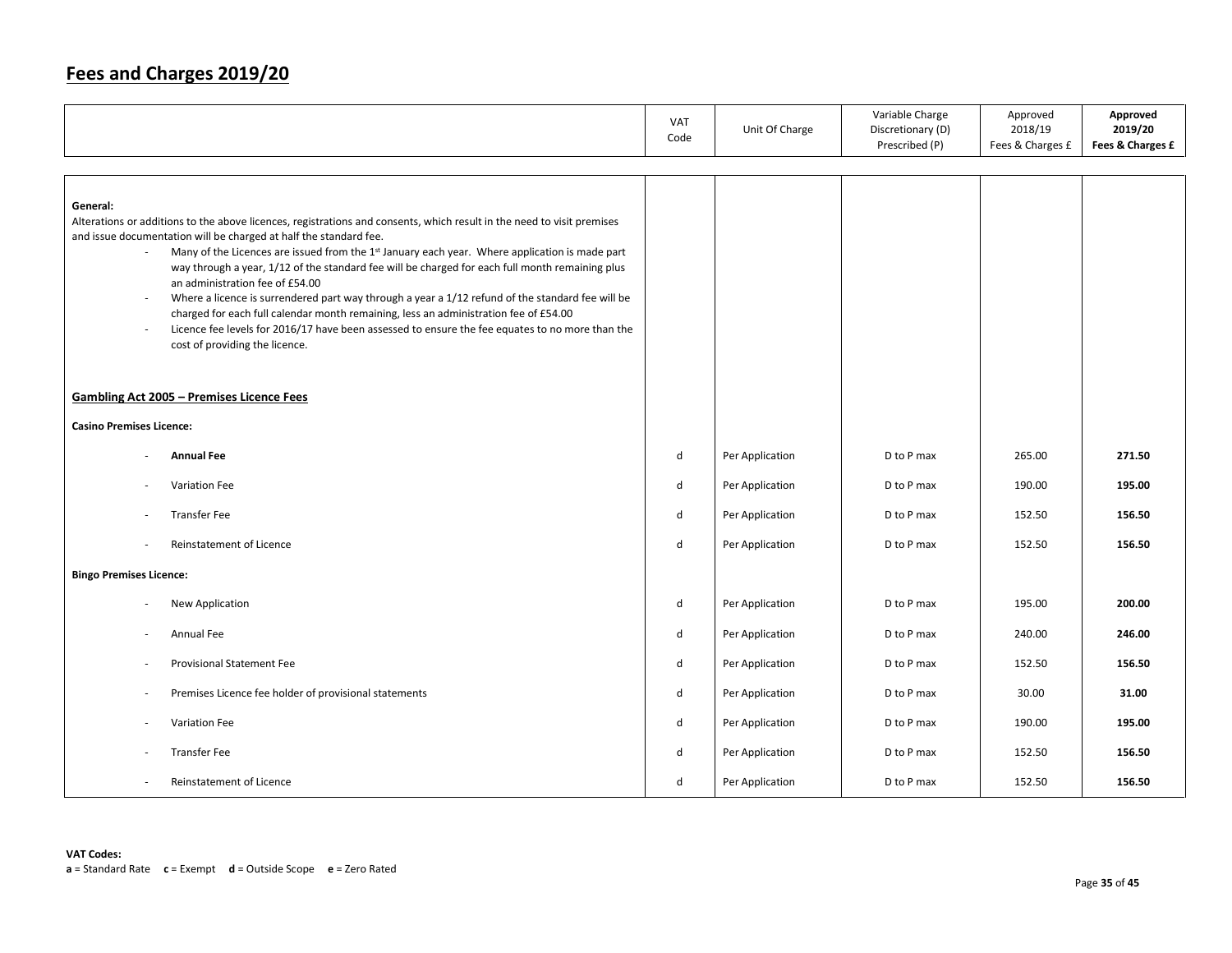# Fees and Charges 2019/20

| | VAT Code | Unit Of Charge | Variable Charge Discretionary (D) Prescribed (P) | Approved 2018/19 Fees & Charges £ | **Approved 2019/20 Fees & Charges £** |
|---|---|---|---|---|---|
| **General:**<br>Alterations or additions to the above licences, registrations and consents, which result in the need to visit premises and issue documentation will be charged at half the standard fee.<br>- Many of the Licences are issued from the 1st January each year. Where application is made part way through a year, 1/12 of the standard fee will be charged for each full month remaining plus an administration fee of £54.00<br>- Where a licence is surrendered part way through a year a 1/12 refund of the standard fee will be charged for each full calendar month remaining, less an administration fee of £54.00<br>- Licence fee levels for 2016/17 have been assessed to ensure the fee equates to no more than the cost of providing the licence. | | | | | |
| **Gambling Act 2005 – Premises Licence Fees** | | | | | |
| **Casino Premises Licence:** | | | | | |
| - **Annual Fee** | d | Per Application | D to P max | 265.00 | **271.50** |
| - Variation Fee | d | Per Application | D to P max | 190.00 | **195.00** |
| - Transfer Fee | d | Per Application | D to P max | 152.50 | **156.50** |
| - Reinstatement of Licence | d | Per Application | D to P max | 152.50 | **156.50** |
| **Bingo Premises Licence:** | | | | | |
| - New Application | d | Per Application | D to P max | 195.00 | **200.00** |
| - Annual Fee | d | Per Application | D to P max | 240.00 | **246.00** |
| - Provisional Statement Fee | d | Per Application | D to P max | 152.50 | **156.50** |
| - Premises Licence fee holder of provisional statements | d | Per Application | D to P max | 30.00 | **31.00** |
| - Variation Fee | d | Per Application | D to P max | 190.00 | **195.00** |
| - Transfer Fee | d | Per Application | D to P max | 152.50 | **156.50** |
| - Reinstatement of Licence | d | Per Application | D to P max | 152.50 | **156.50** |

**VAT Codes:**
**a** = Standard Rate **c** = Exempt **d** = Outside Scope **e** = Zero Rated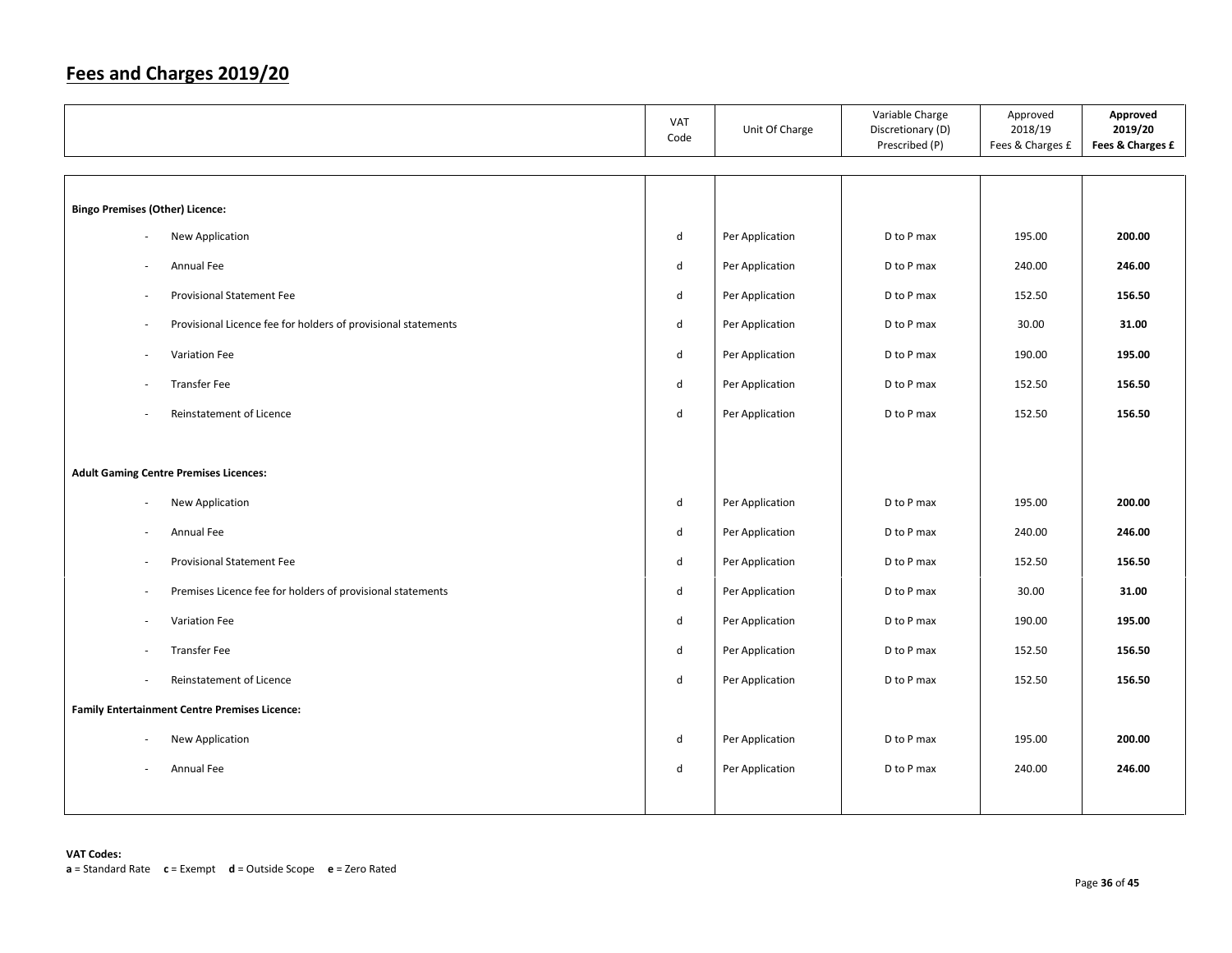# Fees and Charges 2019/20

| | VAT Code | Unit Of Charge | Variable Charge Discretionary (D) Prescribed (P) | Approved 2018/19 Fees & Charges £ | **Approved 2019/20 Fees & Charges £** |
|---|---|---|---|---|---|
| **Bingo Premises (Other) Licence:** | | | | | |
| - New Application | d | Per Application | D to P max | 195.00 | **200.00** |
| - Annual Fee | d | Per Application | D to P max | 240.00 | **246.00** |
| - Provisional Statement Fee | d | Per Application | D to P max | 152.50 | **156.50** |
| - Provisional Licence fee for holders of provisional statements | d | Per Application | D to P max | 30.00 | **31.00** |
| - Variation Fee | d | Per Application | D to P max | 190.00 | **195.00** |
| - Transfer Fee | d | Per Application | D to P max | 152.50 | **156.50** |
| - Reinstatement of Licence | d | Per Application | D to P max | 152.50 | **156.50** |
| **Adult Gaming Centre Premises Licences:** | | | | | |
| - New Application | d | Per Application | D to P max | 195.00 | **200.00** |
| - Annual Fee | d | Per Application | D to P max | 240.00 | **246.00** |
| - Provisional Statement Fee | d | Per Application | D to P max | 152.50 | **156.50** |
| - Premises Licence fee for holders of provisional statements | d | Per Application | D to P max | 30.00 | **31.00** |
| - Variation Fee | d | Per Application | D to P max | 190.00 | **195.00** |
| - Transfer Fee | d | Per Application | D to P max | 152.50 | **156.50** |
| - Reinstatement of Licence | d | Per Application | D to P max | 152.50 | **156.50** |
| **Family Entertainment Centre Premises Licence:** | | | | | |
| - New Application | d | Per Application | D to P max | 195.00 | **200.00** |
| - Annual Fee | d | Per Application | D to P max | 240.00 | **246.00** |

**VAT Codes:**
**a** = Standard Rate **c** = Exempt **d** = Outside Scope **e** = Zero Rated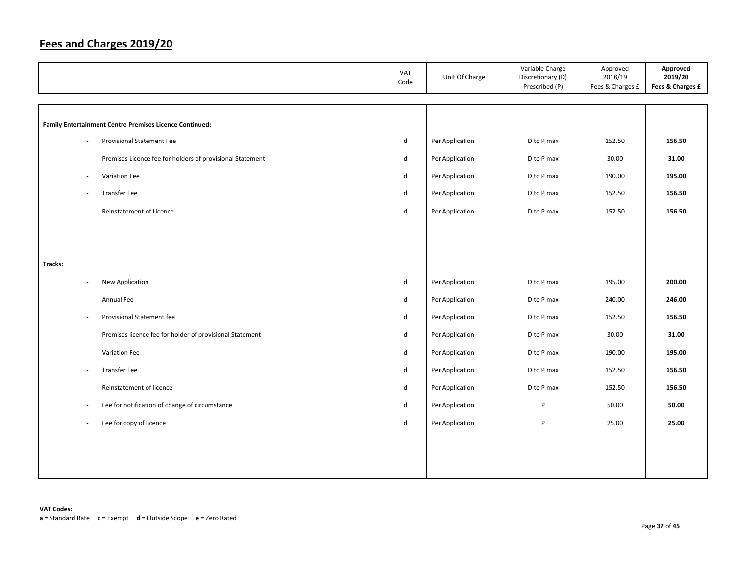## Fees and Charges 2019/20

| | VAT Code | Unit Of Charge | Variable Charge Discretionary (D) Prescribed (P) | Approved 2018/19 Fees & Charges £ | **Approved 2019/20 Fees & Charges £** |
|---|---|---|---|---|---|
| **Family Entertainment Centre Premises Licence Continued:** | | | | | |
| - Provisional Statement Fee | d | Per Application | D to P max | 152.50 | **156.50** |
| - Premises Licence fee for holders of provisional Statement | d | Per Application | D to P max | 30.00 | **31.00** |
| - Variation Fee | d | Per Application | D to P max | 190.00 | **195.00** |
| - Transfer Fee | d | Per Application | D to P max | 152.50 | **156.50** |
| - Reinstatement of Licence | d | Per Application | D to P max | 152.50 | **156.50** |
| **Tracks:** | | | | | |
| - New Application | d | Per Application | D to P max | 195.00 | **200.00** |
| - Annual Fee | d | Per Application | D to P max | 240.00 | **246.00** |
| - Provisional Statement fee | d | Per Application | D to P max | 152.50 | **156.50** |
| - Premises licence fee for holder of provisional Statement | d | Per Application | D to P max | 30.00 | **31.00** |
| - Variation Fee | d | Per Application | D to P max | 190.00 | **195.00** |
| - Transfer Fee | d | Per Application | D to P max | 152.50 | **156.50** |
| - Reinstatement of licence | d | Per Application | D to P max | 152.50 | **156.50** |
| - Fee for notification of change of circumstance | d | Per Application | P | 50.00 | **50.00** |
| - Fee for copy of licence | d | Per Application | P | 25.00 | **25.00** |

**VAT Codes:**
**a** = Standard Rate **c** = Exempt **d** = Outside Scope **e** = Zero Rated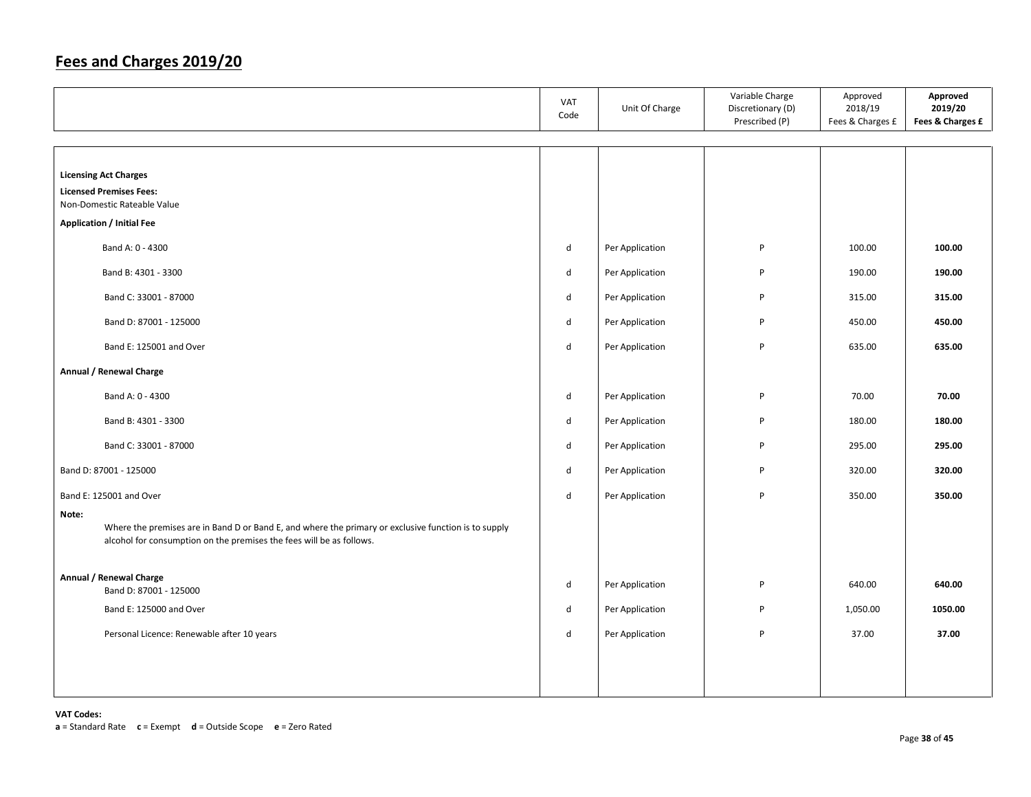# Fees and Charges 2019/20

| | VAT Code | Unit Of Charge | Variable Charge Discretionary (D) Prescribed (P) | Approved 2018/19 Fees & Charges £ | **Approved 2019/20 Fees & Charges £** |
|---|---|---|---|---|---|
| **Licensing Act Charges** | | | | | |
| **Licensed Premises Fees:** | | | | | |
| Non-Domestic Rateable Value | | | | | |
| **Application / Initial Fee** | | | | | |
| Band A: 0 - 4300 | d | Per Application | P | 100.00 | **100.00** |
| Band B: 4301 - 3300 | d | Per Application | P | 190.00 | **190.00** |
| Band C: 33001 - 87000 | d | Per Application | P | 315.00 | **315.00** |
| Band D: 87001 - 125000 | d | Per Application | P | 450.00 | **450.00** |
| Band E: 125001 and Over | d | Per Application | P | 635.00 | **635.00** |
| **Annual / Renewal Charge** | | | | | |
| Band A: 0 - 4300 | d | Per Application | P | 70.00 | **70.00** |
| Band B: 4301 - 3300 | d | Per Application | P | 180.00 | **180.00** |
| Band C: 33001 - 87000 | d | Per Application | P | 295.00 | **295.00** |
| Band D: 87001 - 125000 | d | Per Application | P | 320.00 | **320.00** |
| Band E: 125001 and Over | d | Per Application | P | 350.00 | **350.00** |
| **Note:** Where the premises are in Band D or Band E, and where the primary or exclusive function is to supply alcohol for consumption on the premises the fees will be as follows. | | | | | |
| **Annual / Renewal Charge** Band D: 87001 - 125000 | d | Per Application | P | 640.00 | **640.00** |
| Band E: 125000 and Over | d | Per Application | P | 1,050.00 | **1050.00** |
| Personal Licence: Renewable after 10 years | d | Per Application | P | 37.00 | **37.00** |

**VAT Codes:**
**a** = Standard Rate **c** = Exempt **d** = Outside Scope **e** = Zero Rated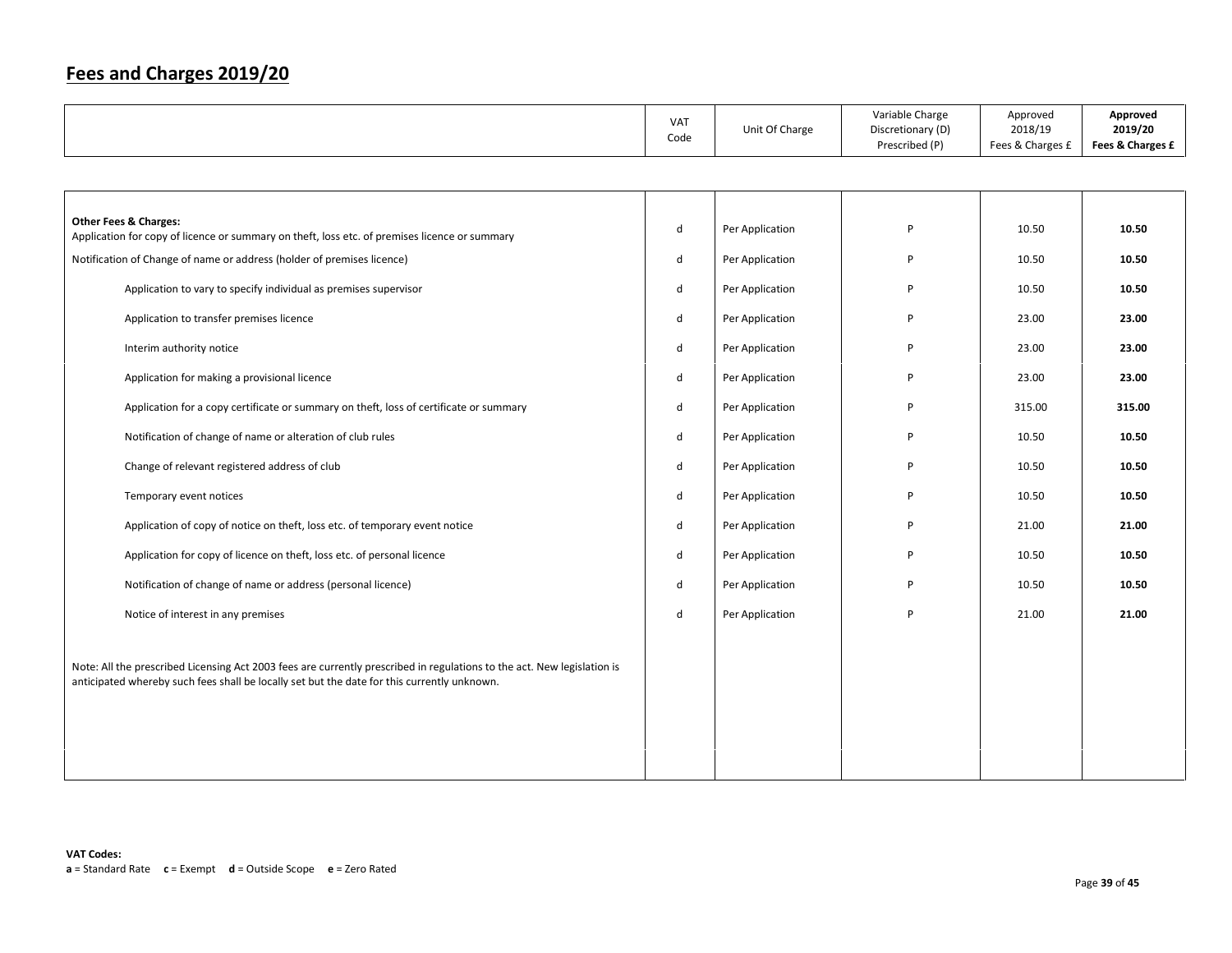# Fees and Charges 2019/20

| | VAT Code | Unit Of Charge | Variable Charge Discretionary (D) Prescribed (P) | Approved 2018/19 Fees & Charges £ | **Approved 2019/20 Fees & Charges £** |
|---|---|---|---|---|---|
| **Other Fees & Charges:** Application for copy of licence or summary on theft, loss etc. of premises licence or summary | d | Per Application | P | 10.50 | **10.50** |
| Notification of Change of name or address (holder of premises licence) | d | Per Application | P | 10.50 | **10.50** |
| Application to vary to specify individual as premises supervisor | d | Per Application | P | 10.50 | **10.50** |
| Application to transfer premises licence | d | Per Application | P | 23.00 | **23.00** |
| Interim authority notice | d | Per Application | P | 23.00 | **23.00** |
| Application for making a provisional licence | d | Per Application | P | 23.00 | **23.00** |
| Application for a copy certificate or summary on theft, loss of certificate or summary | d | Per Application | P | 315.00 | **315.00** |
| Notification of change of name or alteration of club rules | d | Per Application | P | 10.50 | **10.50** |
| Change of relevant registered address of club | d | Per Application | P | 10.50 | **10.50** |
| Temporary event notices | d | Per Application | P | 10.50 | **10.50** |
| Application of copy of notice on theft, loss etc. of temporary event notice | d | Per Application | P | 21.00 | **21.00** |
| Application for copy of licence on theft, loss etc. of personal licence | d | Per Application | P | 10.50 | **10.50** |
| Notification of change of name or address (personal licence) | d | Per Application | P | 10.50 | **10.50** |
| Notice of interest in any premises | d | Per Application | P | 21.00 | **21.00** |
| Note: All the prescribed Licensing Act 2003 fees are currently prescribed in regulations to the act. New legislation is anticipated whereby such fees shall be locally set but the date for this currently unknown. | | | | | |

**VAT Codes:**
**a** = Standard Rate **c** = Exempt **d** = Outside Scope **e** = Zero Rated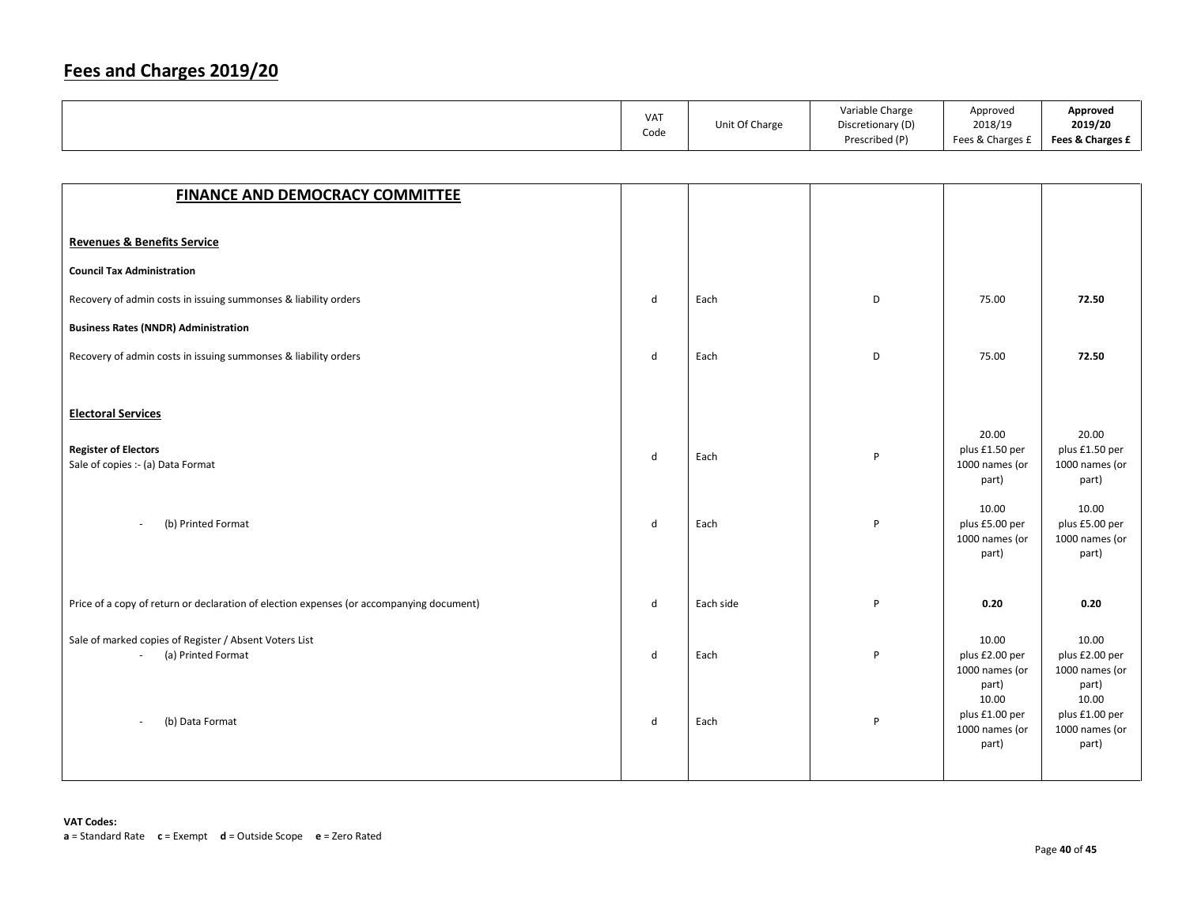# Fees and Charges 2019/20

| | VAT Code | Unit Of Charge | Variable Charge Discretionary (D) Prescribed (P) | Approved 2018/19 Fees & Charges £ | **Approved 2019/20 Fees & Charges £** |
|---|---|---|---|---|---|
| **FINANCE AND DEMOCRACY COMMITTEE** | | | | | |
| **Revenues & Benefits Service** | | | | | |
| **Council Tax Administration** | | | | | |
| Recovery of admin costs in issuing summonses & liability orders | d | Each | D | 75.00 | **72.50** |
| **Business Rates (NNDR) Administration** | | | | | |
| Recovery of admin costs in issuing summonses & liability orders | d | Each | D | 75.00 | **72.50** |
| **Electoral Services** | | | | | |
| **Register of Electors** Sale of copies :- (a) Data Format | d | Each | P | 20.00 plus £1.50 per 1000 names (or part) | 20.00 plus £1.50 per 1000 names (or part) |
| - (b) Printed Format | d | Each | P | 10.00 plus £5.00 per 1000 names (or part) | 10.00 plus £5.00 per 1000 names (or part) |
| Price of a copy of return or declaration of election expenses (or accompanying document) | d | Each side | P | **0.20** | **0.20** |
| Sale of marked copies of Register / Absent Voters List - (a) Printed Format | d | Each | P | 10.00 plus £2.00 per 1000 names (or part) | 10.00 plus £2.00 per 1000 names (or part) |
| - (b) Data Format | d | Each | P | 10.00 plus £1.00 per 1000 names (or part) | 10.00 plus £1.00 per 1000 names (or part) |

**VAT Codes:**
**a** = Standard Rate **c** = Exempt **d** = Outside Scope **e** = Zero Rated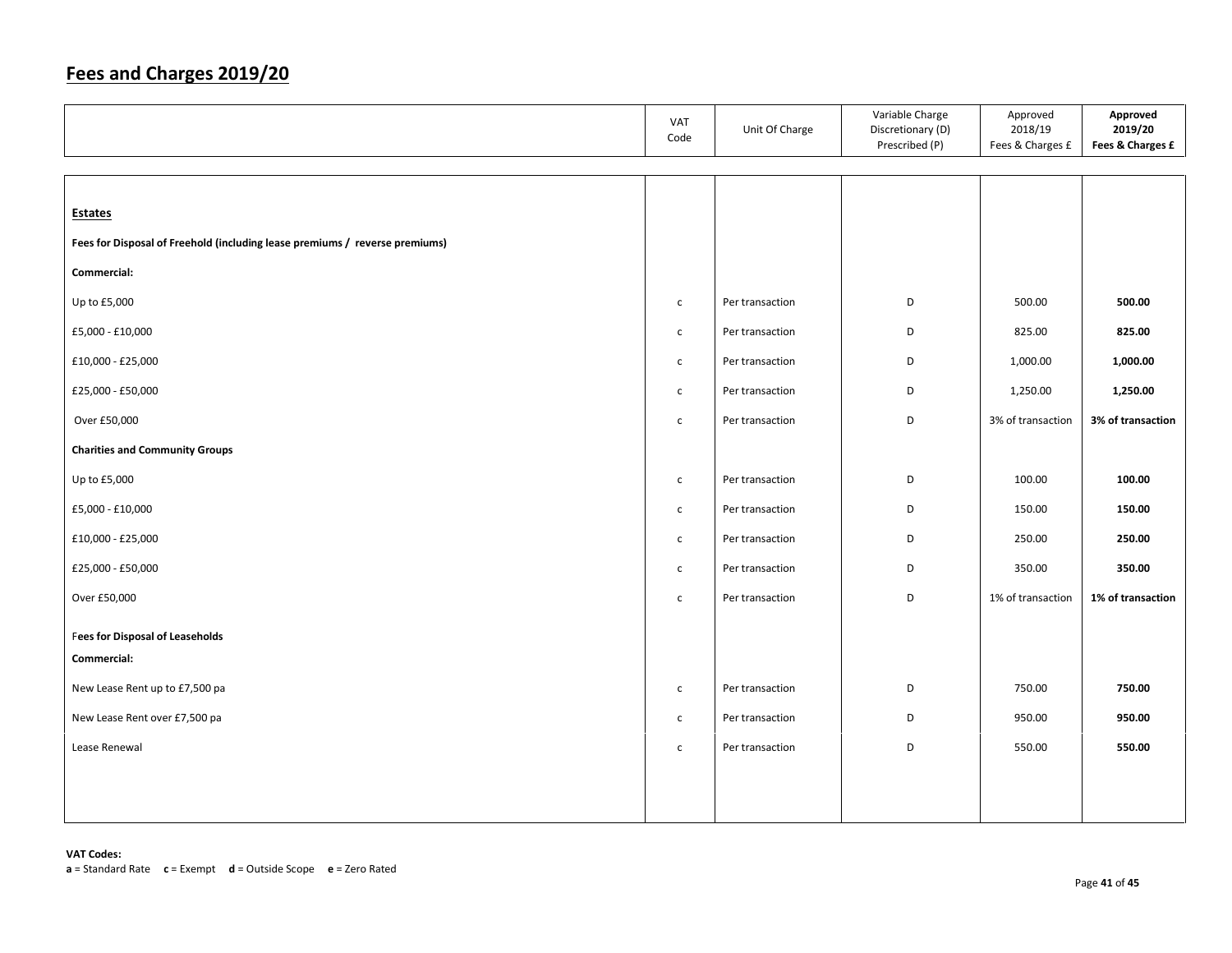## Fees and Charges 2019/20

| | VAT Code | Unit Of Charge | Variable Charge Discretionary (D) Prescribed (P) | Approved 2018/19 Fees & Charges £ | **Approved 2019/20 Fees & Charges £** |
|---|---|---|---|---|---|
| **Estates** | | | | | |
| **Fees for Disposal of Freehold (including lease premiums / reverse premiums)** | | | | | |
| **Commercial:** | | | | | |
| Up to £5,000 | c | Per transaction | D | 500.00 | **500.00** |
| £5,000 - £10,000 | c | Per transaction | D | 825.00 | **825.00** |
| £10,000 - £25,000 | c | Per transaction | D | 1,000.00 | **1,000.00** |
| £25,000 - £50,000 | c | Per transaction | D | 1,250.00 | **1,250.00** |
| Over £50,000 | c | Per transaction | D | 3% of transaction | **3% of transaction** |
| **Charities and Community Groups** | | | | | |
| Up to £5,000 | c | Per transaction | D | 100.00 | **100.00** |
| £5,000 - £10,000 | c | Per transaction | D | 150.00 | **150.00** |
| £10,000 - £25,000 | c | Per transaction | D | 250.00 | **250.00** |
| £25,000 - £50,000 | c | Per transaction | D | 350.00 | **350.00** |
| Over £50,000 | c | Per transaction | D | 1% of transaction | **1% of transaction** |
| **Fees for Disposal of Leaseholds** | | | | | |
| **Commercial:** | | | | | |
| New Lease Rent up to £7,500 pa | c | Per transaction | D | 750.00 | **750.00** |
| New Lease Rent over £7,500 pa | c | Per transaction | D | 950.00 | **950.00** |
| Lease Renewal | c | Per transaction | D | 550.00 | **550.00** |

**VAT Codes:**
**a** = Standard Rate **c** = Exempt **d** = Outside Scope **e** = Zero Rated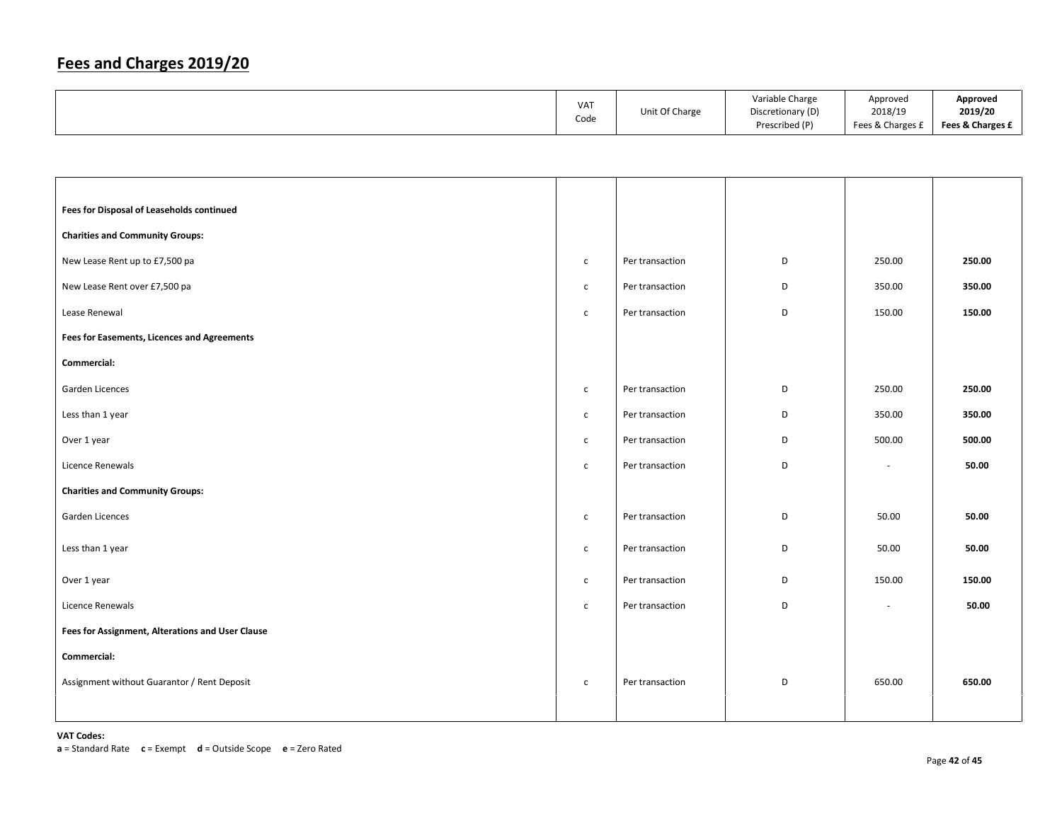## Fees and Charges 2019/20

| | VAT Code | Unit Of Charge | Variable Charge Discretionary (D) Prescribed (P) | Approved 2018/19 Fees & Charges £ | **Approved 2019/20 Fees & Charges £** |
|---|---|---|---|---|---|
| **Fees for Disposal of Leaseholds continued** | | | | | |
| **Charities and Community Groups:** | | | | | |
| New Lease Rent up to £7,500 pa | c | Per transaction | D | 250.00 | **250.00** |
| New Lease Rent over £7,500 pa | c | Per transaction | D | 350.00 | **350.00** |
| Lease Renewal | c | Per transaction | D | 150.00 | **150.00** |
| **Fees for Easements, Licences and Agreements** | | | | | |
| **Commercial:** | | | | | |
| Garden Licences | c | Per transaction | D | 250.00 | **250.00** |
| Less than 1 year | c | Per transaction | D | 350.00 | **350.00** |
| Over 1 year | c | Per transaction | D | 500.00 | **500.00** |
| Licence Renewals | c | Per transaction | D | - | **50.00** |
| **Charities and Community Groups:** | | | | | |
| Garden Licences | c | Per transaction | D | 50.00 | **50.00** |
| Less than 1 year | c | Per transaction | D | 50.00 | **50.00** |
| Over 1 year | c | Per transaction | D | 150.00 | **150.00** |
| Licence Renewals | c | Per transaction | D | - | **50.00** |
| **Fees for Assignment, Alterations and User Clause** | | | | | |
| **Commercial:** | | | | | |
| Assignment without Guarantor / Rent Deposit | c | Per transaction | D | 650.00 | **650.00** |

**VAT Codes:**
**a** = Standard Rate **c** = Exempt **d** = Outside Scope **e** = Zero Rated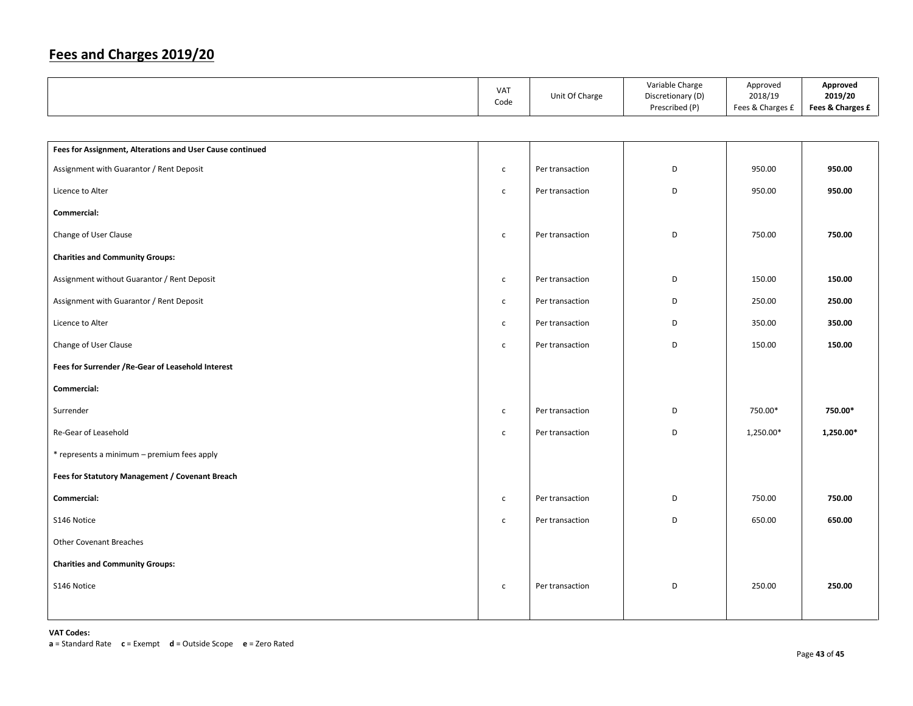## Fees and Charges 2019/20

| | VAT Code | Unit Of Charge | Variable Charge Discretionary (D) Prescribed (P) | Approved 2018/19 Fees & Charges £ | **Approved 2019/20 Fees & Charges £** |
|---|---|---|---|---|---|
| **Fees for Assignment, Alterations and User Cause continued** | | | | | |
| Assignment with Guarantor / Rent Deposit | c | Per transaction | D | 950.00 | **950.00** |
| Licence to Alter | c | Per transaction | D | 950.00 | **950.00** |
| **Commercial:** | | | | | |
| Change of User Clause | c | Per transaction | D | 750.00 | **750.00** |
| **Charities and Community Groups:** | | | | | |
| Assignment without Guarantor / Rent Deposit | c | Per transaction | D | 150.00 | **150.00** |
| Assignment with Guarantor / Rent Deposit | c | Per transaction | D | 250.00 | **250.00** |
| Licence to Alter | c | Per transaction | D | 350.00 | **350.00** |
| Change of User Clause | c | Per transaction | D | 150.00 | **150.00** |
| **Fees for Surrender /Re-Gear of Leasehold Interest** | | | | | |
| **Commercial:** | | | | | |
| Surrender | c | Per transaction | D | 750.00* | **750.00*** |
| Re-Gear of Leasehold | c | Per transaction | D | 1,250.00* | **1,250.00*** |
| * represents a minimum – premium fees apply | | | | | |
| **Fees for Statutory Management / Covenant Breach** | | | | | |
| **Commercial:** | c | Per transaction | D | 750.00 | **750.00** |
| S146 Notice | c | Per transaction | D | 650.00 | **650.00** |
| Other Covenant Breaches | | | | | |
| **Charities and Community Groups:** | | | | | |
| S146 Notice | c | Per transaction | D | 250.00 | **250.00** |

**VAT Codes:**
**a** = Standard Rate **c** = Exempt **d** = Outside Scope **e** = Zero Rated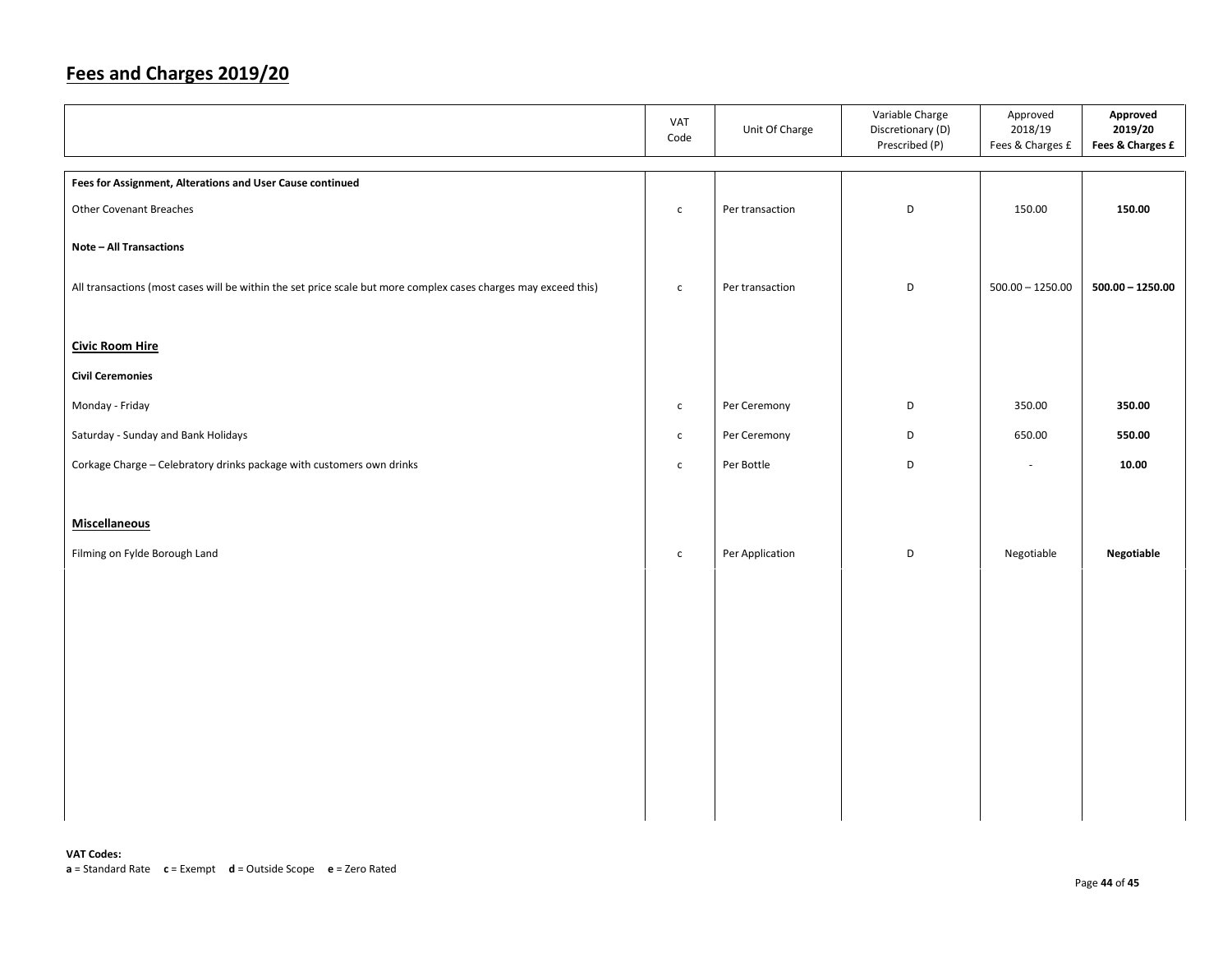## Fees and Charges 2019/20

| | VAT Code | Unit Of Charge | Variable Charge Discretionary (D) Prescribed (P) | Approved 2018/19 Fees & Charges £ | **Approved 2019/20 Fees & Charges £** |
|---|---|---|---|---|---|
| **Fees for Assignment, Alterations and User Cause continued** | | | | | |
| Other Covenant Breaches | c | Per transaction | D | 150.00 | **150.00** |
| **Note – All Transactions** | | | | | |
| All transactions (most cases will be within the set price scale but more complex cases charges may exceed this) | c | Per transaction | D | 500.00 – 1250.00 | **500.00 – 1250.00** |
| **Civic Room Hire** | | | | | |
| **Civil Ceremonies** | | | | | |
| Monday - Friday | c | Per Ceremony | D | 350.00 | **350.00** |
| Saturday - Sunday and Bank Holidays | c | Per Ceremony | D | 650.00 | **550.00** |
| Corkage Charge – Celebratory drinks package with customers own drinks | c | Per Bottle | D | - | **10.00** |
| **Miscellaneous** | | | | | |
| Filming on Fylde Borough Land | c | Per Application | D | Negotiable | **Negotiable** |

**VAT Codes:**
**a** = Standard Rate **c** = Exempt **d** = Outside Scope **e** = Zero Rated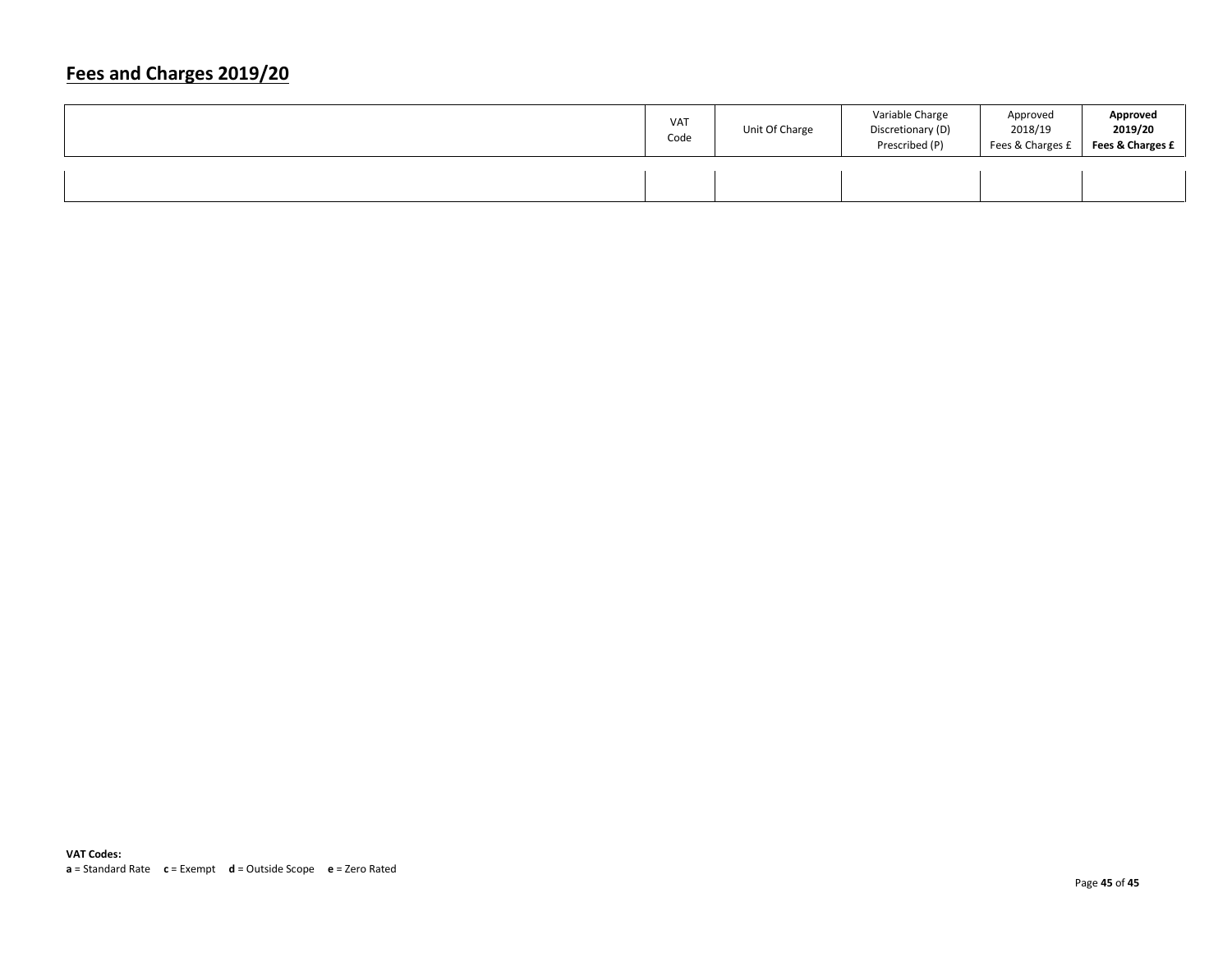## Fees and Charges 2019/20

| | VAT Code | Unit Of Charge | Variable Charge Discretionary (D) Prescribed (P) | Approved 2018/19 Fees & Charges £ | **Approved 2019/20 Fees & Charges £** |
|---|---|---|---|---|---|
| | | | | | |

**VAT Codes:**
**a** = Standard Rate **c** = Exempt **d** = Outside Scope **e** = Zero Rated